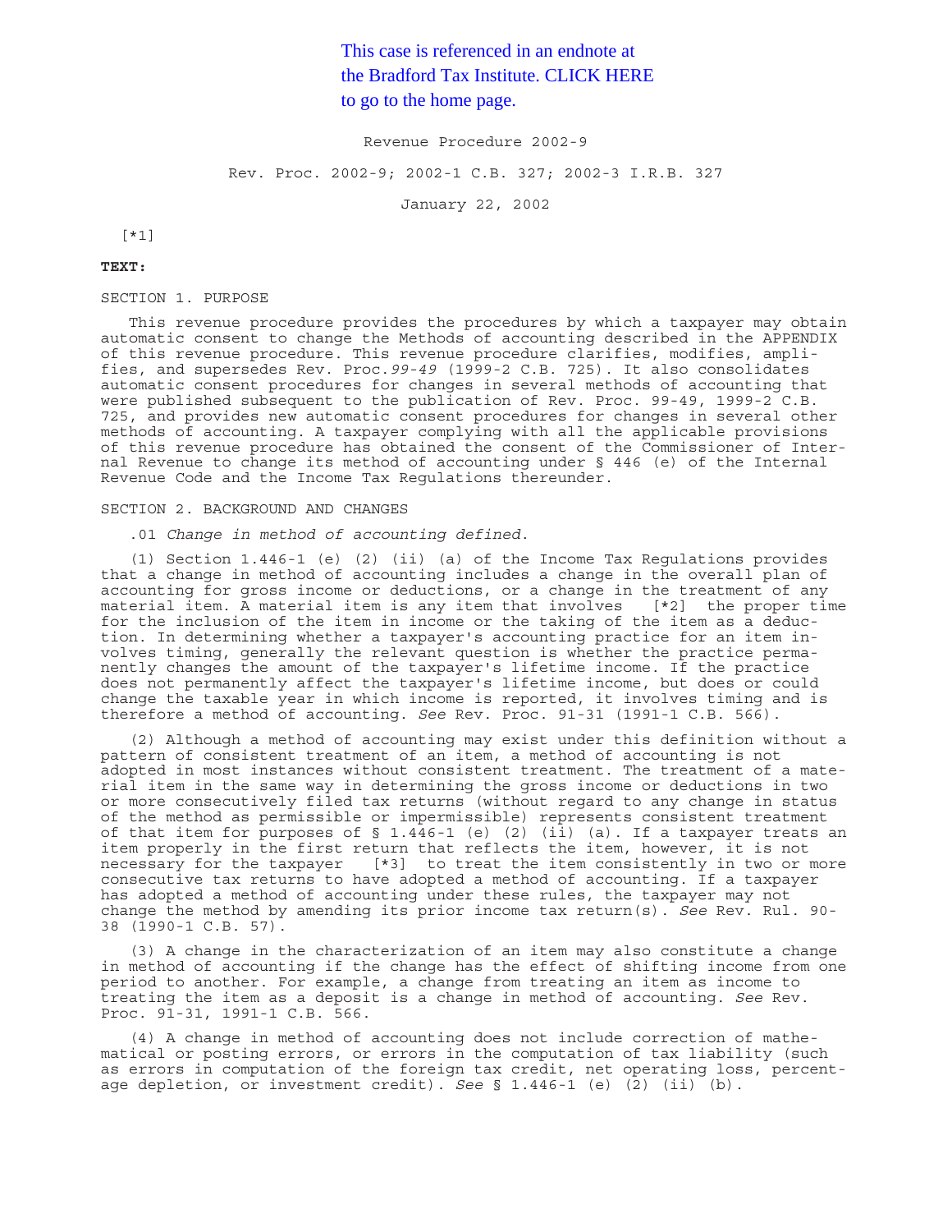This case is referenced in an endnote at the Bradford Tax Institute. CLICK HERE to go to the home page.

Revenue Procedure 2002-9

Rev. Proc. 2002-9; 2002-1 C.B. 327; 2002-3 I.R.B. 327

January 22, 2002

[*1]

**TEXT:**

SECTION 1. PURPOSE

This revenue procedure provides the procedures by which a taxpayer may obtain automatic consent to change the Methods of accounting described in the APPENDIX of this revenue procedure. This revenue procedure clarifies, modifies, amplifies, and supersedes Rev. Proc. *99-49* (1999-2 C.B. 725). It also consolidates automatic consent procedures for changes in several methods of accounting that were published subsequent to the publication of Rev. Proc. 99-49, 1999-2 C.B. 725, and provides new automatic consent procedures for changes in several other methods of accounting. A taxpayer complying with all the applicable provisions of this revenue procedure has obtained the consent of the Commissioner of Internal Revenue to change its method of accounting under § 446 (e) of the Internal Revenue Code and the Income Tax Regulations thereunder.

SECTION 2. BACKGROUND AND CHANGES

.01 *Change in method of accounting defined.*

(1) Section 1.446-1 (e) (2) (ii) (a) of the Income Tax Regulations provides that a change in method of accounting includes a change in the overall plan of accounting for gross income or deductions, or a change in the treatment of any material item. A material item is any item that involves [*2] the proper time for the inclusion of the item in income or the taking of the item as a deduction. In determining whether a taxpayer's accounting practice for an item involves timing, generally the relevant question is whether the practice permanently changes the amount of the taxpayer's lifetime income. If the practice does not permanently affect the taxpayer's lifetime income, but does or could change the taxable year in which income is reported, it involves timing and is therefore a method of accounting. *See* Rev. Proc. 91-31 (1991-1 C.B. 566).

(2) Although a method of accounting may exist under this definition without a pattern of consistent treatment of an item, a method of accounting is not adopted in most instances without consistent treatment. The treatment of a material item in the same way in determining the gross income or deductions in two or more consecutively filed tax returns (without regard to any change in status of the method as permissible or impermissible) represents consistent treatment of that item for purposes of § 1.446-1 (e) (2) (ii) (a). If a taxpayer treats an item properly in the first return that reflects the item, however, it is not necessary for the taxpayer [*3] to treat the item consistently in two or more consecutive tax returns to have adopted a method of accounting. If a taxpayer has adopted a method of accounting under these rules, the taxpayer may not change the method by amending its prior income tax return(s). *See* Rev. Rul. 90-38 (1990-1 C.B. 57).

(3) A change in the characterization of an item may also constitute a change in method of accounting if the change has the effect of shifting income from one period to another. For example, a change from treating an item as income to treating the item as a deposit is a change in method of accounting. *See* Rev. Proc. 91-31, 1991-1 C.B. 566.

(4) A change in method of accounting does not include correction of mathematical or posting errors, or errors in the computation of tax liability (such as errors in computation of the foreign tax credit, net operating loss, percentage depletion, or investment credit). *See* § 1.446-1 (e) (2) (ii) (b).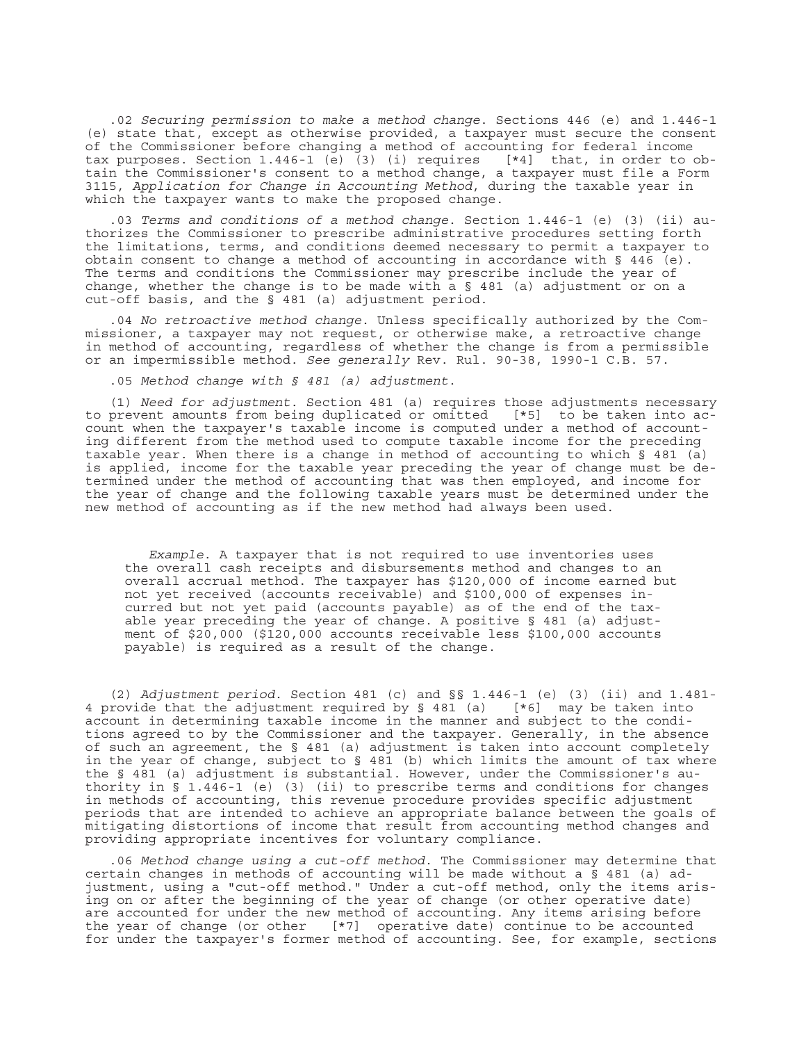.02 *Securing permission to make a method change*. Sections 446 (e) and 1.446-1 (e) state that, except as otherwise provided, a taxpayer must secure the consent of the Commissioner before changing a method of accounting for federal income tax purposes. Section 1.446-1 (e) (3) (i) requires [*4] that, in order to obtain the Commissioner's consent to a method change, a taxpayer must file a Form 3115, *Application for Change in Accounting Method*, during the taxable year in which the taxpayer wants to make the proposed change.

.03 *Terms and conditions of a method change*. Section 1.446-1 (e) (3) (ii) authorizes the Commissioner to prescribe administrative procedures setting forth the limitations, terms, and conditions deemed necessary to permit a taxpayer to obtain consent to change a method of accounting in accordance with § 446 (e). The terms and conditions the Commissioner may prescribe include the year of change, whether the change is to be made with a § 481 (a) adjustment or on a cut-off basis, and the § 481 (a) adjustment period.

.04 *No retroactive method change*. Unless specifically authorized by the Commissioner, a taxpayer may not request, or otherwise make, a retroactive change in method of accounting, regardless of whether the change is from a permissible or an impermissible method. *See generally* Rev. Rul. 90-38, 1990-1 C.B. 57.

.05 *Method change with § 481 (a) adjustment*.

(1) *Need for adjustment*. Section 481 (a) requires those adjustments necessary to prevent amounts from being duplicated or omitted [*5] to be taken into account when the taxpayer's taxable income is computed under a method of accounting different from the method used to compute taxable income for the preceding taxable year. When there is a change in method of accounting to which § 481 (a) is applied, income for the taxable year preceding the year of change must be determined under the method of accounting that was then employed, and income for the year of change and the following taxable years must be determined under the new method of accounting as if the new method had always been used.

> *Example*. A taxpayer that is not required to use inventories uses the overall cash receipts and disbursements method and changes to an overall accrual method. The taxpayer has $120,000 of income earned but not yet received (accounts receivable) and $100,000 of expenses incurred but not yet paid (accounts payable) as of the end of the taxable year preceding the year of change. A positive § 481 (a) adjustment of $20,000 ($120,000 accounts receivable less $100,000 accounts payable) is required as a result of the change.

(2) *Adjustment period*. Section 481 (c) and §§ 1.446-1 (e) (3) (ii) and 1.481-4 provide that the adjustment required by § 481 (a) [*6] may be taken into account in determining taxable income in the manner and subject to the conditions agreed to by the Commissioner and the taxpayer. Generally, in the absence of such an agreement, the § 481 (a) adjustment is taken into account completely in the year of change, subject to § 481 (b) which limits the amount of tax where the § 481 (a) adjustment is substantial. However, under the Commissioner's authority in § 1.446-1 (e) (3) (ii) to prescribe terms and conditions for changes in methods of accounting, this revenue procedure provides specific adjustment periods that are intended to achieve an appropriate balance between the goals of mitigating distortions of income that result from accounting method changes and providing appropriate incentives for voluntary compliance.

.06 *Method change using a cut-off method*. The Commissioner may determine that certain changes in methods of accounting will be made without a § 481 (a) adjustment, using a "cut-off method." Under a cut-off method, only the items arising on or after the beginning of the year of change (or other operative date) are accounted for under the new method of accounting. Any items arising before the year of change (or other [*7] operative date) continue to be accounted for under the taxpayer's former method of accounting. See, for example, sections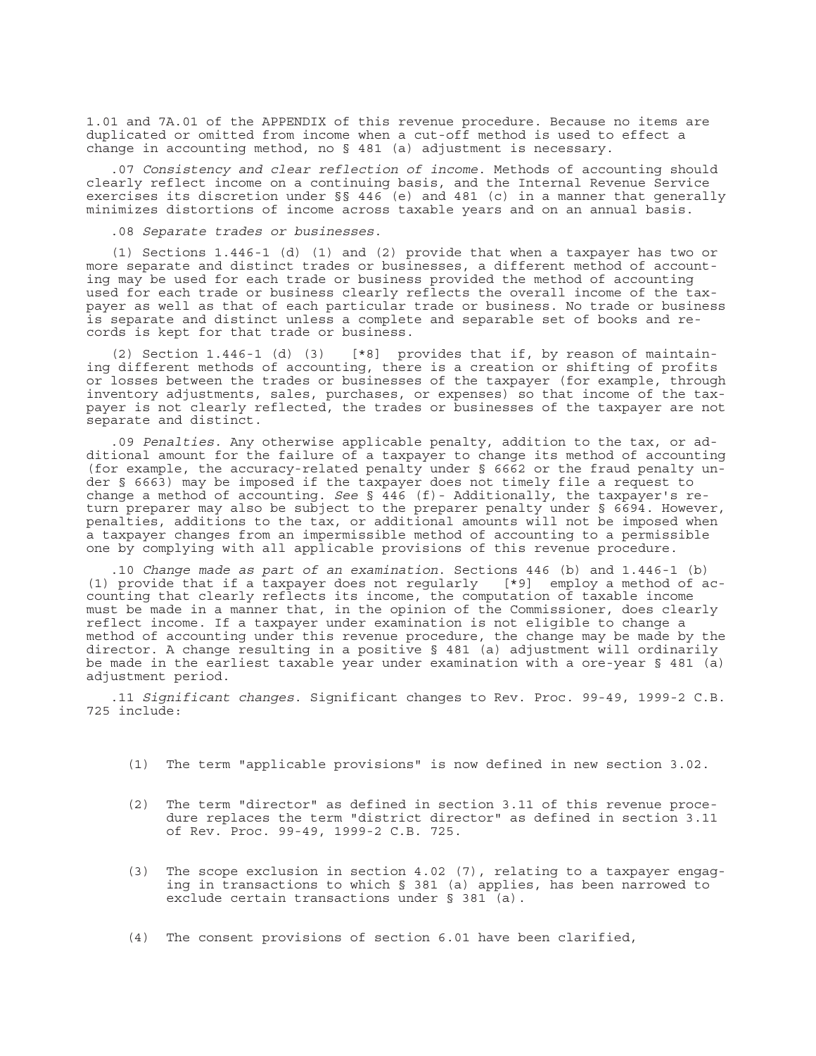1.01 and 7A.01 of the APPENDIX of this revenue procedure. Because no items are duplicated or omitted from income when a cut-off method is used to effect a change in accounting method, no § 481 (a) adjustment is necessary.

.07 *Consistency and clear reflection of income*. Methods of accounting should clearly reflect income on a continuing basis, and the Internal Revenue Service exercises its discretion under §§ 446 (e) and 481 (c) in a manner that generally minimizes distortions of income across taxable years and on an annual basis.

.08 *Separate trades or businesses*.

(1) Sections 1.446-1 (d) (1) and (2) provide that when a taxpayer has two or more separate and distinct trades or businesses, a different method of accounting may be used for each trade or business provided the method of accounting used for each trade or business clearly reflects the overall income of the taxpayer as well as that of each particular trade or business. No trade or business is separate and distinct unless a complete and separable set of books and records is kept for that trade or business.

(2) Section 1.446-1 (d) (3) [*8] provides that if, by reason of maintaining different methods of accounting, there is a creation or shifting of profits or losses between the trades or businesses of the taxpayer (for example, through inventory adjustments, sales, purchases, or expenses) so that income of the taxpayer is not clearly reflected, the trades or businesses of the taxpayer are not separate and distinct.

.09 *Penalties*. Any otherwise applicable penalty, addition to the tax, or additional amount for the failure of a taxpayer to change its method of accounting (for example, the accuracy-related penalty under § 6662 or the fraud penalty under § 6663) may be imposed if the taxpayer does not timely file a request to change a method of accounting. *See* § 446 (f)- Additionally, the taxpayer's return preparer may also be subject to the preparer penalty under § 6694. However, penalties, additions to the tax, or additional amounts will not be imposed when a taxpayer changes from an impermissible method of accounting to a permissible one by complying with all applicable provisions of this revenue procedure.

.10 *Change made as part of an examination*. Sections 446 (b) and 1.446-1 (b) (1) provide that if a taxpayer does not regularly [*9] employ a method of accounting that clearly reflects its income, the computation of taxable income must be made in a manner that, in the opinion of the Commissioner, does clearly reflect income. If a taxpayer under examination is not eligible to change a method of accounting under this revenue procedure, the change may be made by the director. A change resulting in a positive § 481 (a) adjustment will ordinarily be made in the earliest taxable year under examination with a ore-year § 481 (a) adjustment period.

.11 *Significant changes*. Significant changes to Rev. Proc. 99-49, 1999-2 C.B. 725 include:

(1) The term "applicable provisions" is now defined in new section 3.02.

(2) The term "director" as defined in section 3.11 of this revenue procedure replaces the term "district director" as defined in section 3.11 of Rev. Proc. 99-49, 1999-2 C.B. 725.

(3) The scope exclusion in section 4.02 (7), relating to a taxpayer engaging in transactions to which § 381 (a) applies, has been narrowed to exclude certain transactions under § 381 (a).

(4) The consent provisions of section 6.01 have been clarified,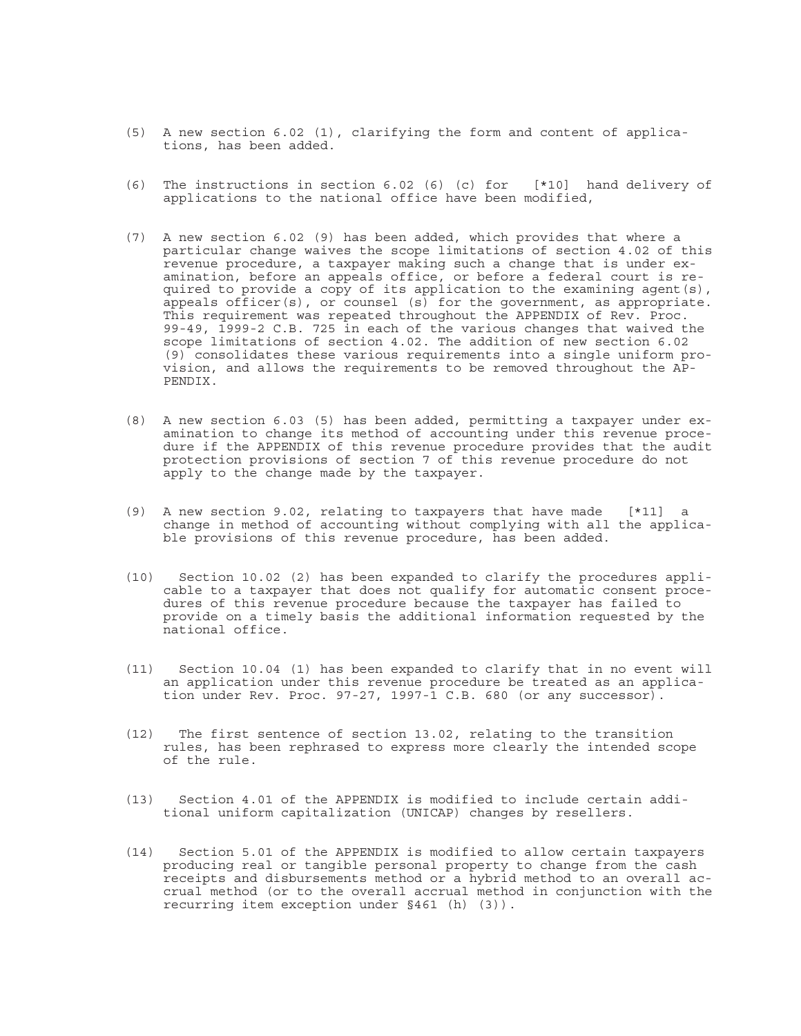(5) A new section 6.02 (1), clarifying the form and content of applications, has been added.

(6) The instructions in section 6.02 (6) (c) for [*10] hand delivery of applications to the national office have been modified,

(7) A new section 6.02 (9) has been added, which provides that where a particular change waives the scope limitations of section 4.02 of this revenue procedure, a taxpayer making such a change that is under examination, before an appeals office, or before a federal court is required to provide a copy of its application to the examining agent(s), appeals officer(s), or counsel (s) for the government, as appropriate. This requirement was repeated throughout the APPENDIX of Rev. Proc. 99-49, 1999-2 C.B. 725 in each of the various changes that waived the scope limitations of section 4.02. The addition of new section 6.02 (9) consolidates these various requirements into a single uniform provision, and allows the requirements to be removed throughout the APPENDIX.

(8) A new section 6.03 (5) has been added, permitting a taxpayer under examination to change its method of accounting under this revenue procedure if the APPENDIX of this revenue procedure provides that the audit protection provisions of section 7 of this revenue procedure do not apply to the change made by the taxpayer.

(9) A new section 9.02, relating to taxpayers that have made [*11] a change in method of accounting without complying with all the applicable provisions of this revenue procedure, has been added.

(10) Section 10.02 (2) has been expanded to clarify the procedures applicable to a taxpayer that does not qualify for automatic consent procedures of this revenue procedure because the taxpayer has failed to provide on a timely basis the additional information requested by the national office.

(11) Section 10.04 (1) has been expanded to clarify that in no event will an application under this revenue procedure be treated as an application under Rev. Proc. 97-27, 1997-1 C.B. 680 (or any successor).

(12) The first sentence of section 13.02, relating to the transition rules, has been rephrased to express more clearly the intended scope of the rule.

(13) Section 4.01 of the APPENDIX is modified to include certain additional uniform capitalization (UNICAP) changes by resellers.

(14) Section 5.01 of the APPENDIX is modified to allow certain taxpayers producing real or tangible personal property to change from the cash receipts and disbursements method or a hybrid method to an overall accrual method (or to the overall accrual method in conjunction with the recurring item exception under §461 (h) (3)).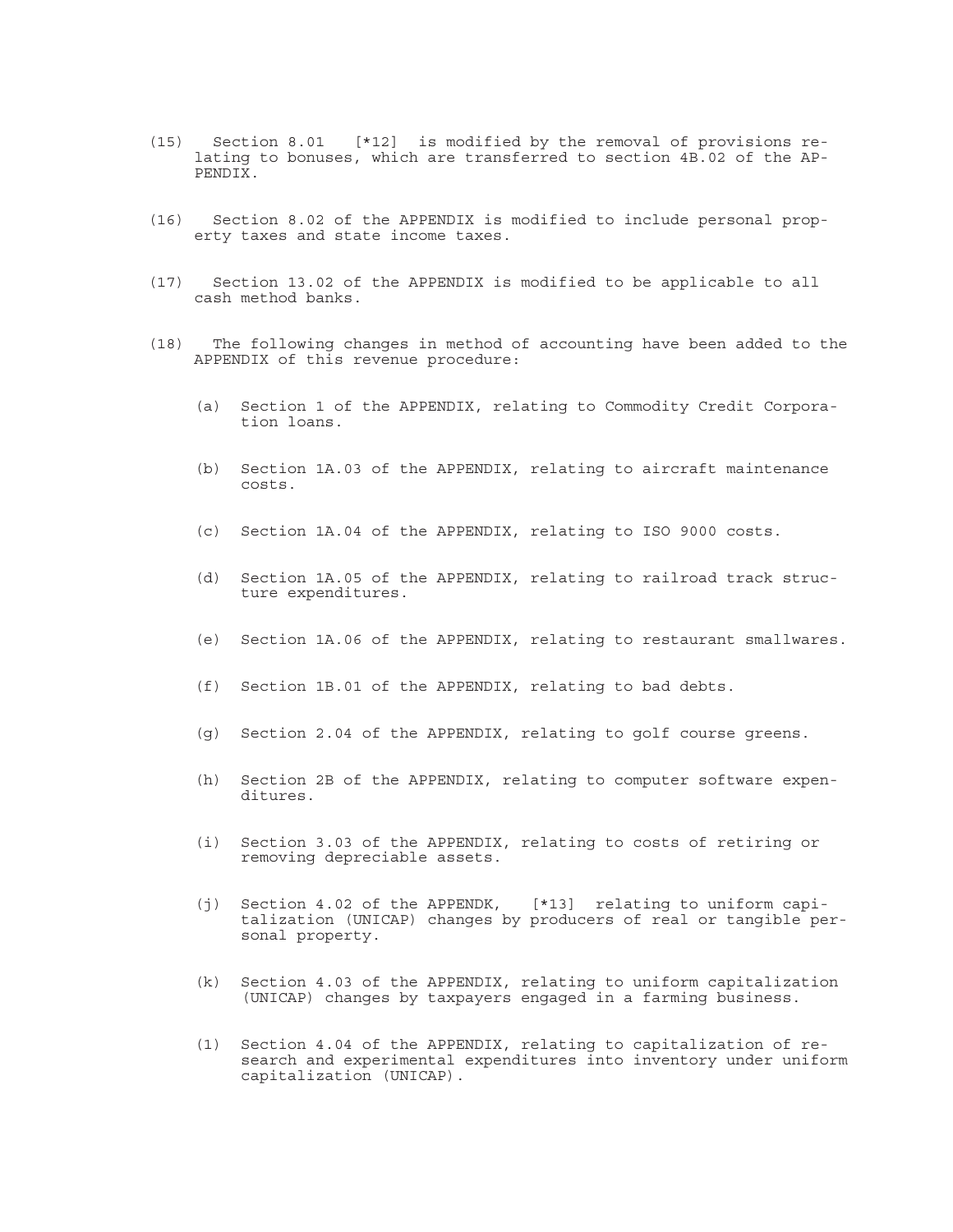(15) Section 8.01 [*12] is modified by the removal of provisions relating to bonuses, which are transferred to section 4B.02 of the APPENDIX.

(16) Section 8.02 of the APPENDIX is modified to include personal property taxes and state income taxes.

(17) Section 13.02 of the APPENDIX is modified to be applicable to all cash method banks.

(18) The following changes in method of accounting have been added to the APPENDIX of this revenue procedure:

- (a) Section 1 of the APPENDIX, relating to Commodity Credit Corporation loans.
- (b) Section 1A.03 of the APPENDIX, relating to aircraft maintenance costs.
- (c) Section 1A.04 of the APPENDIX, relating to ISO 9000 costs.
- (d) Section 1A.05 of the APPENDIX, relating to railroad track structure expenditures.
- (e) Section 1A.06 of the APPENDIX, relating to restaurant smallwares.
- (f) Section 1B.01 of the APPENDIX, relating to bad debts.
- (g) Section 2.04 of the APPENDIX, relating to golf course greens.
- (h) Section 2B of the APPENDIX, relating to computer software expenditures.
- (i) Section 3.03 of the APPENDIX, relating to costs of retiring or removing depreciable assets.
- (j) Section 4.02 of the APPENDK, [*13] relating to uniform capitalization (UNICAP) changes by producers of real or tangible personal property.
- (k) Section 4.03 of the APPENDIX, relating to uniform capitalization (UNICAP) changes by taxpayers engaged in a farming business.
- (l) Section 4.04 of the APPENDIX, relating to capitalization of research and experimental expenditures into inventory under uniform capitalization (UNICAP).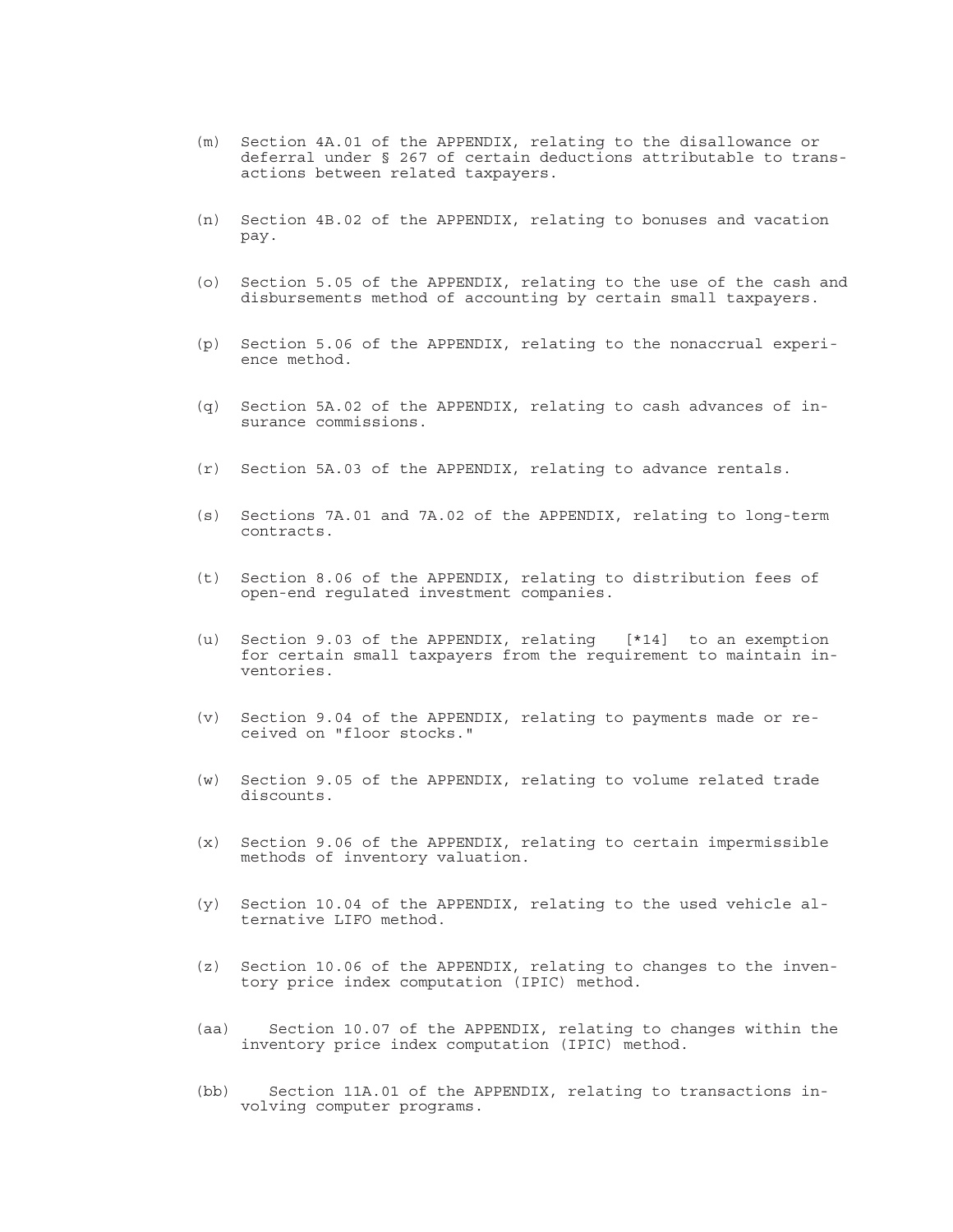(m) Section 4A.01 of the APPENDIX, relating to the disallowance or deferral under § 267 of certain deductions attributable to transactions between related taxpayers.

(n) Section 4B.02 of the APPENDIX, relating to bonuses and vacation pay.

(o) Section 5.05 of the APPENDIX, relating to the use of the cash and disbursements method of accounting by certain small taxpayers.

(p) Section 5.06 of the APPENDIX, relating to the nonaccrual experience method.

(q) Section 5A.02 of the APPENDIX, relating to cash advances of insurance commissions.

(r) Section 5A.03 of the APPENDIX, relating to advance rentals.

(s) Sections 7A.01 and 7A.02 of the APPENDIX, relating to long-term contracts.

(t) Section 8.06 of the APPENDIX, relating to distribution fees of open-end regulated investment companies.

(u) Section 9.03 of the APPENDIX, relating [*14] to an exemption for certain small taxpayers from the requirement to maintain inventories.

(v) Section 9.04 of the APPENDIX, relating to payments made or received on "floor stocks."

(w) Section 9.05 of the APPENDIX, relating to volume related trade discounts.

(x) Section 9.06 of the APPENDIX, relating to certain impermissible methods of inventory valuation.

(y) Section 10.04 of the APPENDIX, relating to the used vehicle alternative LIFO method.

(z) Section 10.06 of the APPENDIX, relating to changes to the inventory price index computation (IPIC) method.

(aa) Section 10.07 of the APPENDIX, relating to changes within the inventory price index computation (IPIC) method.

(bb) Section 11A.01 of the APPENDIX, relating to transactions involving computer programs.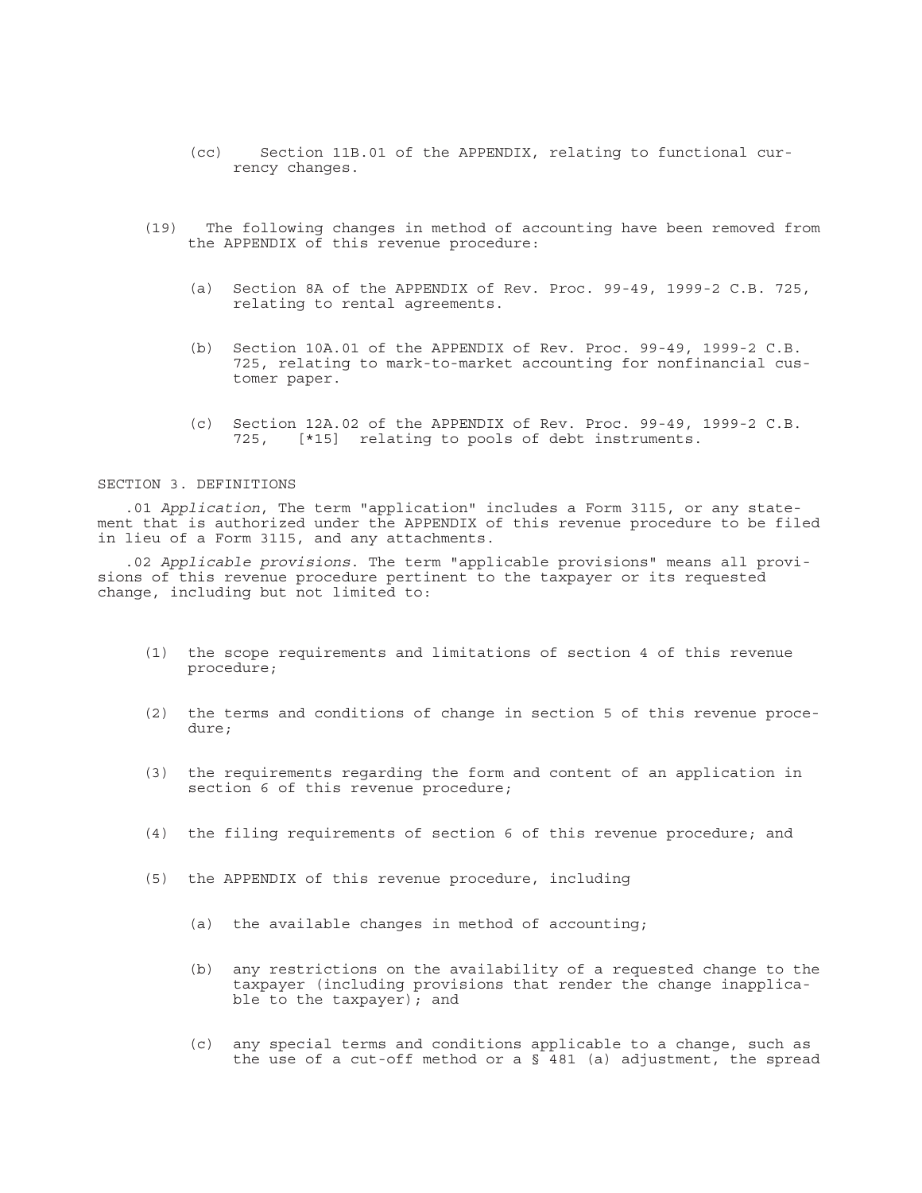(cc) Section 11B.01 of the APPENDIX, relating to functional currency changes.

(19) The following changes in method of accounting have been removed from the APPENDIX of this revenue procedure:

(a) Section 8A of the APPENDIX of Rev. Proc. 99-49, 1999-2 C.B. 725, relating to rental agreements.

(b) Section 10A.01 of the APPENDIX of Rev. Proc. 99-49, 1999-2 C.B. 725, relating to mark-to-market accounting for nonfinancial customer paper.

(c) Section 12A.02 of the APPENDIX of Rev. Proc. 99-49, 1999-2 C.B. 725, [*15] relating to pools of debt instruments.

SECTION 3. DEFINITIONS

.01 *Application*, The term "application" includes a Form 3115, or any statement that is authorized under the APPENDIX of this revenue procedure to be filed in lieu of a Form 3115, and any attachments.

.02 *Applicable provisions*. The term "applicable provisions" means all provisions of this revenue procedure pertinent to the taxpayer or its requested change, including but not limited to:

(1) the scope requirements and limitations of section 4 of this revenue procedure;

(2) the terms and conditions of change in section 5 of this revenue procedure;

(3) the requirements regarding the form and content of an application in section 6 of this revenue procedure;

(4) the filing requirements of section 6 of this revenue procedure; and

(5) the APPENDIX of this revenue procedure, including

(a) the available changes in method of accounting;

(b) any restrictions on the availability of a requested change to the taxpayer (including provisions that render the change inapplicable to the taxpayer); and

(c) any special terms and conditions applicable to a change, such as the use of a cut-off method or a § 481 (a) adjustment, the spread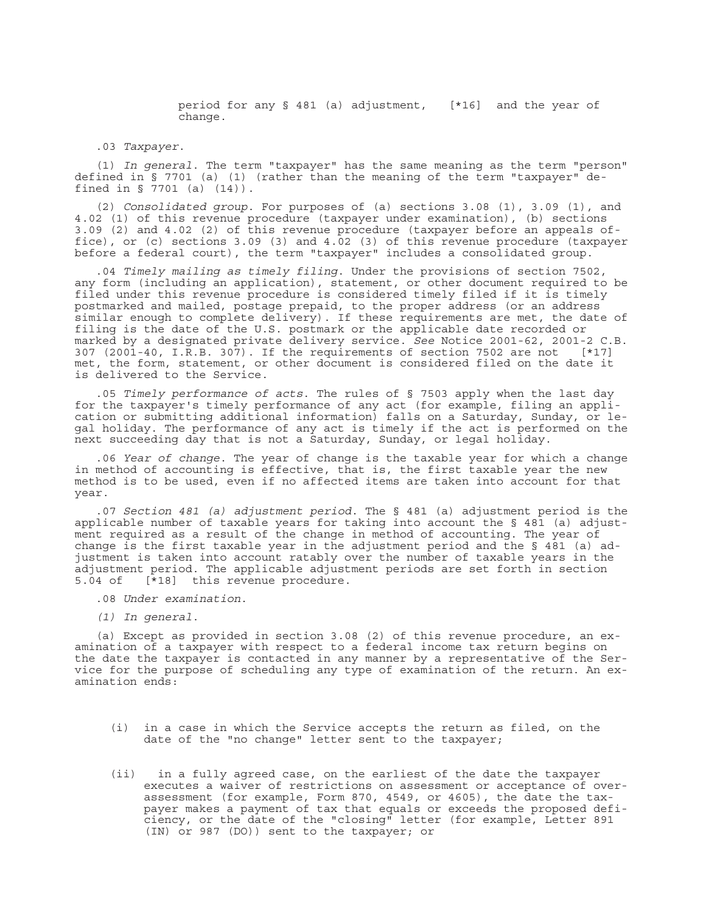period for any § 481 (a) adjustment, [*16] and the year of change.

.03 *Taxpayer*.

(1) *In general*. The term "taxpayer" has the same meaning as the term "person" defined in § 7701 (a) (1) (rather than the meaning of the term "taxpayer" defined in § 7701 (a) (14)).

(2) *Consolidated group*. For purposes of (a) sections 3.08 (1), 3.09 (1), and 4.02 (1) of this revenue procedure (taxpayer under examination), (b) sections 3.09 (2) and 4.02 (2) of this revenue procedure (taxpayer before an appeals office), or (c) sections 3.09 (3) and 4.02 (3) of this revenue procedure (taxpayer before a federal court), the term "taxpayer" includes a consolidated group.

.04 *Timely mailing as timely filing*. Under the provisions of section 7502, any form (including an application), statement, or other document required to be filed under this revenue procedure is considered timely filed if it is timely postmarked and mailed, postage prepaid, to the proper address (or an address similar enough to complete delivery). If these requirements are met, the date of filing is the date of the U.S. postmark or the applicable date recorded or marked by a designated private delivery service. *See* Notice 2001-62, 2001-2 C.B. 307 (2001-40, I.R.B. 307). If the requirements of section 7502 are not [*17] met, the form, statement, or other document is considered filed on the date it is delivered to the Service.

.05 *Timely performance of acts*. The rules of § 7503 apply when the last day for the taxpayer's timely performance of any act (for example, filing an application or submitting additional information) falls on a Saturday, Sunday, or legal holiday. The performance of any act is timely if the act is performed on the next succeeding day that is not a Saturday, Sunday, or legal holiday.

.06 *Year of change*. The year of change is the taxable year for which a change in method of accounting is effective, that is, the first taxable year the new method is to be used, even if no affected items are taken into account for that year.

.07 *Section 481 (a) adjustment period*. The § 481 (a) adjustment period is the applicable number of taxable years for taking into account the § 481 (a) adjustment required as a result of the change in method of accounting. The year of change is the first taxable year in the adjustment period and the § 481 (a) adjustment is taken into account ratably over the number of taxable years in the adjustment period. The applicable adjustment periods are set forth in section 5.04 of [*18] this revenue procedure.

.08 *Under examination*.

*(1) In general*.

(a) Except as provided in section 3.08 (2) of this revenue procedure, an examination of a taxpayer with respect to a federal income tax return begins on the date the taxpayer is contacted in any manner by a representative of the Service for the purpose of scheduling any type of examination of the return. An examination ends:

(i) in a case in which the Service accepts the return as filed, on the date of the "no change" letter sent to the taxpayer;

(ii) in a fully agreed case, on the earliest of the date the taxpayer executes a waiver of restrictions on assessment or acceptance of over-assessment (for example, Form 870, 4549, or 4605), the date the taxpayer makes a payment of tax that equals or exceeds the proposed deficiency, or the date of the "closing" letter (for example, Letter 891 (IN) or 987 (DO)) sent to the taxpayer; or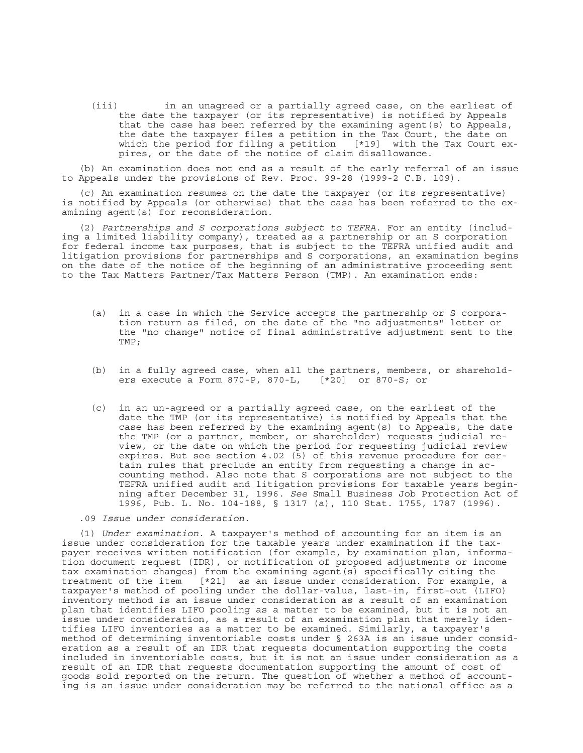(iii) in an unagreed or a partially agreed case, on the earliest of the date the taxpayer (or its representative) is notified by Appeals that the case has been referred by the examining agent(s) to Appeals, the date the taxpayer files a petition in the Tax Court, the date on which the period for filing a petition [*19] with the Tax Court expires, or the date of the notice of claim disallowance.

(b) An examination does not end as a result of the early referral of an issue to Appeals under the provisions of Rev. Proc. 99-28 (1999-2 C.B. 109).

(c) An examination resumes on the date the taxpayer (or its representative) is notified by Appeals (or otherwise) that the case has been referred to the examining agent(s) for reconsideration.

(2) *Partnerships and S corporations subject to TEFRA*. For an entity (including a limited liability company), treated as a partnership or an S corporation for federal income tax purposes, that is subject to the TEFRA unified audit and litigation provisions for partnerships and S corporations, an examination begins on the date of the notice of the beginning of an administrative proceeding sent to the Tax Matters Partner/Tax Matters Person (TMP). An examination ends:

(a) in a case in which the Service accepts the partnership or S corporation return as filed, on the date of the "no adjustments" letter or the "no change" notice of final administrative adjustment sent to the TMP;

(b) in a fully agreed case, when all the partners, members, or shareholders execute a Form 870-P, 870-L, [*20] or 870-S; or

(c) in an un-agreed or a partially agreed case, on the earliest of the date the TMP (or its representative) is notified by Appeals that the case has been referred by the examining agent(s) to Appeals, the date the TMP (or a partner, member, or shareholder) requests judicial review, or the date on which the period for requesting judicial review expires. But see section 4.02 (5) of this revenue procedure for certain rules that preclude an entity from requesting a change in accounting method. Also note that S corporations are not subject to the TEFRA unified audit and litigation provisions for taxable years beginning after December 31, 1996. *See* Small Business Job Protection Act of 1996, Pub. L. No. 104-188, § 1317 (a), 110 Stat. 1755, 1787 (1996).

.09 *Issue under consideration*.

(1) *Under examination*. A taxpayer's method of accounting for an item is an issue under consideration for the taxable years under examination if the taxpayer receives written notification (for example, by examination plan, information document request (IDR), or notification of proposed adjustments or income tax examination changes) from the examining agent(s) specifically citing the treatment of the item [*21] as an issue under consideration. For example, a taxpayer's method of pooling under the dollar-value, last-in, first-out (LIFO) inventory method is an issue under consideration as a result of an examination plan that identifies LIFO pooling as a matter to be examined, but it is not an issue under consideration, as a result of an examination plan that merely identifies LIFO inventories as a matter to be examined. Similarly, a taxpayer's method of determining inventoriable costs under § 263A is an issue under consideration as a result of an IDR that requests documentation supporting the costs included in inventoriable costs, but it is not an issue under consideration as a result of an IDR that requests documentation supporting the amount of cost of goods sold reported on the return. The question of whether a method of accounting is an issue under consideration may be referred to the national office as a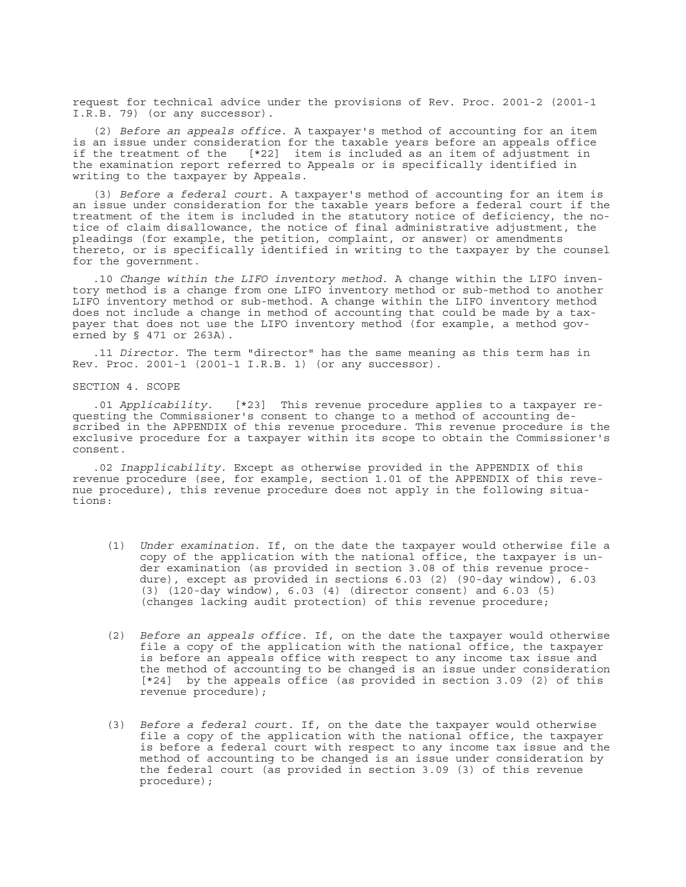request for technical advice under the provisions of Rev. Proc. 2001-2 (2001-1 I.R.B. 79) (or any successor).

(2) *Before an appeals office*. A taxpayer's method of accounting for an item is an issue under consideration for the taxable years before an appeals office if the treatment of the [*22] item is included as an item of adjustment in the examination report referred to Appeals or is specifically identified in writing to the taxpayer by Appeals.

(3) *Before a federal court*. A taxpayer's method of accounting for an item is an issue under consideration for the taxable years before a federal court if the treatment of the item is included in the statutory notice of deficiency, the notice of claim disallowance, the notice of final administrative adjustment, the pleadings (for example, the petition, complaint, or answer) or amendments thereto, or is specifically identified in writing to the taxpayer by the counsel for the government.

.10 *Change within the LIFO inventory method*. A change within the LIFO inventory method is a change from one LIFO inventory method or sub-method to another LIFO inventory method or sub-method. A change within the LIFO inventory method does not include a change in method of accounting that could be made by a taxpayer that does not use the LIFO inventory method (for example, a method governed by § 471 or 263A).

.11 *Director*. The term "director" has the same meaning as this term has in Rev. Proc. 2001-1 (2001-1 I.R.B. 1) (or any successor).

SECTION 4. SCOPE

.01 *Applicability*. [*23] This revenue procedure applies to a taxpayer requesting the Commissioner's consent to change to a method of accounting described in the APPENDIX of this revenue procedure. This revenue procedure is the exclusive procedure for a taxpayer within its scope to obtain the Commissioner's consent.

.02 *Inapplicability*. Except as otherwise provided in the APPENDIX of this revenue procedure (see, for example, section 1.01 of the APPENDIX of this revenue procedure), this revenue procedure does not apply in the following situations:

(1) *Under examination*. If, on the date the taxpayer would otherwise file a copy of the application with the national office, the taxpayer is under examination (as provided in section 3.08 of this revenue procedure), except as provided in sections 6.03 (2) (90-day window), 6.03 (3) (120-day window), 6.03 (4) (director consent) and 6.03 (5) (changes lacking audit protection) of this revenue procedure;

(2) *Before an appeals office*. If, on the date the taxpayer would otherwise file a copy of the application with the national office, the taxpayer is before an appeals office with respect to any income tax issue and the method of accounting to be changed is an issue under consideration [*24] by the appeals office (as provided in section 3.09 (2) of this revenue procedure);

(3) *Before a federal court*. If, on the date the taxpayer would otherwise file a copy of the application with the national office, the taxpayer is before a federal court with respect to any income tax issue and the method of accounting to be changed is an issue under consideration by the federal court (as provided in section 3.09 (3) of this revenue procedure);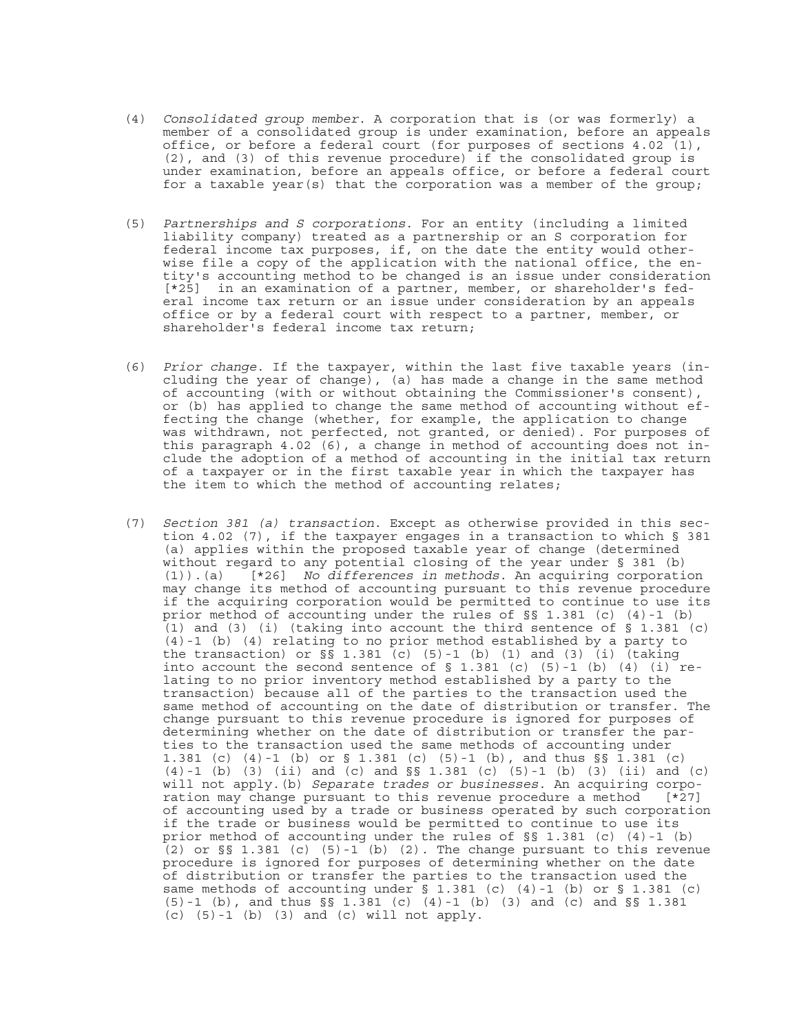(4) *Consolidated group member*. A corporation that is (or was formerly) a member of a consolidated group is under examination, before an appeals office, or before a federal court (for purposes of sections 4.02 (1), (2), and (3) of this revenue procedure) if the consolidated group is under examination, before an appeals office, or before a federal court for a taxable year(s) that the corporation was a member of the group;

(5) *Partnerships and S corporations*. For an entity (including a limited liability company) treated as a partnership or an S corporation for federal income tax purposes, if, on the date the entity would otherwise file a copy of the application with the national office, the entity's accounting method to be changed is an issue under consideration [*25] in an examination of a partner, member, or shareholder's federal income tax return or an issue under consideration by an appeals office or by a federal court with respect to a partner, member, or shareholder's federal income tax return;

(6) *Prior change*. If the taxpayer, within the last five taxable years (including the year of change), (a) has made a change in the same method of accounting (with or without obtaining the Commissioner's consent), or (b) has applied to change the same method of accounting without effecting the change (whether, for example, the application to change was withdrawn, not perfected, not granted, or denied). For purposes of this paragraph 4.02 (6), a change in method of accounting does not include the adoption of a method of accounting in the initial tax return of a taxpayer or in the first taxable year in which the taxpayer has the item to which the method of accounting relates;

(7) *Section 381 (a) transaction*. Except as otherwise provided in this section 4.02 (7), if the taxpayer engages in a transaction to which § 381 (a) applies within the proposed taxable year of change (determined without regard to any potential closing of the year under § 381 (b) (1)).(a) [*26] *No differences in methods*. An acquiring corporation may change its method of accounting pursuant to this revenue procedure if the acquiring corporation would be permitted to continue to use its prior method of accounting under the rules of §§ 1.381 (c) (4)-1 (b) (1) and (3) (i) (taking into account the third sentence of § 1.381 (c) (4)-1 (b) (4) relating to no prior method established by a party to the transaction) or §§ 1.381 (c) (5)-1 (b) (1) and (3) (i) (taking into account the second sentence of § 1.381 (c) (5)-1 (b) (4) (i) relating to no prior inventory method established by a party to the transaction) because all of the parties to the transaction used the same method of accounting on the date of distribution or transfer. The change pursuant to this revenue procedure is ignored for purposes of determining whether on the date of distribution or transfer the parties to the transaction used the same methods of accounting under 1.381 (c) (4)-1 (b) or § 1.381 (c) (5)-1 (b), and thus §§ 1.381 (c) (4)-1 (b) (3) (ii) and (c) and §§ 1.381 (c) (5)-1 (b) (3) (ii) and (c) will not apply.(b) *Separate trades or businesses*. An acquiring corporation may change pursuant to this revenue procedure a method [*27] of accounting used by a trade or business operated by such corporation if the trade or business would be permitted to continue to use its prior method of accounting under the rules of §§ 1.381 (c) (4)-1 (b) (2) or §§ 1.381 (c) (5)-1 (b) (2). The change pursuant to this revenue procedure is ignored for purposes of determining whether on the date of distribution or transfer the parties to the transaction used the same methods of accounting under § 1.381 (c) (4)-1 (b) or § 1.381 (c) (5)-1 (b), and thus §§ 1.381 (c) (4)-1 (b) (3) and (c) and §§ 1.381 (c) (5)-1 (b) (3) and (c) will not apply.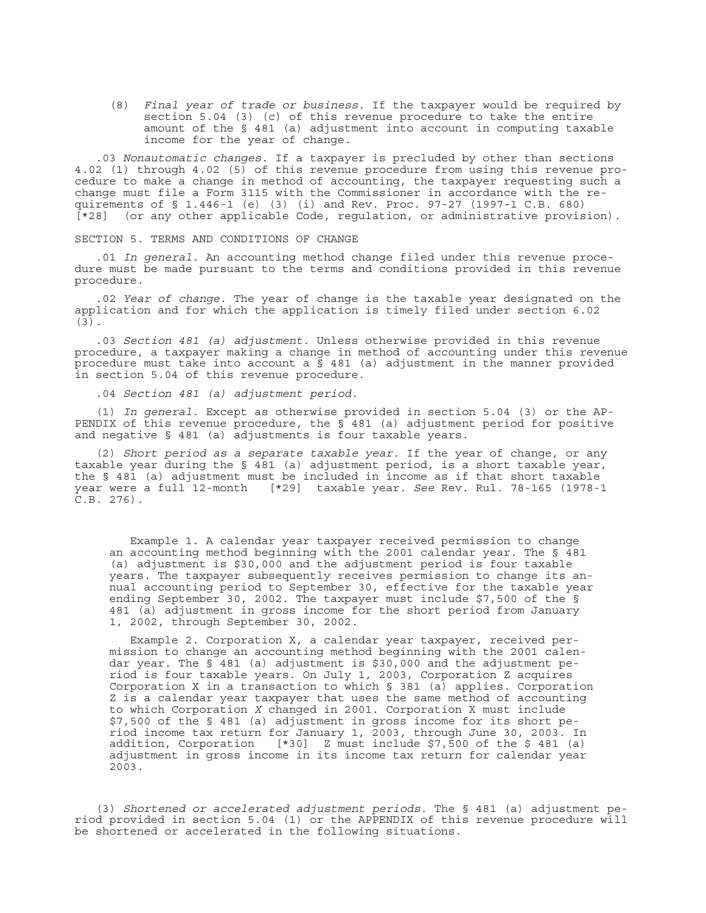(8) *Final year of trade or business*. If the taxpayer would be required by section 5.04 (3) (c) of this revenue procedure to take the entire amount of the § 481 (a) adjustment into account in computing taxable income for the year of change.

.03 *Nonautomatic changes*. If a taxpayer is precluded by other than sections 4.02 (1) through 4.02 (5) of this revenue procedure from using this revenue procedure to make a change in method of accounting, the taxpayer requesting such a change must file a Form 3115 with the Commissioner in accordance with the requirements of § 1.446-1 (e) (3) (i) and Rev. Proc. 97-27 (1997-1 C.B. 680) [*28] (or any other applicable Code, regulation, or administrative provision).

SECTION 5. TERMS AND CONDITIONS OF CHANGE

.01 *In general*. An accounting method change filed under this revenue procedure must be made pursuant to the terms and conditions provided in this revenue procedure.

.02 *Year of change*. The year of change is the taxable year designated on the application and for which the application is timely filed under section 6.02 (3).

.03 *Section 481 (a) adjustment*. Unless otherwise provided in this revenue procedure, a taxpayer making a change in method of accounting under this revenue procedure must take into account a § 481 (a) adjustment in the manner provided in section 5.04 of this revenue procedure.

.04 *Section 481 (a) adjustment period*.

(1) *In general*. Except as otherwise provided in section 5.04 (3) or the APPENDIX of this revenue procedure, the § 481 (a) adjustment period for positive and negative § 481 (a) adjustments is four taxable years.

(2) *Short period as a separate taxable year*. If the year of change, or any taxable year during the § 481 (a) adjustment period, is a short taxable year, the § 481 (a) adjustment must be included in income as if that short taxable year were a full 12-month [*29] taxable year. *See* Rev. Rul. 78-165 (1978-1 C.B. 276).

Example 1. A calendar year taxpayer received permission to change an accounting method beginning with the 2001 calendar year. The § 481 (a) adjustment is $30,000 and the adjustment period is four taxable years. The taxpayer subsequently receives permission to change its annual accounting period to September 30, effective for the taxable year ending September 30, 2002. The taxpayer must include $7,500 of the § 481 (a) adjustment in gross income for the short period from January 1, 2002, through September 30, 2002.

Example 2. Corporation X, a calendar year taxpayer, received permission to change an accounting method beginning with the 2001 calendar year. The § 481 (a) adjustment is $30,000 and the adjustment period is four taxable years. On July 1, 2003, Corporation Z acquires Corporation X in a transaction to which § 381 (a) applies. Corporation Z is a calendar year taxpayer that uses the same method of accounting to which Corporation *X* changed in 2001. Corporation X must include $7,500 of the § 481 (a) adjustment in gross income for its short period income tax return for January 1, 2003, through June 30, 2003. In addition, Corporation [*30] Z must include $7,500 of the $ 481 (a) adjustment in gross income in its income tax return for calendar year 2003.

(3) *Shortened or accelerated adjustment periods*. The § 481 (a) adjustment period provided in section 5.04 (1) or the APPENDIX of this revenue procedure will be shortened or accelerated in the following situations.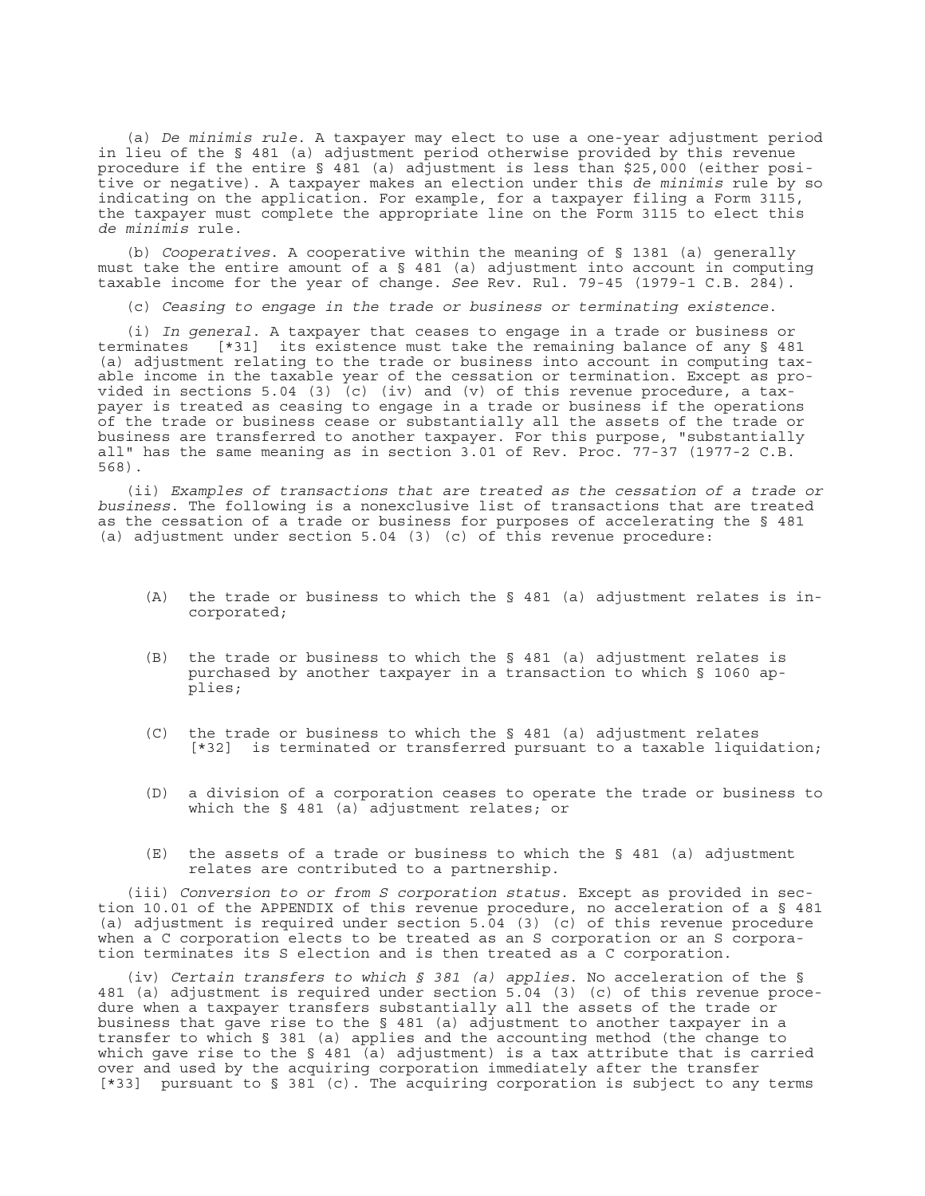(a) *De minimis rule*. A taxpayer may elect to use a one-year adjustment period in lieu of the § 481 (a) adjustment period otherwise provided by this revenue procedure if the entire § 481 (a) adjustment is less than $25,000 (either positive or negative). A taxpayer makes an election under this *de minimis* rule by so indicating on the application. For example, for a taxpayer filing a Form 3115, the taxpayer must complete the appropriate line on the Form 3115 to elect this *de minimis* rule.

(b) *Cooperatives*. A cooperative within the meaning of § 1381 (a) generally must take the entire amount of a § 481 (a) adjustment into account in computing taxable income for the year of change. *See* Rev. Rul. 79-45 (1979-1 C.B. 284).

(c) *Ceasing to engage in the trade or business or terminating existence*.

(i) *In general*. A taxpayer that ceases to engage in a trade or business or terminates [*31] its existence must take the remaining balance of any § 481 (a) adjustment relating to the trade or business into account in computing taxable income in the taxable year of the cessation or termination. Except as provided in sections 5.04 (3) (c) (iv) and (v) of this revenue procedure, a taxpayer is treated as ceasing to engage in a trade or business if the operations of the trade or business cease or substantially all the assets of the trade or business are transferred to another taxpayer. For this purpose, "substantially all" has the same meaning as in section 3.01 of Rev. Proc. 77-37 (1977-2 C.B. 568).

(ii) *Examples of transactions that are treated as the cessation of a trade or business*. The following is a nonexclusive list of transactions that are treated as the cessation of a trade or business for purposes of accelerating the § 481 (a) adjustment under section 5.04 (3) (c) of this revenue procedure:

(A) the trade or business to which the § 481 (a) adjustment relates is incorporated;

(B) the trade or business to which the § 481 (a) adjustment relates is purchased by another taxpayer in a transaction to which § 1060 applies;

(C) the trade or business to which the § 481 (a) adjustment relates [*32] is terminated or transferred pursuant to a taxable liquidation;

(D) a division of a corporation ceases to operate the trade or business to which the § 481 (a) adjustment relates; or

(E) the assets of a trade or business to which the § 481 (a) adjustment relates are contributed to a partnership.

(iii) *Conversion to or from S corporation status*. Except as provided in section 10.01 of the APPENDIX of this revenue procedure, no acceleration of a § 481 (a) adjustment is required under section 5.04 (3) (c) of this revenue procedure when a C corporation elects to be treated as an S corporation or an S corporation terminates its S election and is then treated as a C corporation.

(iv) *Certain transfers to which § 381 (a) applies*. No acceleration of the § 481 (a) adjustment is required under section 5.04 (3) (c) of this revenue procedure when a taxpayer transfers substantially all the assets of the trade or business that gave rise to the § 481 (a) adjustment to another taxpayer in a transfer to which § 381 (a) applies and the accounting method (the change to which gave rise to the § 481 (a) adjustment) is a tax attribute that is carried over and used by the acquiring corporation immediately after the transfer [*33] pursuant to § 381 (c). The acquiring corporation is subject to any terms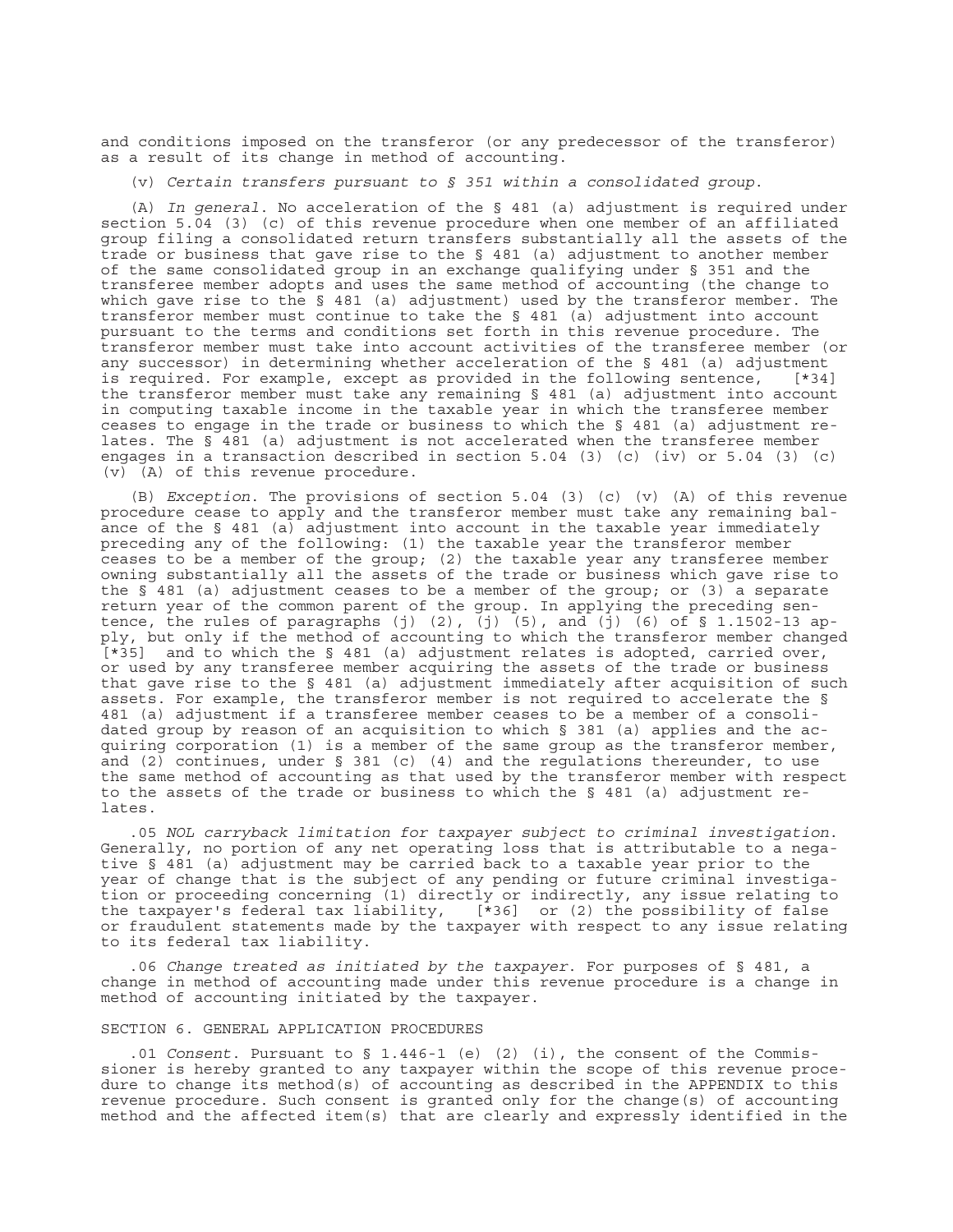and conditions imposed on the transferor (or any predecessor of the transferor) as a result of its change in method of accounting.

(v) *Certain transfers pursuant to § 351 within a consolidated group.*

(A) *In general.* No acceleration of the § 481 (a) adjustment is required under section 5.04 (3) (c) of this revenue procedure when one member of an affiliated group filing a consolidated return transfers substantially all the assets of the trade or business that gave rise to the § 481 (a) adjustment to another member of the same consolidated group in an exchange qualifying under § 351 and the transferee member adopts and uses the same method of accounting (the change to which gave rise to the § 481 (a) adjustment) used by the transferor member. The transferor member must continue to take the § 481 (a) adjustment into account pursuant to the terms and conditions set forth in this revenue procedure. The transferor member must take into account activities of the transferee member (or any successor) in determining whether acceleration of the § 481 (a) adjustment is required. For example, except as provided in the following sentence, [*34] the transferor member must take any remaining § 481 (a) adjustment into account in computing taxable income in the taxable year in which the transferee member ceases to engage in the trade or business to which the § 481 (a) adjustment relates. The § 481 (a) adjustment is not accelerated when the transferee member engages in a transaction described in section 5.04 (3) (c) (iv) or 5.04 (3) (c) (v) (A) of this revenue procedure.

(B) *Exception.* The provisions of section 5.04 (3) (c) (v) (A) of this revenue procedure cease to apply and the transferor member must take any remaining balance of the § 481 (a) adjustment into account in the taxable year immediately preceding any of the following: (1) the taxable year the transferor member ceases to be a member of the group; (2) the taxable year any transferee member owning substantially all the assets of the trade or business which gave rise to the § 481 (a) adjustment ceases to be a member of the group; or (3) a separate return year of the common parent of the group. In applying the preceding sentence, the rules of paragraphs (j) (2), (j) (5), and (j) (6) of § 1.1502-13 apply, but only if the method of accounting to which the transferor member changed [*35] and to which the § 481 (a) adjustment relates is adopted, carried over, or used by any transferee member acquiring the assets of the trade or business that gave rise to the § 481 (a) adjustment immediately after acquisition of such assets. For example, the transferor member is not required to accelerate the § 481 (a) adjustment if a transferee member ceases to be a member of a consolidated group by reason of an acquisition to which § 381 (a) applies and the acquiring corporation (1) is a member of the same group as the transferor member, and (2) continues, under § 381 (c) (4) and the regulations thereunder, to use the same method of accounting as that used by the transferor member with respect to the assets of the trade or business to which the § 481 (a) adjustment relates.

.05 *NOL carryback limitation for taxpayer subject to criminal investigation.* Generally, no portion of any net operating loss that is attributable to a negative § 481 (a) adjustment may be carried back to a taxable year prior to the year of change that is the subject of any pending or future criminal investigation or proceeding concerning (1) directly or indirectly, any issue relating to the taxpayer's federal tax liability, [*36] or (2) the possibility of false or fraudulent statements made by the taxpayer with respect to any issue relating to its federal tax liability.

.06 *Change treated as initiated by the taxpayer.* For purposes of § 481, a change in method of accounting made under this revenue procedure is a change in method of accounting initiated by the taxpayer.

## SECTION 6. GENERAL APPLICATION PROCEDURES

.01 *Consent.* Pursuant to § 1.446-1 (e) (2) (i), the consent of the Commissioner is hereby granted to any taxpayer within the scope of this revenue procedure to change its method(s) of accounting as described in the APPENDIX to this revenue procedure. Such consent is granted only for the change(s) of accounting method and the affected item(s) that are clearly and expressly identified in the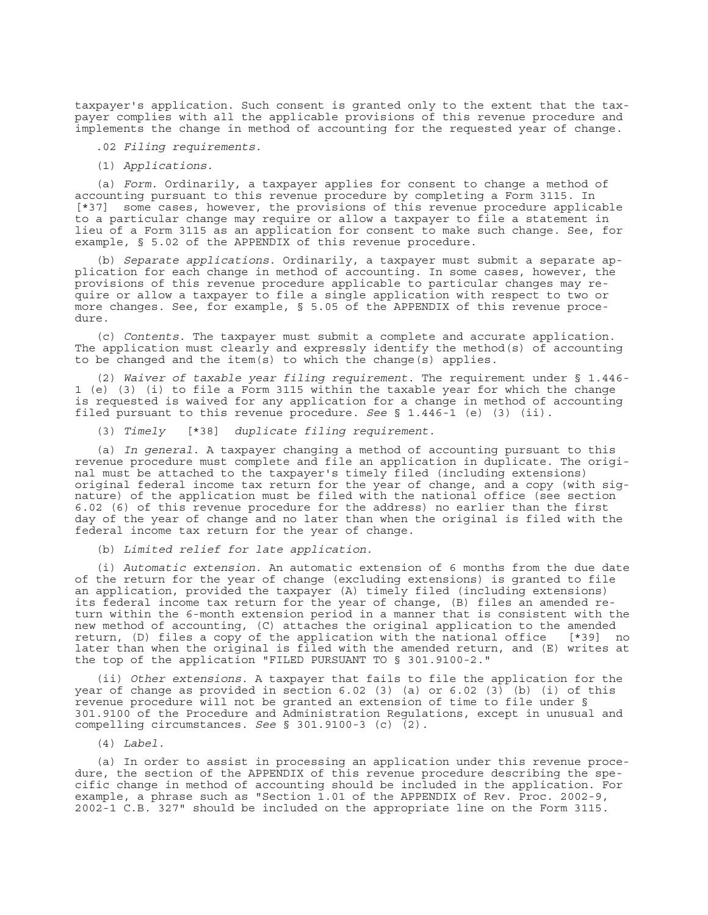taxpayer's application. Such consent is granted only to the extent that the taxpayer complies with all the applicable provisions of this revenue procedure and implements the change in method of accounting for the requested year of change.

.02 *Filing requirements*.

(1) *Applications*.

(a) *Form*. Ordinarily, a taxpayer applies for consent to change a method of accounting pursuant to this revenue procedure by completing a Form 3115. In [*37] some cases, however, the provisions of this revenue procedure applicable to a particular change may require or allow a taxpayer to file a statement in lieu of a Form 3115 as an application for consent to make such change. See, for example, § 5.02 of the APPENDIX of this revenue procedure.

(b) *Separate applications*. Ordinarily, a taxpayer must submit a separate application for each change in method of accounting. In some cases, however, the provisions of this revenue procedure applicable to particular changes may require or allow a taxpayer to file a single application with respect to two or more changes. See, for example, § 5.05 of the APPENDIX of this revenue procedure.

(c) *Contents*. The taxpayer must submit a complete and accurate application. The application must clearly and expressly identify the method(s) of accounting to be changed and the item(s) to which the change(s) applies.

(2) *Waiver of taxable year filing requirement*. The requirement under § 1.446-1 (e) (3) (i) to file a Form 3115 within the taxable year for which the change is requested is waived for any application for a change in method of accounting filed pursuant to this revenue procedure. *See* § 1.446-1 (e) (3) (ii).

(3) *Timely* [*38] *duplicate filing requirement*.

(a) *In general*. A taxpayer changing a method of accounting pursuant to this revenue procedure must complete and file an application in duplicate. The original must be attached to the taxpayer's timely filed (including extensions) original federal income tax return for the year of change, and a copy (with signature) of the application must be filed with the national office (see section 6.02 (6) of this revenue procedure for the address) no earlier than the first day of the year of change and no later than when the original is filed with the federal income tax return for the year of change.

(b) *Limited relief for late application*.

(i) *Automatic extension*. An automatic extension of 6 months from the due date of the return for the year of change (excluding extensions) is granted to file an application, provided the taxpayer (A) timely filed (including extensions) its federal income tax return for the year of change, (B) files an amended return within the 6-month extension period in a manner that is consistent with the new method of accounting, (C) attaches the original application to the amended return, (D) files a copy of the application with the national office [*39] no later than when the original is filed with the amended return, and (E) writes at the top of the application "FILED PURSUANT TO § 301.9100-2."

(ii) *Other extensions*. A taxpayer that fails to file the application for the year of change as provided in section 6.02 (3) (a) or 6.02 (3) (b) (i) of this revenue procedure will not be granted an extension of time to file under § 301.9100 of the Procedure and Administration Regulations, except in unusual and compelling circumstances. *See* § 301.9100-3 (c) (2).

(4) *Label*.

(a) In order to assist in processing an application under this revenue procedure, the section of the APPENDIX of this revenue procedure describing the specific change in method of accounting should be included in the application. For example, a phrase such as "Section 1.01 of the APPENDIX of Rev. Proc. 2002-9, 2002-1 C.B. 327" should be included on the appropriate line on the Form 3115.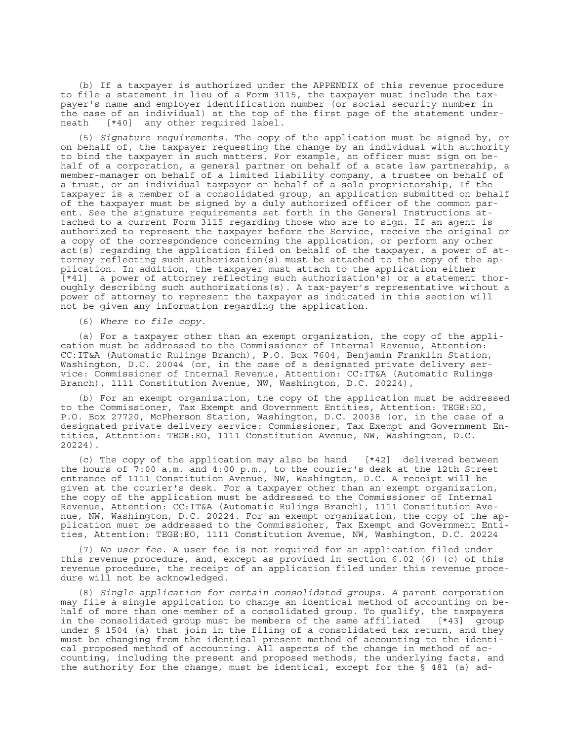(b) If a taxpayer is authorized under the APPENDIX of this revenue procedure to file a statement in lieu of a Form 3115, the taxpayer must include the taxpayer's name and employer identification number (or social security number in the case of an individual) at the top of the first page of the statement underneath [*40] any other required label.

(5) *Signature requirements*. The copy of the application must be signed by, or on behalf of, the taxpayer requesting the change by an individual with authority to bind the taxpayer in such matters. For example, an officer must sign on behalf of a corporation, a general partner on behalf of a state law partnership, a member-manager on behalf of a limited liability company, a trustee on behalf of a trust, or an individual taxpayer on behalf of a sole proprietorship, If the taxpayer is a member of a consolidated group, an application submitted on behalf of the taxpayer must be signed by a duly authorized officer of the common parent. See the signature requirements set forth in the General Instructions attached to a current Form 3115 regarding those who are to sign. If an agent is authorized to represent the taxpayer before the Service, receive the original or a copy of the correspondence concerning the application, or perform any other act(s) regarding the application filed on behalf of the taxpayer, a power of attorney reflecting such authorization(s) must be attached to the copy of the application. In addition, the taxpayer must attach to the application either [*41] a power of attorney reflecting such authorization's) or a statement thoroughly describing such authorizations(s). A tax-payer's representative without a power of attorney to represent the taxpayer as indicated in this section will not be given any information regarding the application.

(6) *Where to file copy*.

(a) For a taxpayer other than an exempt organization, the copy of the application must be addressed to the Commissioner of Internal Revenue, Attention: CC:IT&A (Automatic Rulings Branch), P.O. Box 7604, Benjamin Franklin Station, Washington, D.C. 20044 (or, in the case of a designated private delivery service: Commissioner of Internal Revenue, Attention: CC:IT&A (Automatic Rulings Branch), 1111 Constitution Avenue, NW, Washington, D.C. 20224),

(b) For an exempt organization, the copy of the application must be addressed to the Commissioner, Tax Exempt and Government Entities, Attention: TEGE:EO, P.O. Box 27720, McPherson Station, Washington, D.C. 20038 (or, in the case of a designated private delivery service: Commissioner, Tax Exempt and Government Entities, Attention: TEGE:EO, 1111 Constitution Avenue, NW, Washington, D.C. 20224).

(c) The copy of the application may also be hand [*42] delivered between the hours of 7:00 a.m. and 4:00 p.m., to the courier's desk at the 12th Street entrance of 1111 Constitution Avenue, NW, Washington, D.C. A receipt will be given at the courier's desk. For a taxpayer other than an exempt organization, the copy of the application must be addressed to the Commissioner of Internal Revenue, Attention: CC:IT&A (Automatic Rulings Branch), 1111 Constitution Avenue, NW, Washington, D.C. 20224. For an exempt organization, the copy of the application must be addressed to the Commissioner, Tax Exempt and Government Entities, Attention: TEGE:EO, 1111 Constitution Avenue, NW, Washington, D.C. 20224

(7) *No user fee*. A user fee is not required for an application filed under this revenue procedure, and, except as provided in section 6.02 (6) (c) of this revenue procedure, the receipt of an application filed under this revenue procedure will not be acknowledged.

(8) *Single application for certain consolidated groups. A* parent corporation may file a single application to change an identical method of accounting on behalf of more than one member of a consolidated group. To qualify, the taxpayers in the consolidated group must be members of the same affiliated [*43] group under § 1504 (a) that join in the filing of a consolidated tax return, and they must be changing from the identical present method of accounting to the identical proposed method of accounting. All aspects of the change in method of accounting, including the present and proposed methods, the underlying facts, and the authority for the change, must be identical, except for the § 481 (a) ad-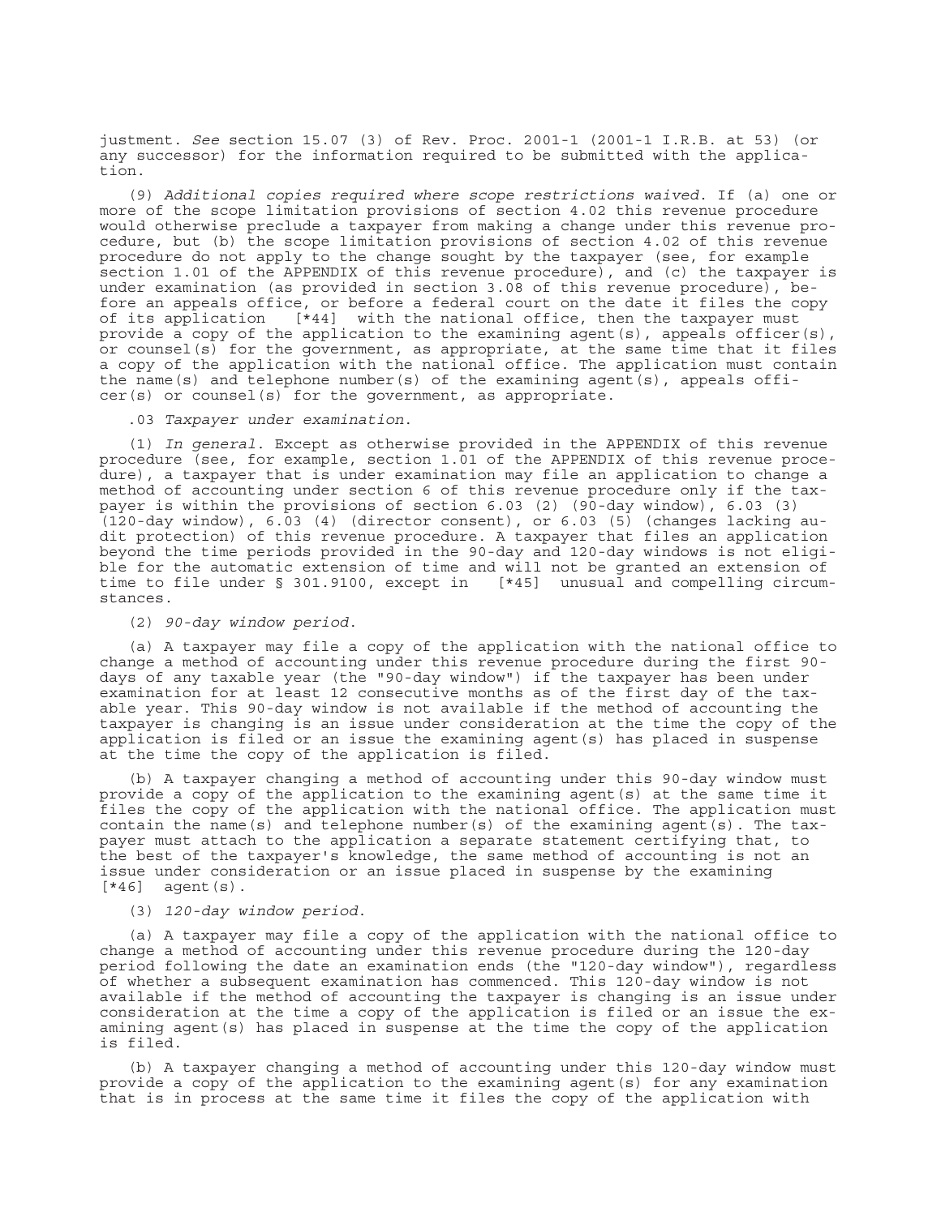justment. *See* section 15.07 (3) of Rev. Proc. 2001-1 (2001-1 I.R.B. at 53) (or any successor) for the information required to be submitted with the application.

(9) *Additional copies required where scope restrictions waived.* If (a) one or more of the scope limitation provisions of section 4.02 this revenue procedure would otherwise preclude a taxpayer from making a change under this revenue procedure, but (b) the scope limitation provisions of section 4.02 of this revenue procedure do not apply to the change sought by the taxpayer (see, for example section 1.01 of the APPENDIX of this revenue procedure), and (c) the taxpayer is under examination (as provided in section 3.08 of this revenue procedure), before an appeals office, or before a federal court on the date it files the copy of its application [*44] with the national office, then the taxpayer must provide a copy of the application to the examining agent(s), appeals officer(s), or counsel(s) for the government, as appropriate, at the same time that it files a copy of the application with the national office. The application must contain the name(s) and telephone number(s) of the examining agent(s), appeals officer(s) or counsel(s) for the government, as appropriate.

.03 *Taxpayer under examination.*

(1) *In general.* Except as otherwise provided in the APPENDIX of this revenue procedure (see, for example, section 1.01 of the APPENDIX of this revenue procedure), a taxpayer that is under examination may file an application to change a method of accounting under section 6 of this revenue procedure only if the taxpayer is within the provisions of section 6.03 (2) (90-day window), 6.03 (3) (120-day window), 6.03 (4) (director consent), or 6.03 (5) (changes lacking audit protection) of this revenue procedure. A taxpayer that files an application beyond the time periods provided in the 90-day and 120-day windows is not eligible for the automatic extension of time and will not be granted an extension of time to file under § 301.9100, except in [*45] unusual and compelling circumstances.

(2) *90-day window period.*

(a) A taxpayer may file a copy of the application with the national office to change a method of accounting under this revenue procedure during the first 90-days of any taxable year (the "90-day window") if the taxpayer has been under examination for at least 12 consecutive months as of the first day of the taxable year. This 90-day window is not available if the method of accounting the taxpayer is changing is an issue under consideration at the time the copy of the application is filed or an issue the examining agent(s) has placed in suspense at the time the copy of the application is filed.

(b) A taxpayer changing a method of accounting under this 90-day window must provide a copy of the application to the examining agent(s) at the same time it files the copy of the application with the national office. The application must contain the name(s) and telephone number(s) of the examining agent(s). The taxpayer must attach to the application a separate statement certifying that, to the best of the taxpayer's knowledge, the same method of accounting is not an issue under consideration or an issue placed in suspense by the examining [*46] agent(s).

(3) *120-day window period.*

(a) A taxpayer may file a copy of the application with the national office to change a method of accounting under this revenue procedure during the 120-day period following the date an examination ends (the "120-day window"), regardless of whether a subsequent examination has commenced. This 120-day window is not available if the method of accounting the taxpayer is changing is an issue under consideration at the time a copy of the application is filed or an issue the examining agent(s) has placed in suspense at the time the copy of the application is filed.

(b) A taxpayer changing a method of accounting under this 120-day window must provide a copy of the application to the examining agent(s) for any examination that is in process at the same time it files the copy of the application with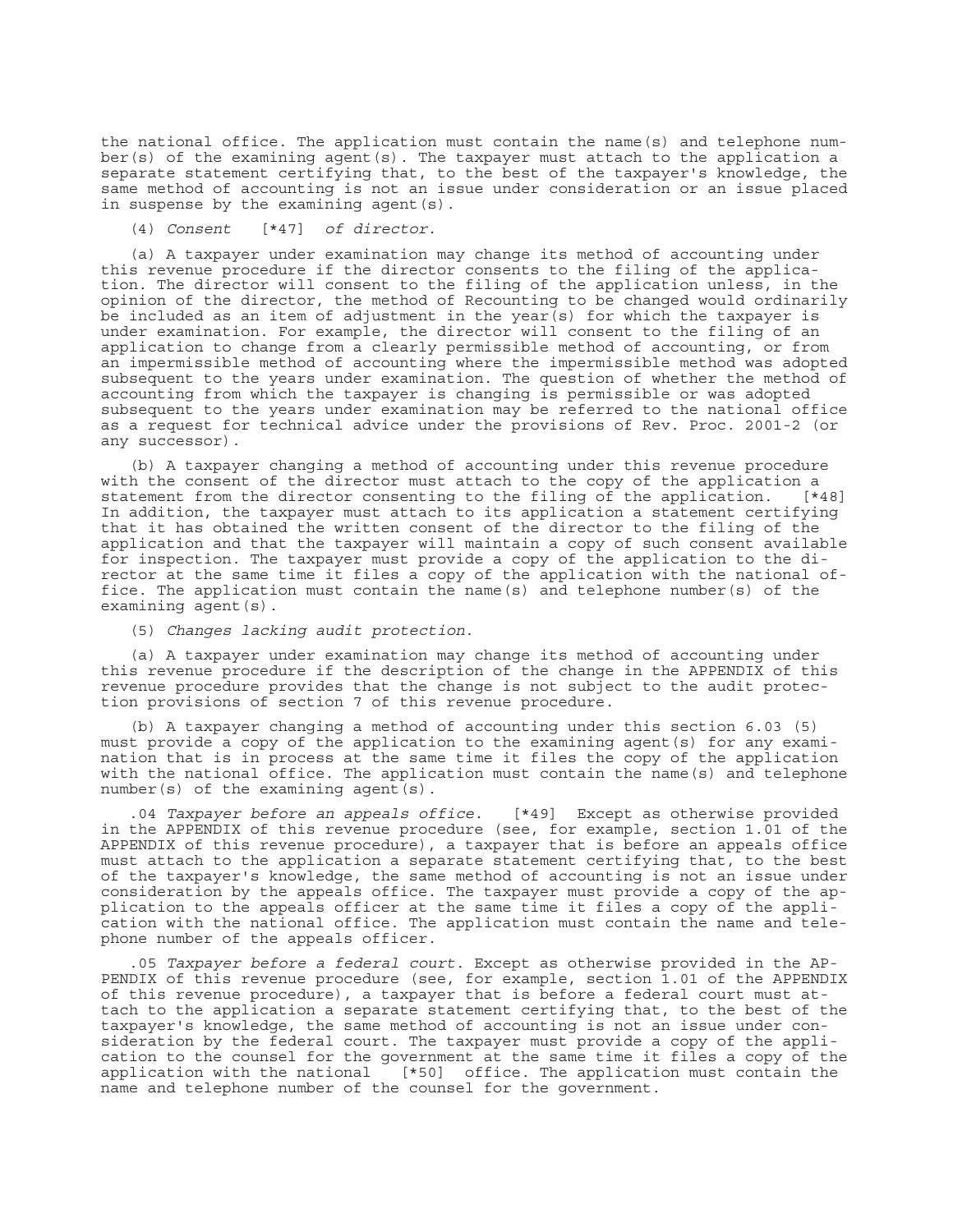the national office. The application must contain the name(s) and telephone number(s) of the examining agent(s). The taxpayer must attach to the application a separate statement certifying that, to the best of the taxpayer's knowledge, the same method of accounting is not an issue under consideration or an issue placed in suspense by the examining agent(s).

(4) *Consent* [*47] *of director*.

(a) A taxpayer under examination may change its method of accounting under this revenue procedure if the director consents to the filing of the application. The director will consent to the filing of the application unless, in the opinion of the director, the method of Recounting to be changed would ordinarily be included as an item of adjustment in the year(s) for which the taxpayer is under examination. For example, the director will consent to the filing of an application to change from a clearly permissible method of accounting, or from an impermissible method of accounting where the impermissible method was adopted subsequent to the years under examination. The question of whether the method of accounting from which the taxpayer is changing is permissible or was adopted subsequent to the years under examination may be referred to the national office as a request for technical advice under the provisions of Rev. Proc. 2001-2 (or any successor).

(b) A taxpayer changing a method of accounting under this revenue procedure with the consent of the director must attach to the copy of the application a statement from the director consenting to the filing of the application. [*48] In addition, the taxpayer must attach to its application a statement certifying that it has obtained the written consent of the director to the filing of the application and that the taxpayer will maintain a copy of such consent available for inspection. The taxpayer must provide a copy of the application to the director at the same time it files a copy of the application with the national office. The application must contain the name(s) and telephone number(s) of the examining agent(s).

(5) *Changes lacking audit protection*.

(a) A taxpayer under examination may change its method of accounting under this revenue procedure if the description of the change in the APPENDIX of this revenue procedure provides that the change is not subject to the audit protection provisions of section 7 of this revenue procedure.

(b) A taxpayer changing a method of accounting under this section 6.03 (5) must provide a copy of the application to the examining agent(s) for any examination that is in process at the same time it files the copy of the application with the national office. The application must contain the name(s) and telephone number(s) of the examining agent(s).

.04 *Taxpayer before an appeals office*. [*49] Except as otherwise provided in the APPENDIX of this revenue procedure (see, for example, section 1.01 of the APPENDIX of this revenue procedure), a taxpayer that is before an appeals office must attach to the application a separate statement certifying that, to the best of the taxpayer's knowledge, the same method of accounting is not an issue under consideration by the appeals office. The taxpayer must provide a copy of the application to the appeals officer at the same time it files a copy of the application with the national office. The application must contain the name and telephone number of the appeals officer.

.05 *Taxpayer before a federal court*. Except as otherwise provided in the APPENDIX of this revenue procedure (see, for example, section 1.01 of the APPENDIX of this revenue procedure), a taxpayer that is before a federal court must attach to the application a separate statement certifying that, to the best of the taxpayer's knowledge, the same method of accounting is not an issue under consideration by the federal court. The taxpayer must provide a copy of the application to the counsel for the government at the same time it files a copy of the application with the national [*50] office. The application must contain the name and telephone number of the counsel for the government.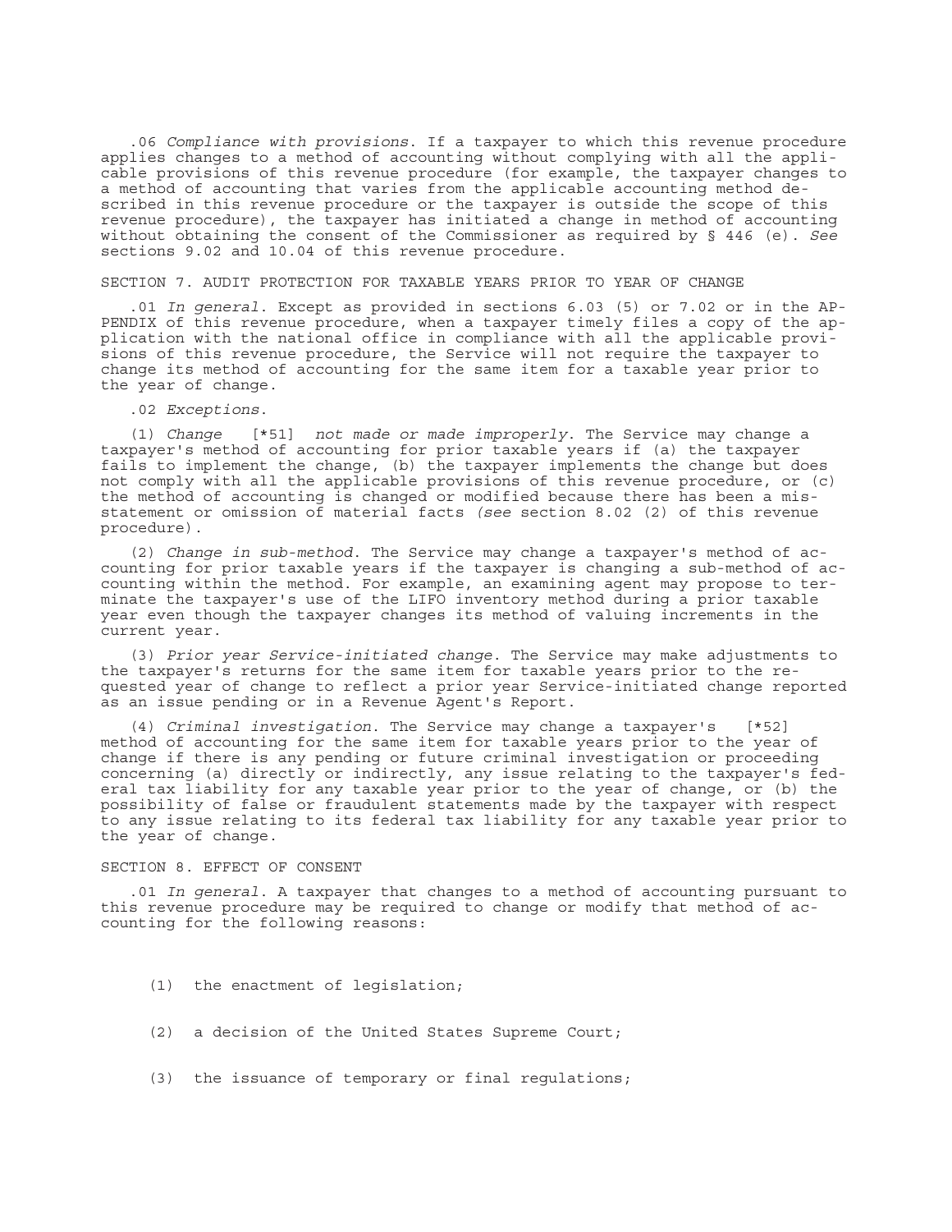.06 *Compliance with provisions*. If a taxpayer to which this revenue procedure applies changes to a method of accounting without complying with all the applicable provisions of this revenue procedure (for example, the taxpayer changes to a method of accounting that varies from the applicable accounting method described in this revenue procedure or the taxpayer is outside the scope of this revenue procedure), the taxpayer has initiated a change in method of accounting without obtaining the consent of the Commissioner as required by § 446 (e). *See* sections 9.02 and 10.04 of this revenue procedure.

SECTION 7. AUDIT PROTECTION FOR TAXABLE YEARS PRIOR TO YEAR OF CHANGE

.01 *In general*. Except as provided in sections 6.03 (5) or 7.02 or in the APPENDIX of this revenue procedure, when a taxpayer timely files a copy of the application with the national office in compliance with all the applicable provisions of this revenue procedure, the Service will not require the taxpayer to change its method of accounting for the same item for a taxable year prior to the year of change.

.02 *Exceptions*.

(1) *Change* [*51] *not made or made improperly*. The Service may change a taxpayer's method of accounting for prior taxable years if (a) the taxpayer fails to implement the change, (b) the taxpayer implements the change but does not comply with all the applicable provisions of this revenue procedure, or (c) the method of accounting is changed or modified because there has been a misstatement or omission of material facts *(see* section 8.02 (2) of this revenue procedure).

(2) *Change in sub-method*. The Service may change a taxpayer's method of accounting for prior taxable years if the taxpayer is changing a sub-method of accounting within the method. For example, an examining agent may propose to terminate the taxpayer's use of the LIFO inventory method during a prior taxable year even though the taxpayer changes its method of valuing increments in the current year.

(3) *Prior year Service-initiated change*. The Service may make adjustments to the taxpayer's returns for the same item for taxable years prior to the requested year of change to reflect a prior year Service-initiated change reported as an issue pending or in a Revenue Agent's Report.

(4) *Criminal investigation*. The Service may change a taxpayer's [*52] method of accounting for the same item for taxable years prior to the year of change if there is any pending or future criminal investigation or proceeding concerning (a) directly or indirectly, any issue relating to the taxpayer's federal tax liability for any taxable year prior to the year of change, or (b) the possibility of false or fraudulent statements made by the taxpayer with respect to any issue relating to its federal tax liability for any taxable year prior to the year of change.

SECTION 8. EFFECT OF CONSENT

.01 *In general*. A taxpayer that changes to a method of accounting pursuant to this revenue procedure may be required to change or modify that method of accounting for the following reasons:

(1) the enactment of legislation;

(2) a decision of the United States Supreme Court;

(3) the issuance of temporary or final regulations;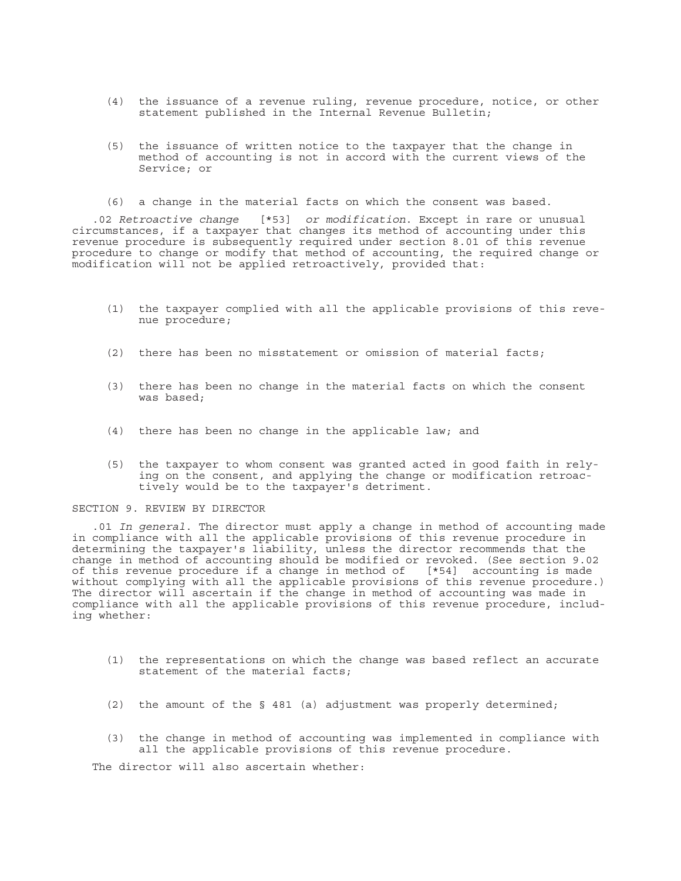(4) the issuance of a revenue ruling, revenue procedure, notice, or other statement published in the Internal Revenue Bulletin;

(5) the issuance of written notice to the taxpayer that the change in method of accounting is not in accord with the current views of the Service; or

(6) a change in the material facts on which the consent was based.

.02 *Retroactive change* [*53] *or modification*. Except in rare or unusual circumstances, if a taxpayer that changes its method of accounting under this revenue procedure is subsequently required under section 8.01 of this revenue procedure to change or modify that method of accounting, the required change or modification will not be applied retroactively, provided that:

(1) the taxpayer complied with all the applicable provisions of this revenue procedure;

(2) there has been no misstatement or omission of material facts;

(3) there has been no change in the material facts on which the consent was based;

(4) there has been no change in the applicable law; and

(5) the taxpayer to whom consent was granted acted in good faith in relying on the consent, and applying the change or modification retroactively would be to the taxpayer's detriment.

SECTION 9. REVIEW BY DIRECTOR

.01 *In general*. The director must apply a change in method of accounting made in compliance with all the applicable provisions of this revenue procedure in determining the taxpayer's liability, unless the director recommends that the change in method of accounting should be modified or revoked. (See section 9.02 of this revenue procedure if a change in method of [*54] accounting is made without complying with all the applicable provisions of this revenue procedure.) The director will ascertain if the change in method of accounting was made in compliance with all the applicable provisions of this revenue procedure, including whether:

(1) the representations on which the change was based reflect an accurate statement of the material facts;

(2) the amount of the § 481 (a) adjustment was properly determined;

(3) the change in method of accounting was implemented in compliance with all the applicable provisions of this revenue procedure.

The director will also ascertain whether: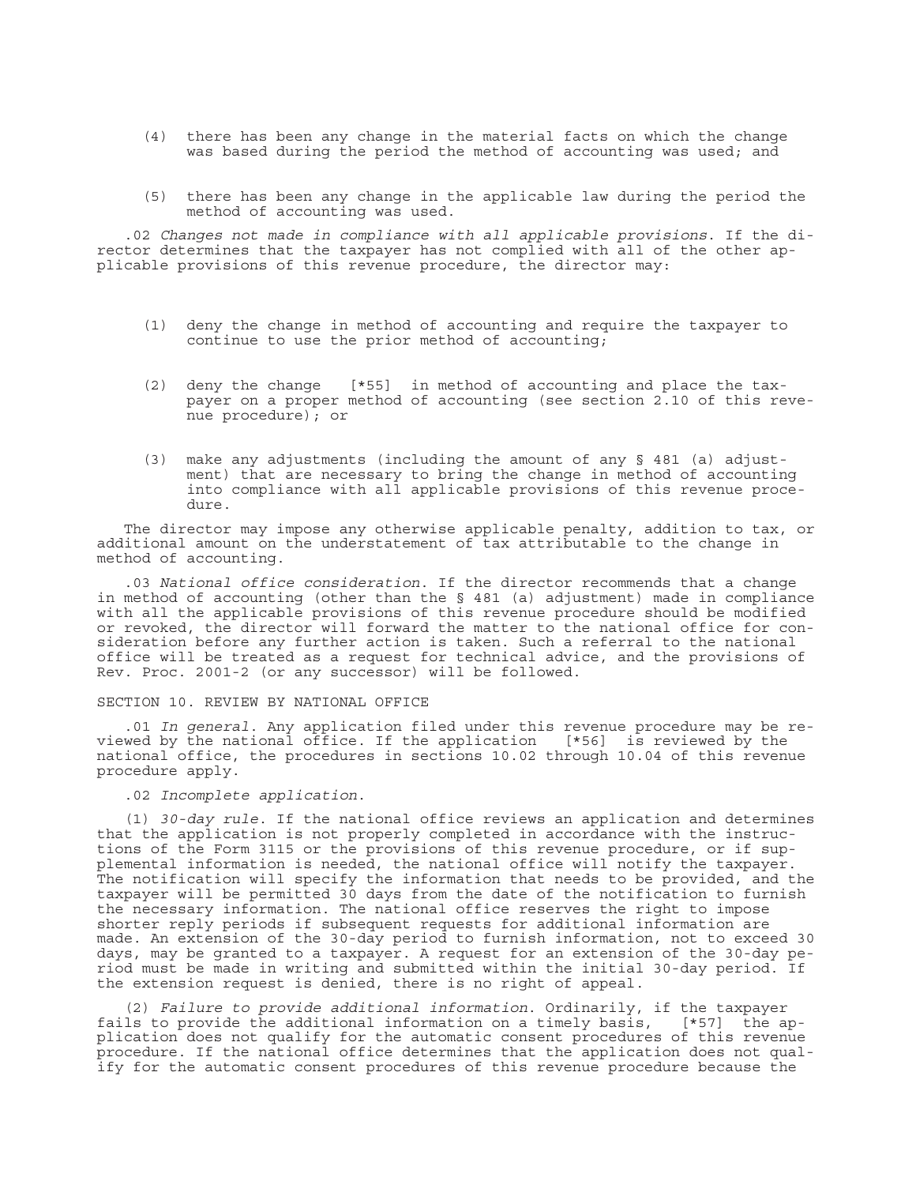(4) there has been any change in the material facts on which the change was based during the period the method of accounting was used; and

(5) there has been any change in the applicable law during the period the method of accounting was used.

.02 *Changes not made in compliance with all applicable provisions*. If the director determines that the taxpayer has not complied with all of the other applicable provisions of this revenue procedure, the director may:

(1) deny the change in method of accounting and require the taxpayer to continue to use the prior method of accounting;

(2) deny the change [*55] in method of accounting and place the taxpayer on a proper method of accounting (see section 2.10 of this revenue procedure); or

(3) make any adjustments (including the amount of any § 481 (a) adjustment) that are necessary to bring the change in method of accounting into compliance with all applicable provisions of this revenue procedure.

The director may impose any otherwise applicable penalty, addition to tax, or additional amount on the understatement of tax attributable to the change in method of accounting.

.03 *National office consideration*. If the director recommends that a change in method of accounting (other than the § 481 (a) adjustment) made in compliance with all the applicable provisions of this revenue procedure should be modified or revoked, the director will forward the matter to the national office for consideration before any further action is taken. Such a referral to the national office will be treated as a request for technical advice, and the provisions of Rev. Proc. 2001-2 (or any successor) will be followed.

SECTION 10. REVIEW BY NATIONAL OFFICE

.01 *In general*. Any application filed under this revenue procedure may be reviewed by the national office. If the application [*56] is reviewed by the national office, the procedures in sections 10.02 through 10.04 of this revenue procedure apply.

.02 *Incomplete application*.

(1) *30-day rule*. If the national office reviews an application and determines that the application is not properly completed in accordance with the instructions of the Form 3115 or the provisions of this revenue procedure, or if supplemental information is needed, the national office will notify the taxpayer. The notification will specify the information that needs to be provided, and the taxpayer will be permitted 30 days from the date of the notification to furnish the necessary information. The national office reserves the right to impose shorter reply periods if subsequent requests for additional information are made. An extension of the 30-day period to furnish information, not to exceed 30 days, may be granted to a taxpayer. A request for an extension of the 30-day period must be made in writing and submitted within the initial 30-day period. If the extension request is denied, there is no right of appeal.

(2) *Failure to provide additional information*. Ordinarily, if the taxpayer fails to provide the additional information on a timely basis, [*57] the application does not qualify for the automatic consent procedures of this revenue procedure. If the national office determines that the application does not qualify for the automatic consent procedures of this revenue procedure because the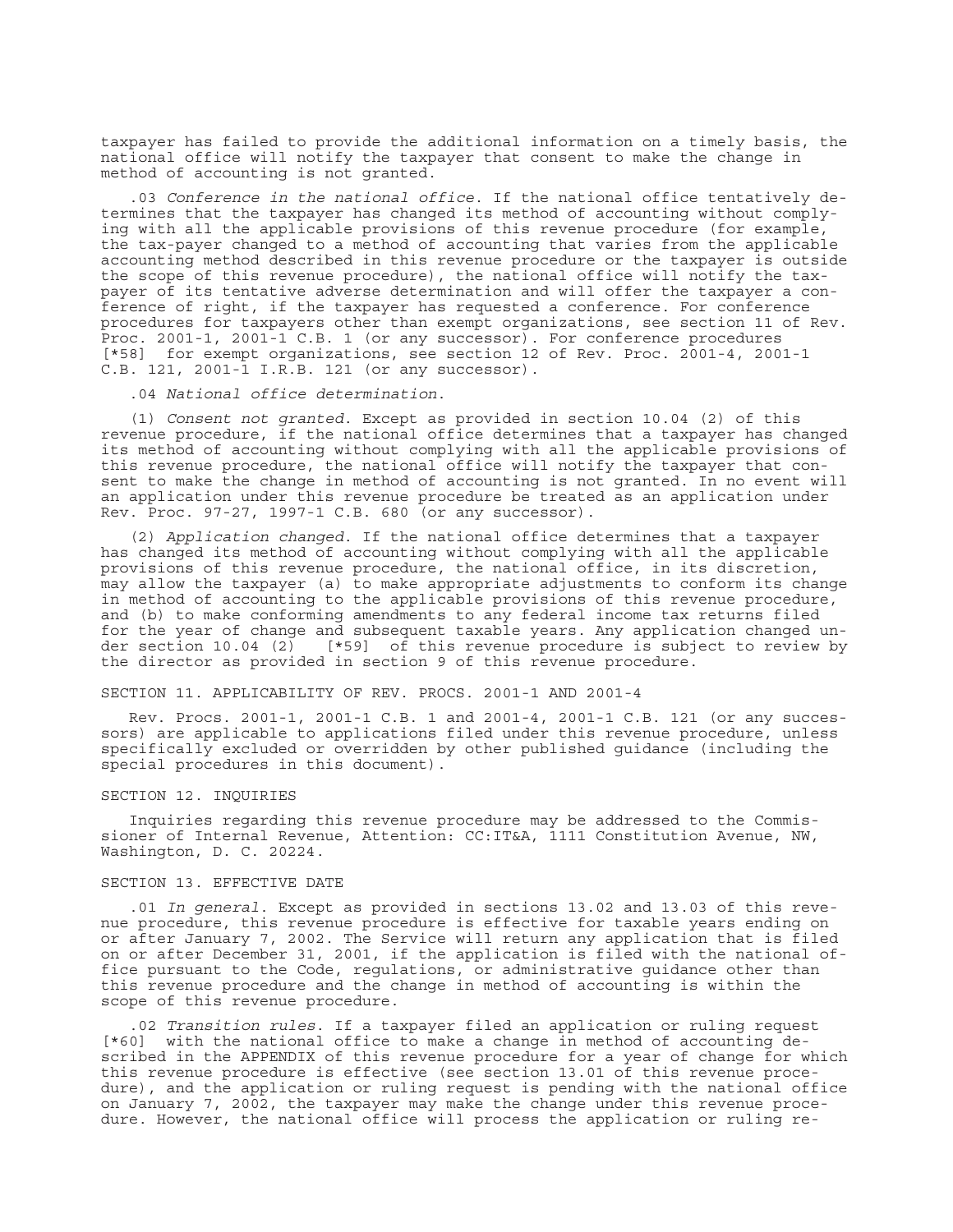taxpayer has failed to provide the additional information on a timely basis, the national office will notify the taxpayer that consent to make the change in method of accounting is not granted.

.03 *Conference in the national office*. If the national office tentatively determines that the taxpayer has changed its method of accounting without complying with all the applicable provisions of this revenue procedure (for example, the tax-payer changed to a method of accounting that varies from the applicable accounting method described in this revenue procedure or the taxpayer is outside the scope of this revenue procedure), the national office will notify the taxpayer of its tentative adverse determination and will offer the taxpayer a conference of right, if the taxpayer has requested a conference. For conference procedures for taxpayers other than exempt organizations, see section 11 of Rev. Proc. 2001-1, 2001-1 C.B. 1 (or any successor). For conference procedures [*58] for exempt organizations, see section 12 of Rev. Proc. 2001-4, 2001-1 C.B. 121, 2001-1 I.R.B. 121 (or any successor).

.04 *National office determination*.

(1) *Consent not granted*. Except as provided in section 10.04 (2) of this revenue procedure, if the national office determines that a taxpayer has changed its method of accounting without complying with all the applicable provisions of this revenue procedure, the national office will notify the taxpayer that consent to make the change in method of accounting is not granted. In no event will an application under this revenue procedure be treated as an application under Rev. Proc. 97-27, 1997-1 C.B. 680 (or any successor).

(2) *Application changed*. If the national office determines that a taxpayer has changed its method of accounting without complying with all the applicable provisions of this revenue procedure, the national office, in its discretion, may allow the taxpayer (a) to make appropriate adjustments to conform its change in method of accounting to the applicable provisions of this revenue procedure, and (b) to make conforming amendments to any federal income tax returns filed for the year of change and subsequent taxable years. Any application changed under section 10.04 (2) [*59] of this revenue procedure is subject to review by the director as provided in section 9 of this revenue procedure.

SECTION 11. APPLICABILITY OF REV. PROCS. 2001-1 AND 2001-4

Rev. Procs. 2001-1, 2001-1 C.B. 1 and 2001-4, 2001-1 C.B. 121 (or any successors) are applicable to applications filed under this revenue procedure, unless specifically excluded or overridden by other published guidance (including the special procedures in this document).

SECTION 12. INQUIRIES

Inquiries regarding this revenue procedure may be addressed to the Commissioner of Internal Revenue, Attention: CC:IT&A, 1111 Constitution Avenue, NW, Washington, D. C. 20224.

SECTION 13. EFFECTIVE DATE

.01 *In general*. Except as provided in sections 13.02 and 13.03 of this revenue procedure, this revenue procedure is effective for taxable years ending on or after January 7, 2002. The Service will return any application that is filed on or after December 31, 2001, if the application is filed with the national office pursuant to the Code, regulations, or administrative guidance other than this revenue procedure and the change in method of accounting is within the scope of this revenue procedure.

.02 *Transition rules*. If a taxpayer filed an application or ruling request [*60] with the national office to make a change in method of accounting described in the APPENDIX of this revenue procedure for a year of change for which this revenue procedure is effective (see section 13.01 of this revenue procedure), and the application or ruling request is pending with the national office on January 7, 2002, the taxpayer may make the change under this revenue procedure. However, the national office will process the application or ruling re-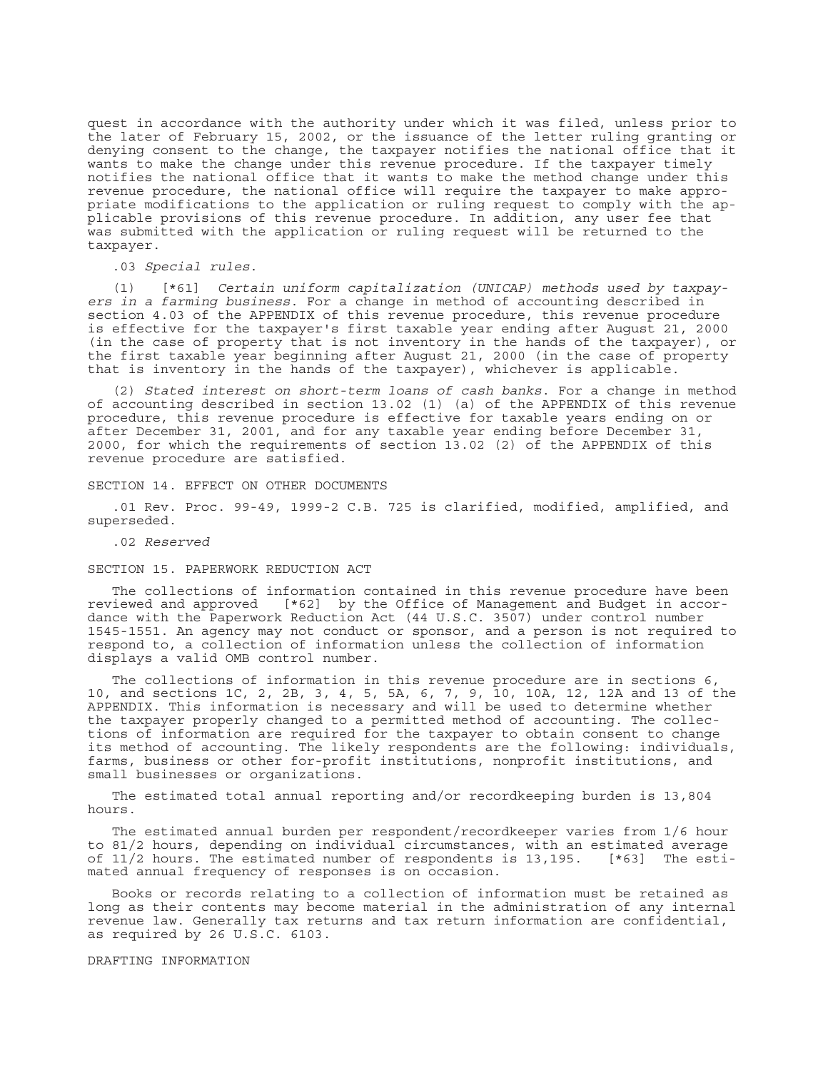quest in accordance with the authority under which it was filed, unless prior to the later of February 15, 2002, or the issuance of the letter ruling granting or denying consent to the change, the taxpayer notifies the national office that it wants to make the change under this revenue procedure. If the taxpayer timely notifies the national office that it wants to make the method change under this revenue procedure, the national office will require the taxpayer to make appropriate modifications to the application or ruling request to comply with the applicable provisions of this revenue procedure. In addition, any user fee that was submitted with the application or ruling request will be returned to the taxpayer.

.03 *Special rules.*

(1) [*61] *Certain uniform capitalization (UNICAP) methods used by taxpayers in a farming business.* For a change in method of accounting described in section 4.03 of the APPENDIX of this revenue procedure, this revenue procedure is effective for the taxpayer's first taxable year ending after August 21, 2000 (in the case of property that is not inventory in the hands of the taxpayer), or the first taxable year beginning after August 21, 2000 (in the case of property that is inventory in the hands of the taxpayer), whichever is applicable.

(2) *Stated interest on short-term loans of cash banks.* For a change in method of accounting described in section 13.02 (1) (a) of the APPENDIX of this revenue procedure, this revenue procedure is effective for taxable years ending on or after December 31, 2001, and for any taxable year ending before December 31, 2000, for which the requirements of section 13.02 (2) of the APPENDIX of this revenue procedure are satisfied.

SECTION 14. EFFECT ON OTHER DOCUMENTS

.01 Rev. Proc. 99-49, 1999-2 C.B. 725 is clarified, modified, amplified, and superseded.

.02 *Reserved*

SECTION 15. PAPERWORK REDUCTION ACT

The collections of information contained in this revenue procedure have been reviewed and approved [*62] by the Office of Management and Budget in accordance with the Paperwork Reduction Act (44 U.S.C. 3507) under control number 1545-1551. An agency may not conduct or sponsor, and a person is not required to respond to, a collection of information unless the collection of information displays a valid OMB control number.

The collections of information in this revenue procedure are in sections 6, 10, and sections 1C, 2, 2B, 3, 4, 5, 5A, 6, 7, 9, 10, 10A, 12, 12A and 13 of the APPENDIX. This information is necessary and will be used to determine whether the taxpayer properly changed to a permitted method of accounting. The collections of information are required for the taxpayer to obtain consent to change its method of accounting. The likely respondents are the following: individuals, farms, business or other for-profit institutions, nonprofit institutions, and small businesses or organizations.

The estimated total annual reporting and/or recordkeeping burden is 13,804 hours.

The estimated annual burden per respondent/recordkeeper varies from 1/6 hour to 81/2 hours, depending on individual circumstances, with an estimated average of 11/2 hours. The estimated number of respondents is 13,195. [*63] The estimated annual frequency of responses is on occasion.

Books or records relating to a collection of information must be retained as long as their contents may become material in the administration of any internal revenue law. Generally tax returns and tax return information are confidential, as required by 26 U.S.C. 6103.

DRAFTING INFORMATION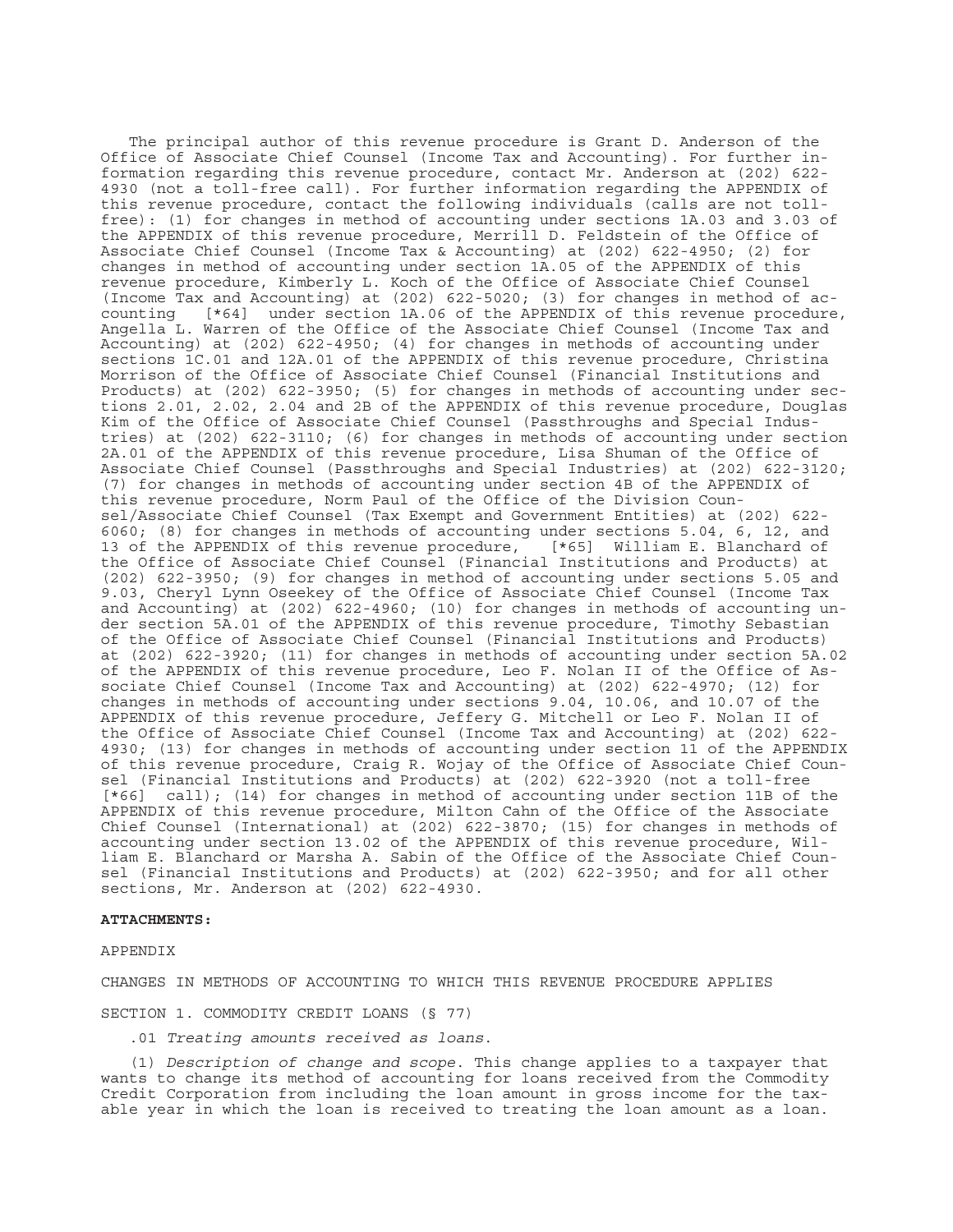The principal author of this revenue procedure is Grant D. Anderson of the Office of Associate Chief Counsel (Income Tax and Accounting). For further information regarding this revenue procedure, contact Mr. Anderson at (202) 622-4930 (not a toll-free call). For further information regarding the APPENDIX of this revenue procedure, contact the following individuals (calls are not toll-free): (1) for changes in method of accounting under sections 1A.03 and 3.03 of the APPENDIX of this revenue procedure, Merrill D. Feldstein of the Office of Associate Chief Counsel (Income Tax & Accounting) at (202) 622-4950; (2) for changes in method of accounting under section 1A.05 of the APPENDIX of this revenue procedure, Kimberly L. Koch of the Office of Associate Chief Counsel (Income Tax and Accounting) at (202) 622-5020; (3) for changes in method of accounting [*64] under section 1A.06 of the APPENDIX of this revenue procedure, Angella L. Warren of the Office of the Associate Chief Counsel (Income Tax and Accounting) at (202) 622-4950; (4) for changes in methods of accounting under sections 1C.01 and 12A.01 of the APPENDIX of this revenue procedure, Christina Morrison of the Office of Associate Chief Counsel (Financial Institutions and Products) at (202) 622-3950; (5) for changes in methods of accounting under sections 2.01, 2.02, 2.04 and 2B of the APPENDIX of this revenue procedure, Douglas Kim of the Office of Associate Chief Counsel (Passthroughs and Special Industries) at (202) 622-3110; (6) for changes in methods of accounting under section 2A.01 of the APPENDIX of this revenue procedure, Lisa Shuman of the Office of Associate Chief Counsel (Passthroughs and Special Industries) at (202) 622-3120; (7) for changes in methods of accounting under section 4B of the APPENDIX of this revenue procedure, Norm Paul of the Office of the Division Counsel/Associate Chief Counsel (Tax Exempt and Government Entities) at (202) 622-6060; (8) for changes in methods of accounting under sections 5.04, 6, 12, and 13 of the APPENDIX of this revenue procedure, [*65] William E. Blanchard of the Office of Associate Chief Counsel (Financial Institutions and Products) at (202) 622-3950; (9) for changes in method of accounting under sections 5.05 and 9.03, Cheryl Lynn Oseekey of the Office of Associate Chief Counsel (Income Tax and Accounting) at (202) 622-4960; (10) for changes in methods of accounting under section 5A.01 of the APPENDIX of this revenue procedure, Timothy Sebastian of the Office of Associate Chief Counsel (Financial Institutions and Products) at (202) 622-3920; (11) for changes in methods of accounting under section 5A.02 of the APPENDIX of this revenue procedure, Leo F. Nolan II of the Office of Associate Chief Counsel (Income Tax and Accounting) at (202) 622-4970; (12) for changes in methods of accounting under sections 9.04, 10.06, and 10.07 of the APPENDIX of this revenue procedure, Jeffery G. Mitchell or Leo F. Nolan II of the Office of Associate Chief Counsel (Income Tax and Accounting) at (202) 622-4930; (13) for changes in methods of accounting under section 11 of the APPENDIX of this revenue procedure, Craig R. Wojay of the Office of Associate Chief Counsel (Financial Institutions and Products) at (202) 622-3920 (not a toll-free [*66] call); (14) for changes in method of accounting under section 11B of the APPENDIX of this revenue procedure, Milton Cahn of the Office of the Associate Chief Counsel (International) at (202) 622-3870; (15) for changes in methods of accounting under section 13.02 of the APPENDIX of this revenue procedure, William E. Blanchard or Marsha A. Sabin of the Office of the Associate Chief Counsel (Financial Institutions and Products) at (202) 622-3950; and for all other sections, Mr. Anderson at (202) 622-4930.

**ATTACHMENTS:**

APPENDIX

CHANGES IN METHODS OF ACCOUNTING TO WHICH THIS REVENUE PROCEDURE APPLIES

SECTION 1. COMMODITY CREDIT LOANS (§ 77)

.01 *Treating amounts received as loans*.

(1) *Description of change and scope*. This change applies to a taxpayer that wants to change its method of accounting for loans received from the Commodity Credit Corporation from including the loan amount in gross income for the taxable year in which the loan is received to treating the loan amount as a loan.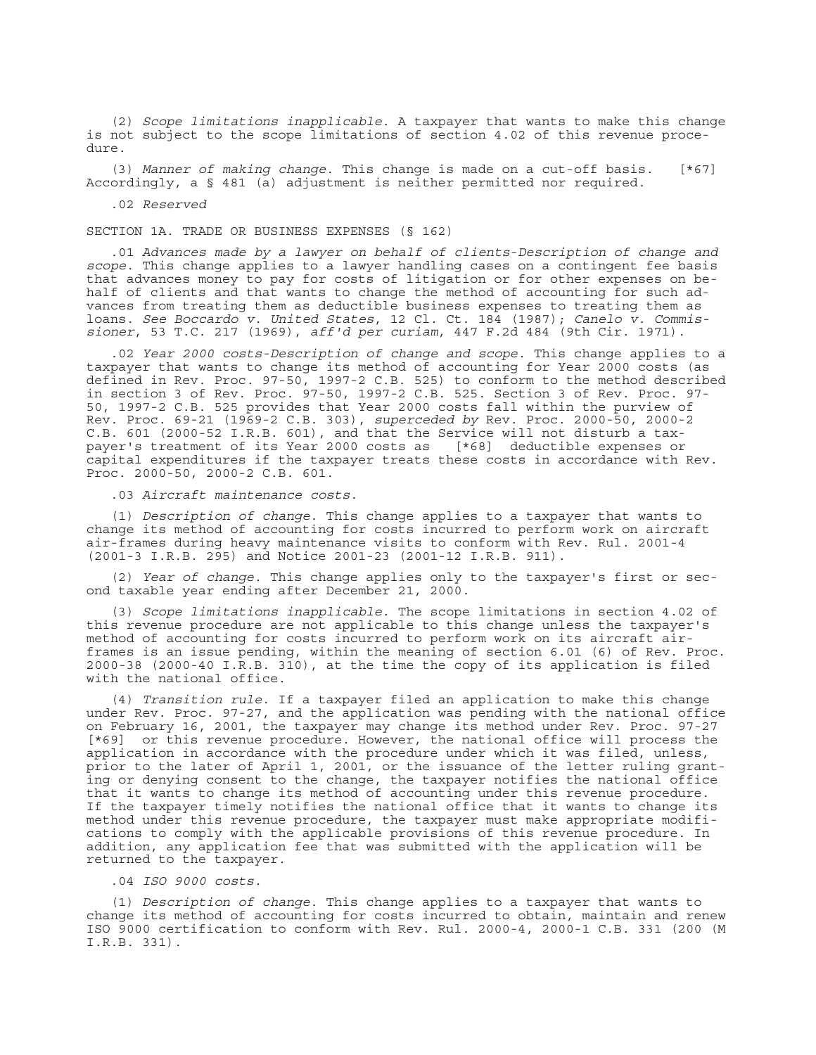(2) *Scope limitations inapplicable*. A taxpayer that wants to make this change is not subject to the scope limitations of section 4.02 of this revenue procedure.

(3) *Manner of making change*. This change is made on a cut-off basis. [*67] Accordingly, a § 481 (a) adjustment is neither permitted nor required.

.02 *Reserved*

SECTION 1A. TRADE OR BUSINESS EXPENSES (§ 162)

.01 *Advances made by a lawyer on behalf of clients-Description of change and scope*. This change applies to a lawyer handling cases on a contingent fee basis that advances money to pay for costs of litigation or for other expenses on behalf of clients and that wants to change the method of accounting for such advances from treating them as deductible business expenses to treating them as loans. *See Boccardo v. United States*, 12 Cl. Ct. 184 (1987); *Canelo v. Commissioner*, 53 T.C. 217 (1969), *aff'd per curiam*, 447 F.2d 484 (9th Cir. 1971).

.02 *Year 2000 costs-Description of change and scope*. This change applies to a taxpayer that wants to change its method of accounting for Year 2000 costs (as defined in Rev. Proc. 97-50, 1997-2 C.B. 525) to conform to the method described in section 3 of Rev. Proc. 97-50, 1997-2 C.B. 525. Section 3 of Rev. Proc. 97-50, 1997-2 C.B. 525 provides that Year 2000 costs fall within the purview of Rev. Proc. 69-21 (1969-2 C.B. 303), *superceded by* Rev. Proc. 2000-50, 2000-2 C.B. 601 (2000-52 I.R.B. 601), and that the Service will not disturb a taxpayer's treatment of its Year 2000 costs as [*68] deductible expenses or capital expenditures if the taxpayer treats these costs in accordance with Rev. Proc. 2000-50, 2000-2 C.B. 601.

.03 *Aircraft maintenance costs*.

(1) *Description of change*. This change applies to a taxpayer that wants to change its method of accounting for costs incurred to perform work on aircraft air-frames during heavy maintenance visits to conform with Rev. Rul. 2001-4 (2001-3 I.R.B. 295) and Notice 2001-23 (2001-12 I.R.B. 911).

(2) *Year of change*. This change applies only to the taxpayer's first or second taxable year ending after December 21, 2000.

(3) *Scope limitations inapplicable*. The scope limitations in section 4.02 of this revenue procedure are not applicable to this change unless the taxpayer's method of accounting for costs incurred to perform work on its aircraft air-frames is an issue pending, within the meaning of section 6.01 (6) of Rev. Proc. 2000-38 (2000-40 I.R.B. 310), at the time the copy of its application is filed with the national office.

(4) *Transition rule*. If a taxpayer filed an application to make this change under Rev. Proc. 97-27, and the application was pending with the national office on February 16, 2001, the taxpayer may change its method under Rev. Proc. 97-27 [*69] or this revenue procedure. However, the national office will process the application in accordance with the procedure under which it was filed, unless, prior to the later of April 1, 2001, or the issuance of the letter ruling granting or denying consent to the change, the taxpayer notifies the national office that it wants to change its method of accounting under this revenue procedure. If the taxpayer timely notifies the national office that it wants to change its method under this revenue procedure, the taxpayer must make appropriate modifications to comply with the applicable provisions of this revenue procedure. In addition, any application fee that was submitted with the application will be returned to the taxpayer.

.04 *ISO 9000 costs*.

(1) *Description of change*. This change applies to a taxpayer that wants to change its method of accounting for costs incurred to obtain, maintain and renew ISO 9000 certification to conform with Rev. Rul. 2000-4, 2000-1 C.B. 331 (200 (M I.R.B. 331).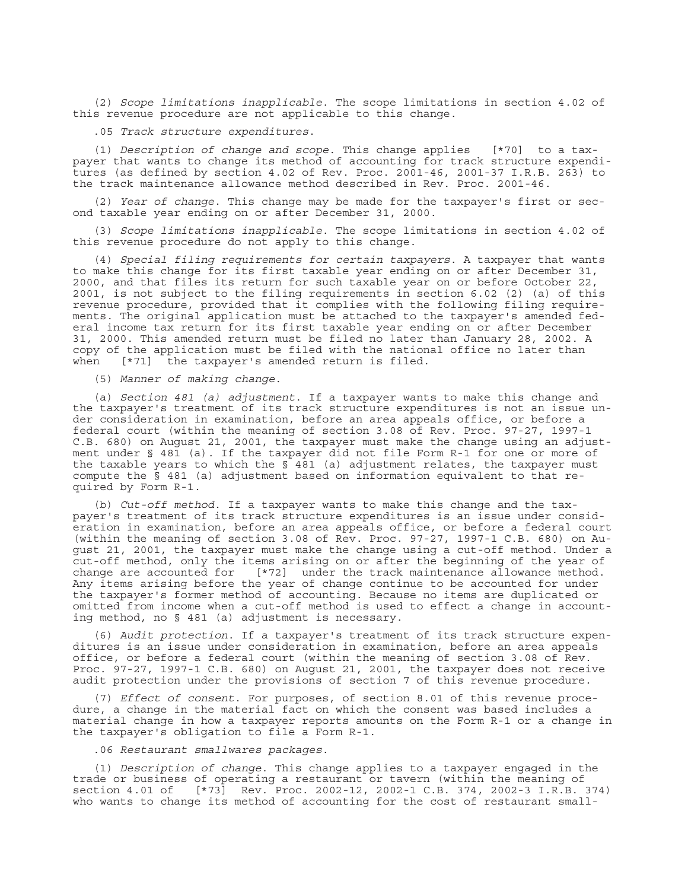(2) *Scope limitations inapplicable*. The scope limitations in section 4.02 of this revenue procedure are not applicable to this change.

.05 *Track structure expenditures*.

(1) *Description of change and scope*. This change applies [*70] to a taxpayer that wants to change its method of accounting for track structure expenditures (as defined by section 4.02 of Rev. Proc. 2001-46, 2001-37 I.R.B. 263) to the track maintenance allowance method described in Rev. Proc. 2001-46.

(2) *Year of change*. This change may be made for the taxpayer's first or second taxable year ending on or after December 31, 2000.

(3) *Scope limitations inapplicable*. The scope limitations in section 4.02 of this revenue procedure do not apply to this change.

(4) *Special filing requirements for certain taxpayers*. A taxpayer that wants to make this change for its first taxable year ending on or after December 31, 2000, and that files its return for such taxable year on or before October 22, 2001, is not subject to the filing requirements in section 6.02 (2) (a) of this revenue procedure, provided that it complies with the following filing requirements. The original application must be attached to the taxpayer's amended federal income tax return for its first taxable year ending on or after December 31, 2000. This amended return must be filed no later than January 28, 2002. A copy of the application must be filed with the national office no later than when [*71] the taxpayer's amended return is filed.

(5) *Manner of making change*.

(a) *Section 481 (a) adjustment*. If a taxpayer wants to make this change and the taxpayer's treatment of its track structure expenditures is not an issue under consideration in examination, before an area appeals office, or before a federal court (within the meaning of section 3.08 of Rev. Proc. 97-27, 1997-1 C.B. 680) on August 21, 2001, the taxpayer must make the change using an adjustment under § 481 (a). If the taxpayer did not file Form R-1 for one or more of the taxable years to which the § 481 (a) adjustment relates, the taxpayer must compute the § 481 (a) adjustment based on information equivalent to that required by Form R-1.

(b) *Cut-off method*. If a taxpayer wants to make this change and the taxpayer's treatment of its track structure expenditures is an issue under consideration in examination, before an area appeals office, or before a federal court (within the meaning of section 3.08 of Rev. Proc. 97-27, 1997-1 C.B. 680) on August 21, 2001, the taxpayer must make the change using a cut-off method. Under a cut-off method, only the items arising on or after the beginning of the year of change are accounted for [*72] under the track maintenance allowance method. Any items arising before the year of change continue to be accounted for under the taxpayer's former method of accounting. Because no items are duplicated or omitted from income when a cut-off method is used to effect a change in accounting method, no § 481 (a) adjustment is necessary.

(6) *Audit protection*. If a taxpayer's treatment of its track structure expenditures is an issue under consideration in examination, before an area appeals office, or before a federal court (within the meaning of section 3.08 of Rev. Proc. 97-27, 1997-1 C.B. 680) on August 21, 2001, the taxpayer does not receive audit protection under the provisions of section 7 of this revenue procedure.

(7) *Effect of consent*. For purposes, of section 8.01 of this revenue procedure, a change in the material fact on which the consent was based includes a material change in how a taxpayer reports amounts on the Form R-1 or a change in the taxpayer's obligation to file a Form R-1.

.06 *Restaurant smallwares packages*.

(1) *Description of change*. This change applies to a taxpayer engaged in the trade or business of operating a restaurant or tavern (within the meaning of section 4.01 of [*73] Rev. Proc. 2002-12, 2002-1 C.B. 374, 2002-3 I.R.B. 374) who wants to change its method of accounting for the cost of restaurant small-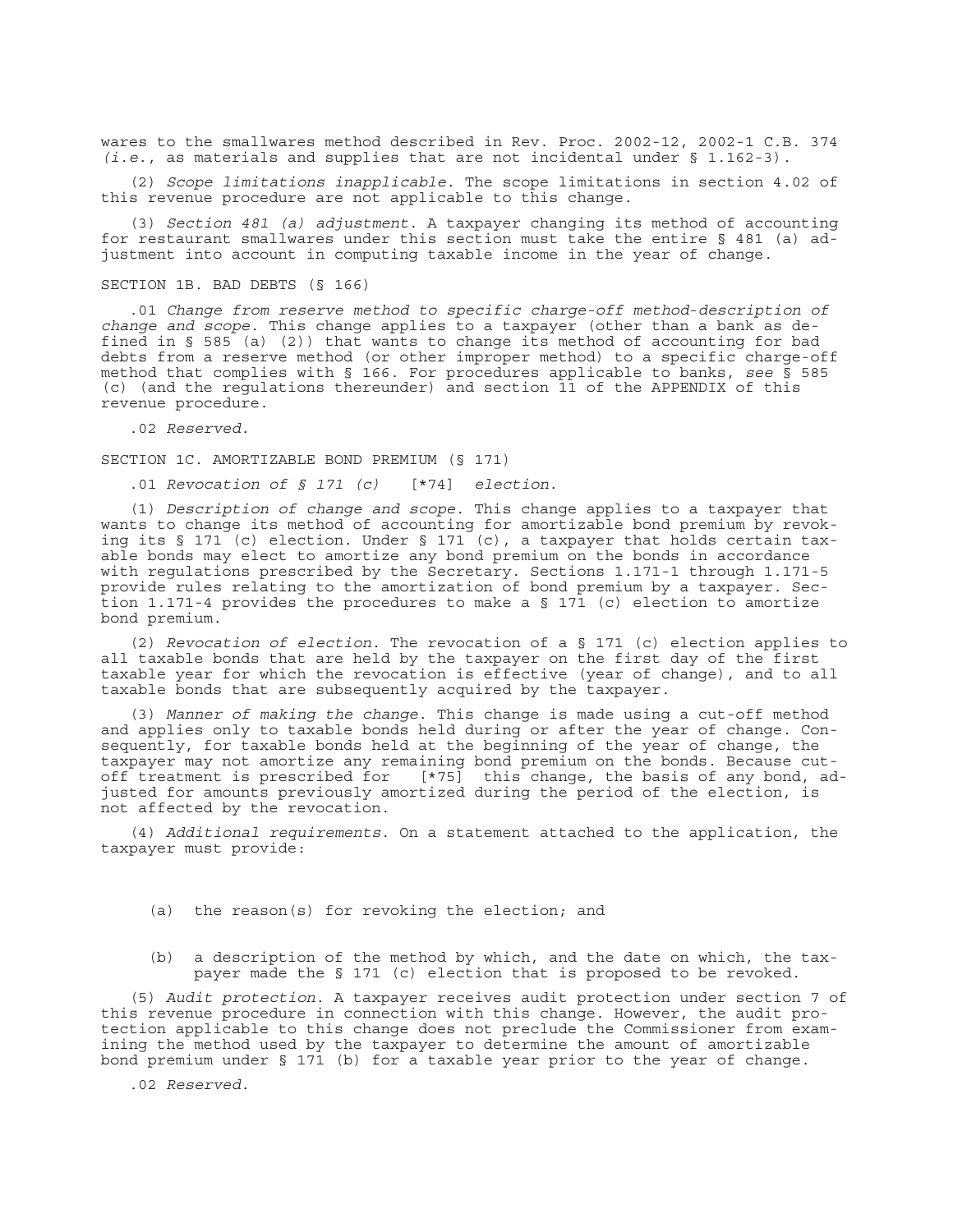wares to the smallwares method described in Rev. Proc. 2002-12, 2002-1 C.B. 374 (*i.e.*, as materials and supplies that are not incidental under § 1.162-3).

(2) *Scope limitations inapplicable.* The scope limitations in section 4.02 of this revenue procedure are not applicable to this change.

(3) *Section 481 (a) adjustment.* A taxpayer changing its method of accounting for restaurant smallwares under this section must take the entire § 481 (a) adjustment into account in computing taxable income in the year of change.

SECTION 1B. BAD DEBTS (§ 166)

.01 *Change from reserve method to specific charge-off method-description of change and scope.* This change applies to a taxpayer (other than a bank as defined in § 585 (a) (2)) that wants to change its method of accounting for bad debts from a reserve method (or other improper method) to a specific charge-off method that complies with § 166. For procedures applicable to banks, *see* § 585 (c) (and the regulations thereunder) and section 11 of the APPENDIX of this revenue procedure.

.02 *Reserved.*

SECTION 1C. AMORTIZABLE BOND PREMIUM (§ 171)

.01 *Revocation of § 171 (c)* [*74] *election.*

(1) *Description of change and scope.* This change applies to a taxpayer that wants to change its method of accounting for amortizable bond premium by revoking its § 171 (c) election. Under § 171 (c), a taxpayer that holds certain taxable bonds may elect to amortize any bond premium on the bonds in accordance with regulations prescribed by the Secretary. Sections 1.171-1 through 1.171-5 provide rules relating to the amortization of bond premium by a taxpayer. Section 1.171-4 provides the procedures to make a § 171 (c) election to amortize bond premium.

(2) *Revocation of election.* The revocation of a § 171 (c) election applies to all taxable bonds that are held by the taxpayer on the first day of the first taxable year for which the revocation is effective (year of change), and to all taxable bonds that are subsequently acquired by the taxpayer.

(3) *Manner of making the change.* This change is made using a cut-off method and applies only to taxable bonds held during or after the year of change. Consequently, for taxable bonds held at the beginning of the year of change, the taxpayer may not amortize any remaining bond premium on the bonds. Because cut-off treatment is prescribed for [*75] this change, the basis of any bond, adjusted for amounts previously amortized during the period of the election, is not affected by the revocation.

(4) *Additional requirements.* On a statement attached to the application, the taxpayer must provide:

(a) the reason(s) for revoking the election; and

(b) a description of the method by which, and the date on which, the taxpayer made the § 171 (c) election that is proposed to be revoked.

(5) *Audit protection.* A taxpayer receives audit protection under section 7 of this revenue procedure in connection with this change. However, the audit protection applicable to this change does not preclude the Commissioner from examining the method used by the taxpayer to determine the amount of amortizable bond premium under § 171 (b) for a taxable year prior to the year of change.

.02 *Reserved.*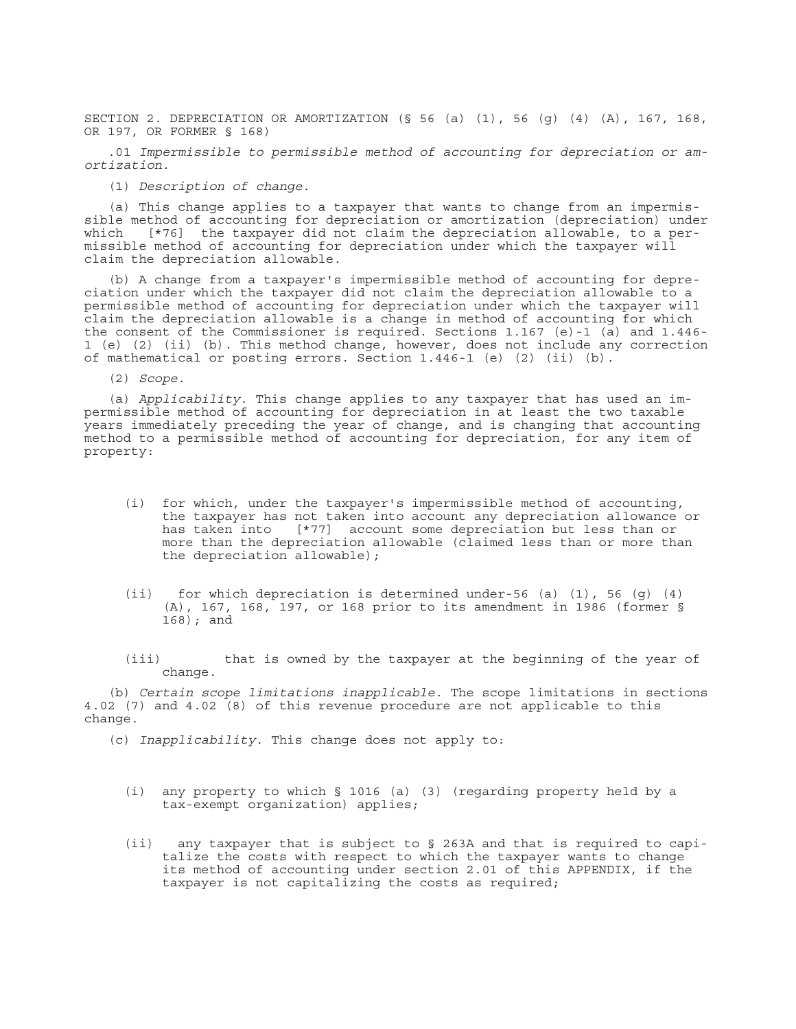SECTION 2. DEPRECIATION OR AMORTIZATION (§ 56 (a) (1), 56 (g) (4) (A), 167, 168, OR 197, OR FORMER § 168)

.01 *Impermissible to permissible method of accounting for depreciation or amortization*.

(1) *Description of change*.

(a) This change applies to a taxpayer that wants to change from an impermissible method of accounting for depreciation or amortization (depreciation) under which [*76] the taxpayer did not claim the depreciation allowable, to a permissible method of accounting for depreciation under which the taxpayer will claim the depreciation allowable.

(b) A change from a taxpayer's impermissible method of accounting for depreciation under which the taxpayer did not claim the depreciation allowable to a permissible method of accounting for depreciation under which the taxpayer will claim the depreciation allowable is a change in method of accounting for which the consent of the Commissioner is required. Sections 1.167 (e)-1 (a) and 1.446-1 (e) (2) (ii) (b). This method change, however, does not include any correction of mathematical or posting errors. Section 1.446-1 (e) (2) (ii) (b).

(2) *Scope*.

(a) *Applicability*. This change applies to any taxpayer that has used an impermissible method of accounting for depreciation in at least the two taxable years immediately preceding the year of change, and is changing that accounting method to a permissible method of accounting for depreciation, for any item of property:

(i) for which, under the taxpayer's impermissible method of accounting, the taxpayer has not taken into account any depreciation allowance or has taken into [*77] account some depreciation but less than or more than the depreciation allowable (claimed less than or more than the depreciation allowable);

(ii) for which depreciation is determined under-56 (a) (1), 56 (g) (4) (A), 167, 168, 197, or 168 prior to its amendment in 1986 (former § 168); and

(iii) that is owned by the taxpayer at the beginning of the year of change.

(b) *Certain scope limitations inapplicable*. The scope limitations in sections 4.02 (7) and 4.02 (8) of this revenue procedure are not applicable to this change.

(c) *Inapplicability*. This change does not apply to:

(i) any property to which § 1016 (a) (3) (regarding property held by a tax-exempt organization) applies;

(ii) any taxpayer that is subject to § 263A and that is required to capitalize the costs with respect to which the taxpayer wants to change its method of accounting under section 2.01 of this APPENDIX, if the taxpayer is not capitalizing the costs as required;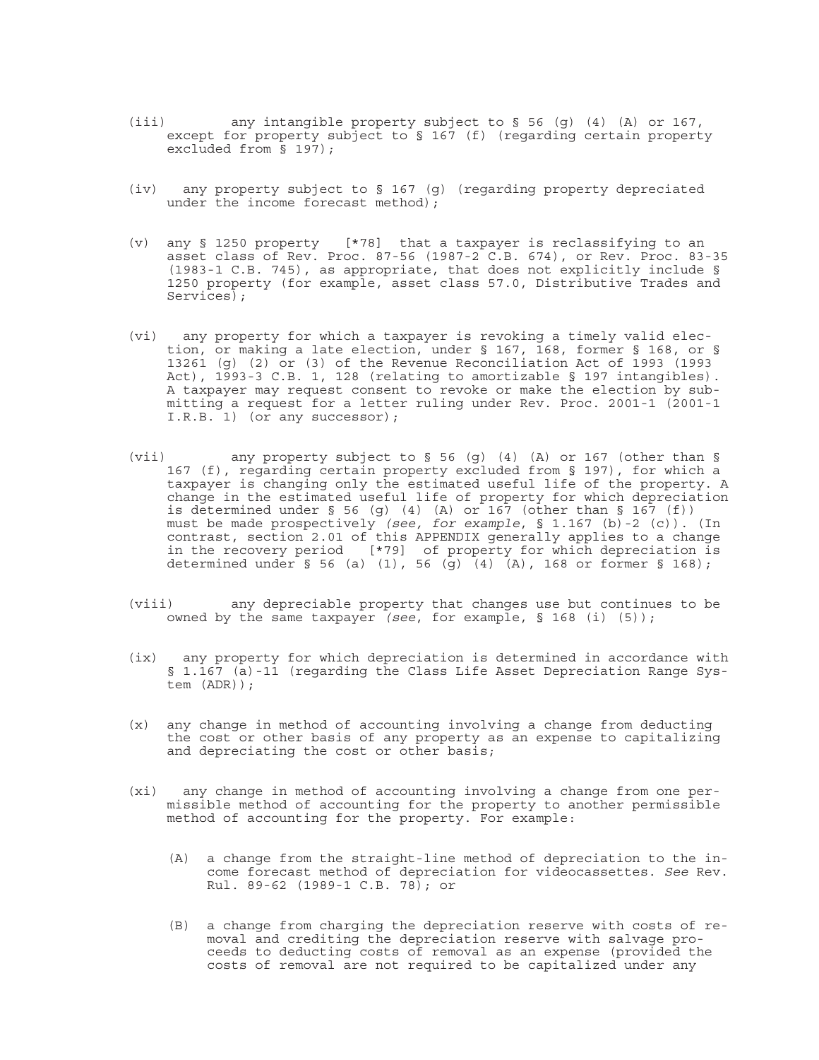(iii) any intangible property subject to § 56 (g) (4) (A) or 167, except for property subject to § 167 (f) (regarding certain property excluded from § 197);

(iv) any property subject to § 167 (g) (regarding property depreciated under the income forecast method);

(v) any § 1250 property [*78] that a taxpayer is reclassifying to an asset class of Rev. Proc. 87-56 (1987-2 C.B. 674), or Rev. Proc. 83-35 (1983-1 C.B. 745), as appropriate, that does not explicitly include § 1250 property (for example, asset class 57.0, Distributive Trades and Services);

(vi) any property for which a taxpayer is revoking a timely valid election, or making a late election, under § 167, 168, former § 168, or § 13261 (g) (2) or (3) of the Revenue Reconciliation Act of 1993 (1993 Act), 1993-3 C.B. 1, 128 (relating to amortizable § 197 intangibles). A taxpayer may request consent to revoke or make the election by submitting a request for a letter ruling under Rev. Proc. 2001-1 (2001-1 I.R.B. 1) (or any successor);

(vii) any property subject to § 56 (g) (4) (A) or 167 (other than § 167 (f), regarding certain property excluded from § 197), for which a taxpayer is changing only the estimated useful life of the property. A change in the estimated useful life of property for which depreciation is determined under § 56 (g) (4) (A) or 167 (other than § 167 (f)) must be made prospectively *(see, for example*, § 1.167 (b)-2 (c)). (In contrast, section 2.01 of this APPENDIX generally applies to a change in the recovery period [*79] of property for which depreciation is determined under § 56 (a) (1), 56 (g) (4) (A), 168 or former § 168);

(viii) any depreciable property that changes use but continues to be owned by the same taxpayer *(see*, for example, § 168 (i) (5));

(ix) any property for which depreciation is determined in accordance with § 1.167 (a)-11 (regarding the Class Life Asset Depreciation Range System (ADR));

(x) any change in method of accounting involving a change from deducting the cost or other basis of any property as an expense to capitalizing and depreciating the cost or other basis;

(xi) any change in method of accounting involving a change from one permissible method of accounting for the property to another permissible method of accounting for the property. For example:

  (A) a change from the straight-line method of depreciation to the income forecast method of depreciation for videocassettes. *See* Rev. Rul. 89-62 (1989-1 C.B. 78); or

  (B) a change from charging the depreciation reserve with costs of removal and crediting the depreciation reserve with salvage proceeds to deducting costs of removal as an expense (provided the costs of removal are not required to be capitalized under any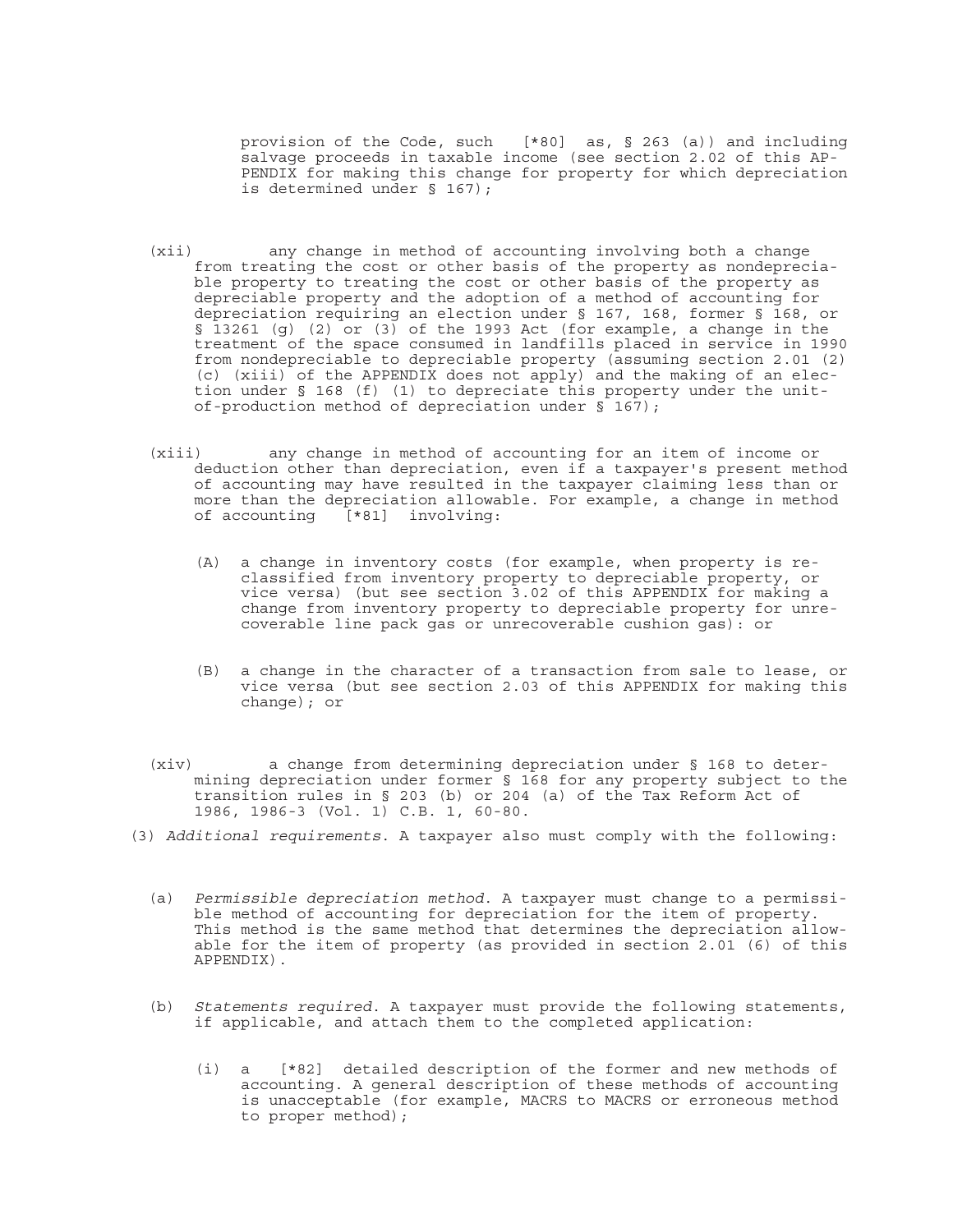provision of the Code, such [*80] as, § 263 (a)) and including salvage proceeds in taxable income (see section 2.02 of this APPENDIX for making this change for property for which depreciation is determined under § 167);

(xii) any change in method of accounting involving both a change from treating the cost or other basis of the property as nondepreciable property to treating the cost or other basis of the property as depreciable property and the adoption of a method of accounting for depreciation requiring an election under § 167, 168, former § 168, or § 13261 (g) (2) or (3) of the 1993 Act (for example, a change in the treatment of the space consumed in landfills placed in service in 1990 from nondepreciable to depreciable property (assuming section 2.01 (2) (c) (xiii) of the APPENDIX does not apply) and the making of an election under § 168 (f) (1) to depreciate this property under the unit-of-production method of depreciation under § 167);

(xiii) any change in method of accounting for an item of income or deduction other than depreciation, even if a taxpayer's present method of accounting may have resulted in the taxpayer claiming less than or more than the depreciation allowable. For example, a change in method of accounting [*81] involving:

(A) a change in inventory costs (for example, when property is reclassified from inventory property to depreciable property, or vice versa) (but see section 3.02 of this APPENDIX for making a change from inventory property to depreciable property for unrecoverable line pack gas or unrecoverable cushion gas): or

(B) a change in the character of a transaction from sale to lease, or vice versa (but see section 2.03 of this APPENDIX for making this change); or

(xiv) a change from determining depreciation under § 168 to determining depreciation under former § 168 for any property subject to the transition rules in § 203 (b) or 204 (a) of the Tax Reform Act of 1986, 1986-3 (Vol. 1) C.B. 1, 60-80.

(3) *Additional requirements*. A taxpayer also must comply with the following:

(a) *Permissible depreciation method*. A taxpayer must change to a permissible method of accounting for depreciation for the item of property. This method is the same method that determines the depreciation allowable for the item of property (as provided in section 2.01 (6) of this APPENDIX).

(b) *Statements required*. A taxpayer must provide the following statements, if applicable, and attach them to the completed application:

(i) a [*82] detailed description of the former and new methods of accounting. A general description of these methods of accounting is unacceptable (for example, MACRS to MACRS or erroneous method to proper method);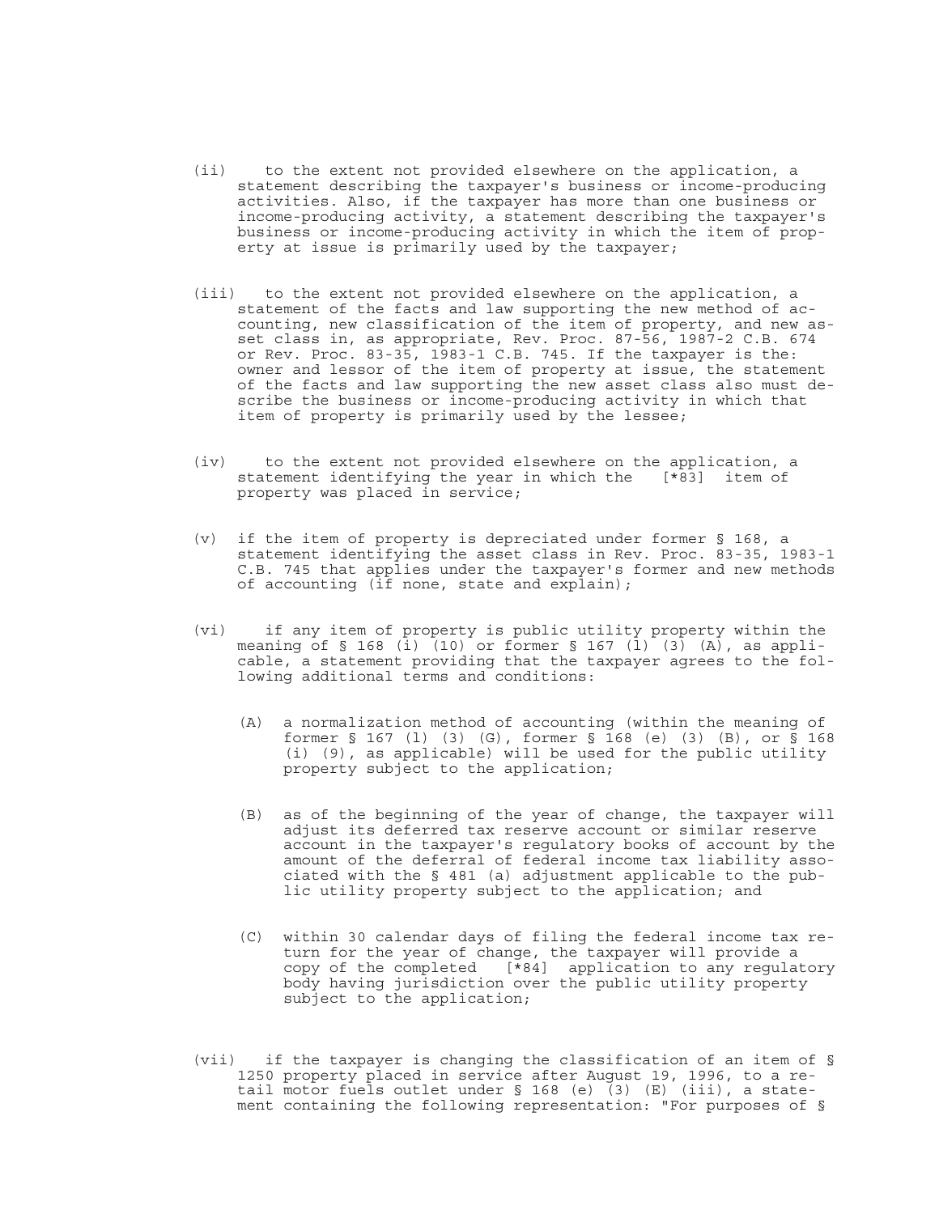(ii) to the extent not provided elsewhere on the application, a statement describing the taxpayer's business or income-producing activities. Also, if the taxpayer has more than one business or income-producing activity, a statement describing the taxpayer's business or income-producing activity in which the item of property at issue is primarily used by the taxpayer;

(iii) to the extent not provided elsewhere on the application, a statement of the facts and law supporting the new method of accounting, new classification of the item of property, and new asset class in, as appropriate, Rev. Proc. 87-56, 1987-2 C.B. 674 or Rev. Proc. 83-35, 1983-1 C.B. 745. If the taxpayer is the: owner and lessor of the item of property at issue, the statement of the facts and law supporting the new asset class also must describe the business or income-producing activity in which that item of property is primarily used by the lessee;

(iv) to the extent not provided elsewhere on the application, a statement identifying the year in which the [*83] item of property was placed in service;

(v) if the item of property is depreciated under former § 168, a statement identifying the asset class in Rev. Proc. 83-35, 1983-1 C.B. 745 that applies under the taxpayer's former and new methods of accounting (if none, state and explain);

(vi) if any item of property is public utility property within the meaning of § 168 (i) (10) or former § 167 (l) (3) (A), as applicable, a statement providing that the taxpayer agrees to the following additional terms and conditions:

(A) a normalization method of accounting (within the meaning of former § 167 (l) (3) (G), former § 168 (e) (3) (B), or § 168 (i) (9), as applicable) will be used for the public utility property subject to the application;

(B) as of the beginning of the year of change, the taxpayer will adjust its deferred tax reserve account or similar reserve account in the taxpayer's regulatory books of account by the amount of the deferral of federal income tax liability associated with the § 481 (a) adjustment applicable to the public utility property subject to the application; and

(C) within 30 calendar days of filing the federal income tax return for the year of change, the taxpayer will provide a copy of the completed [*84] application to any regulatory body having jurisdiction over the public utility property subject to the application;

(vii) if the taxpayer is changing the classification of an item of § 1250 property placed in service after August 19, 1996, to a retail motor fuels outlet under § 168 (e) (3) (E) (iii), a statement containing the following representation: "For purposes of §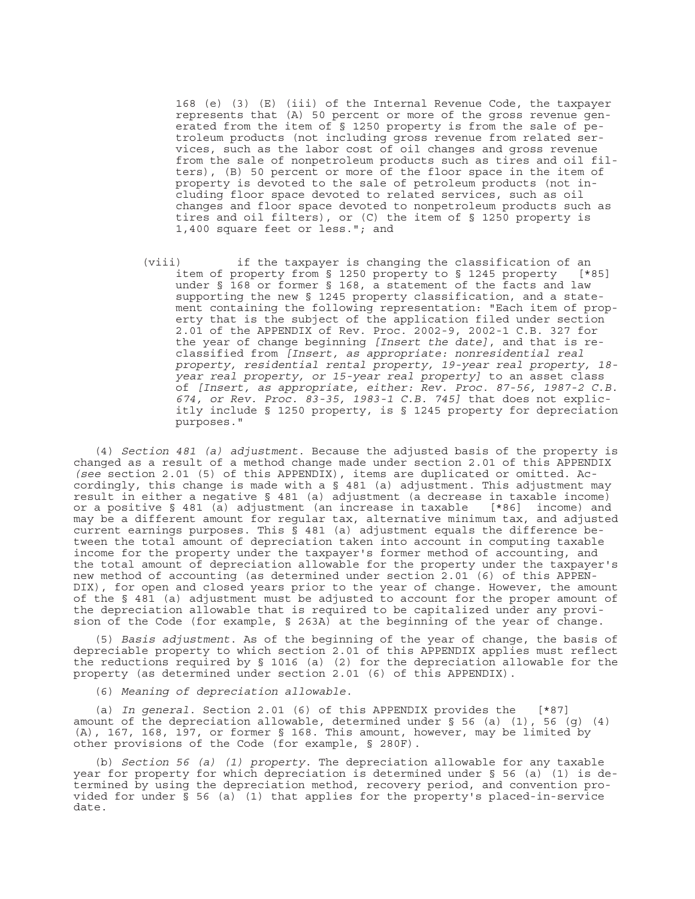168 (e) (3) (E) (iii) of the Internal Revenue Code, the taxpayer represents that (A) 50 percent or more of the gross revenue generated from the item of § 1250 property is from the sale of petroleum products (not including gross revenue from related services, such as the labor cost of oil changes and gross revenue from the sale of nonpetroleum products such as tires and oil filters), (B) 50 percent or more of the floor space in the item of property is devoted to the sale of petroleum products (not including floor space devoted to related services, such as oil changes and floor space devoted to nonpetroleum products such as tires and oil filters), or (C) the item of § 1250 property is 1,400 square feet or less."; and

(viii) if the taxpayer is changing the classification of an item of property from § 1250 property to § 1245 property [*85] under § 168 or former § 168, a statement of the facts and law supporting the new § 1245 property classification, and a statement containing the following representation: "Each item of property that is the subject of the application filed under section 2.01 of the APPENDIX of Rev. Proc. 2002-9, 2002-1 C.B. 327 for the year of change beginning *[Insert the date]*, and that is reclassified from *[Insert, as appropriate: nonresidential real property, residential rental property, 19-year real property, 18-year real property, or 15-year real property]* to an asset class of *[Insert, as appropriate, either: Rev. Proc. 87-56, 1987-2 C.B. 674, or Rev. Proc. 83-35, 1983-1 C.B. 745]* that does not explicitly include § 1250 property, is § 1245 property for depreciation purposes."

(4) *Section 481 (a) adjustment*. Because the adjusted basis of the property is changed as a result of a method change made under section 2.01 of this APPENDIX (*see* section 2.01 (5) of this APPENDIX), items are duplicated or omitted. Accordingly, this change is made with a § 481 (a) adjustment. This adjustment may result in either a negative § 481 (a) adjustment (a decrease in taxable income) or a positive § 481 (a) adjustment (an increase in taxable [*86] income) and may be a different amount for regular tax, alternative minimum tax, and adjusted current earnings purposes. This § 481 (a) adjustment equals the difference between the total amount of depreciation taken into account in computing taxable income for the property under the taxpayer's former method of accounting, and the total amount of depreciation allowable for the property under the taxpayer's new method of accounting (as determined under section 2.01 (6) of this APPENDIX), for open and closed years prior to the year of change. However, the amount of the § 481 (a) adjustment must be adjusted to account for the proper amount of the depreciation allowable that is required to be capitalized under any provision of the Code (for example, § 263A) at the beginning of the year of change.

(5) *Basis adjustment*. As of the beginning of the year of change, the basis of depreciable property to which section 2.01 of this APPENDIX applies must reflect the reductions required by § 1016 (a) (2) for the depreciation allowable for the property (as determined under section 2.01 (6) of this APPENDIX).

(6) *Meaning of depreciation allowable*.

(a) *In general*. Section 2.01 (6) of this APPENDIX provides the [*87] amount of the depreciation allowable, determined under § 56 (a) (1), 56 (g) (4) (A), 167, 168, 197, or former § 168. This amount, however, may be limited by other provisions of the Code (for example, § 280F).

(b) *Section 56 (a) (1) property*. The depreciation allowable for any taxable year for property for which depreciation is determined under § 56 (a) (1) is determined by using the depreciation method, recovery period, and convention provided for under § 56 (a) (1) that applies for the property's placed-in-service date.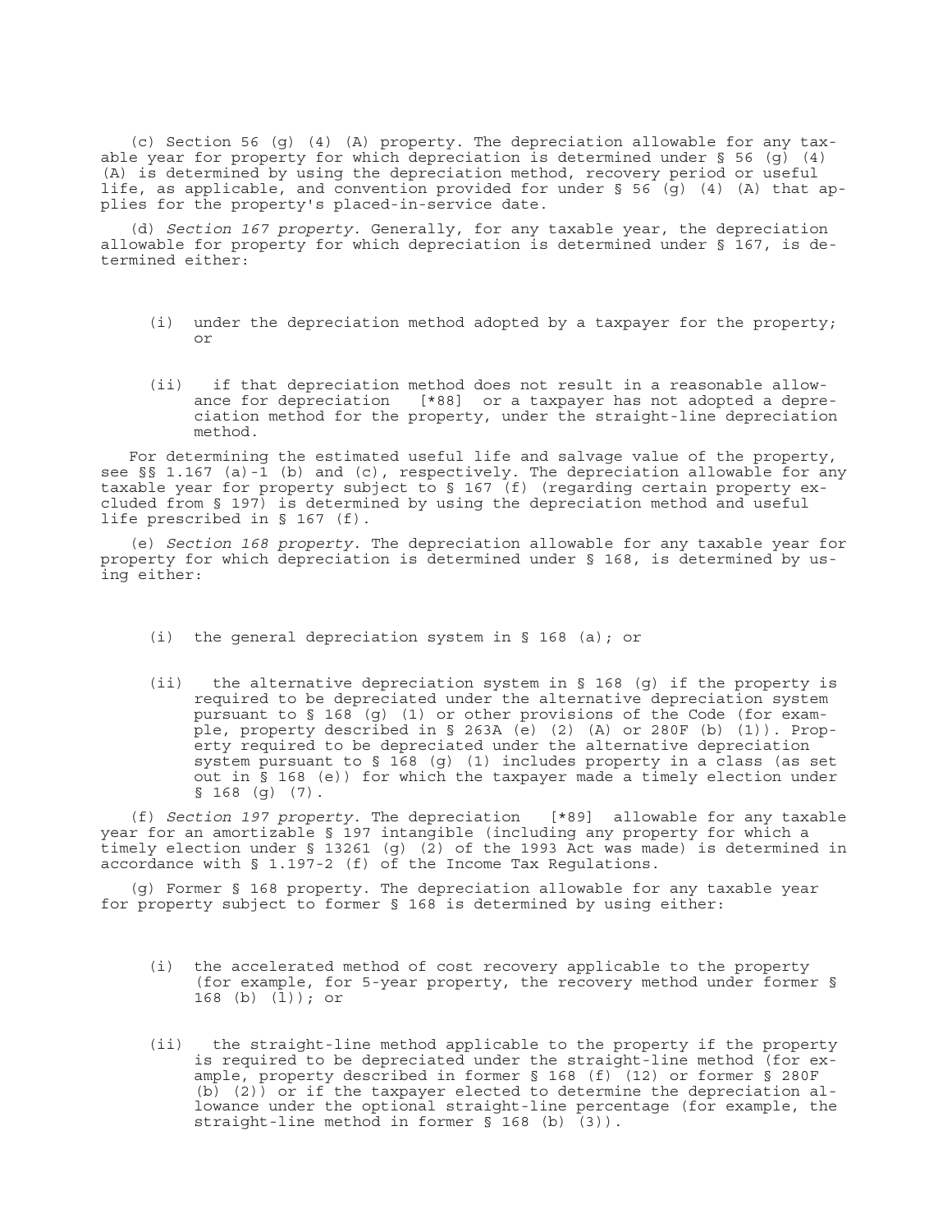(c) Section 56 (g) (4) (A) property. The depreciation allowable for any taxable year for property for which depreciation is determined under § 56 (g) (4) (A) is determined by using the depreciation method, recovery period or useful life, as applicable, and convention provided for under § 56 (g) (4) (A) that applies for the property's placed-in-service date.

(d) *Section 167 property*. Generally, for any taxable year, the depreciation allowable for property for which depreciation is determined under § 167, is determined either:

(i) under the depreciation method adopted by a taxpayer for the property; or

(ii) if that depreciation method does not result in a reasonable allowance for depreciation [*88] or a taxpayer has not adopted a depreciation method for the property, under the straight-line depreciation method.

For determining the estimated useful life and salvage value of the property, see §§ 1.167 (a)-1 (b) and (c), respectively. The depreciation allowable for any taxable year for property subject to § 167 (f) (regarding certain property excluded from § 197) is determined by using the depreciation method and useful life prescribed in § 167 (f).

(e) *Section 168 property*. The depreciation allowable for any taxable year for property for which depreciation is determined under § 168, is determined by using either:

(i) the general depreciation system in § 168 (a); or

(ii) the alternative depreciation system in § 168 (g) if the property is required to be depreciated under the alternative depreciation system pursuant to § 168 (g) (1) or other provisions of the Code (for example, property described in § 263A (e) (2) (A) or 280F (b) (1)). Property required to be depreciated under the alternative depreciation system pursuant to § 168 (g) (1) includes property in a class (as set out in § 168 (e)) for which the taxpayer made a timely election under § 168 (g) (7).

(f) *Section 197 property*. The depreciation [*89] allowable for any taxable year for an amortizable § 197 intangible (including any property for which a timely election under § 13261 (g) (2) of the 1993 Act was made) is determined in accordance with § 1.197-2 (f) of the Income Tax Regulations.

(g) Former § 168 property. The depreciation allowable for any taxable year for property subject to former § 168 is determined by using either:

(i) the accelerated method of cost recovery applicable to the property (for example, for 5-year property, the recovery method under former § 168 (b) (1)); or

(ii) the straight-line method applicable to the property if the property is required to be depreciated under the straight-line method (for example, property described in former § 168 (f) (12) or former § 280F (b) (2)) or if the taxpayer elected to determine the depreciation allowance under the optional straight-line percentage (for example, the straight-line method in former § 168 (b) (3)).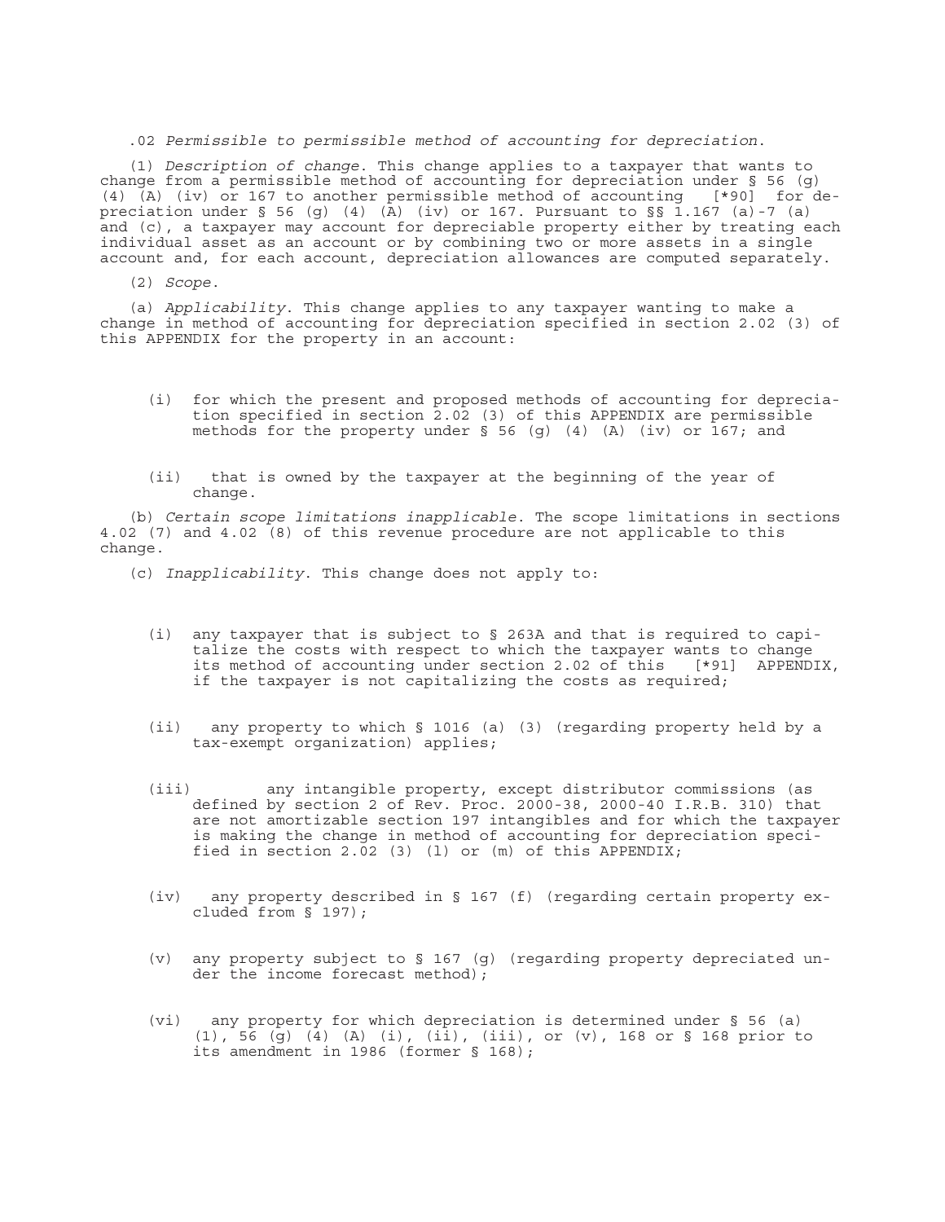.02 *Permissible to permissible method of accounting for depreciation*.

(1) *Description of change*. This change applies to a taxpayer that wants to change from a permissible method of accounting for depreciation under § 56 (g) (4) (A) (iv) or 167 to another permissible method of accounting [*90] for depreciation under § 56 (g) (4) (A) (iv) or 167. Pursuant to §§ 1.167 (a)-7 (a) and (c), a taxpayer may account for depreciable property either by treating each individual asset as an account or by combining two or more assets in a single account and, for each account, depreciation allowances are computed separately.

(2) *Scope*.

(a) *Applicability*. This change applies to any taxpayer wanting to make a change in method of accounting for depreciation specified in section 2.02 (3) of this APPENDIX for the property in an account:

(i) for which the present and proposed methods of accounting for depreciation specified in section 2.02 (3) of this APPENDIX are permissible methods for the property under § 56 (g) (4) (A) (iv) or 167; and

(ii) that is owned by the taxpayer at the beginning of the year of change.

(b) *Certain scope limitations inapplicable*. The scope limitations in sections 4.02 (7) and 4.02 (8) of this revenue procedure are not applicable to this change.

(c) *Inapplicability*. This change does not apply to:

(i) any taxpayer that is subject to § 263A and that is required to capitalize the costs with respect to which the taxpayer wants to change its method of accounting under section 2.02 of this [*91] APPENDIX, if the taxpayer is not capitalizing the costs as required;

(ii) any property to which § 1016 (a) (3) (regarding property held by a tax-exempt organization) applies;

(iii) any intangible property, except distributor commissions (as defined by section 2 of Rev. Proc. 2000-38, 2000-40 I.R.B. 310) that are not amortizable section 197 intangibles and for which the taxpayer is making the change in method of accounting for depreciation specified in section 2.02 (3) (l) or (m) of this APPENDIX;

(iv) any property described in § 167 (f) (regarding certain property excluded from § 197);

(v) any property subject to § 167 (g) (regarding property depreciated under the income forecast method);

(vi) any property for which depreciation is determined under § 56 (a) (1), 56 (g) (4) (A) (i), (ii), (iii), or (v), 168 or § 168 prior to its amendment in 1986 (former § 168);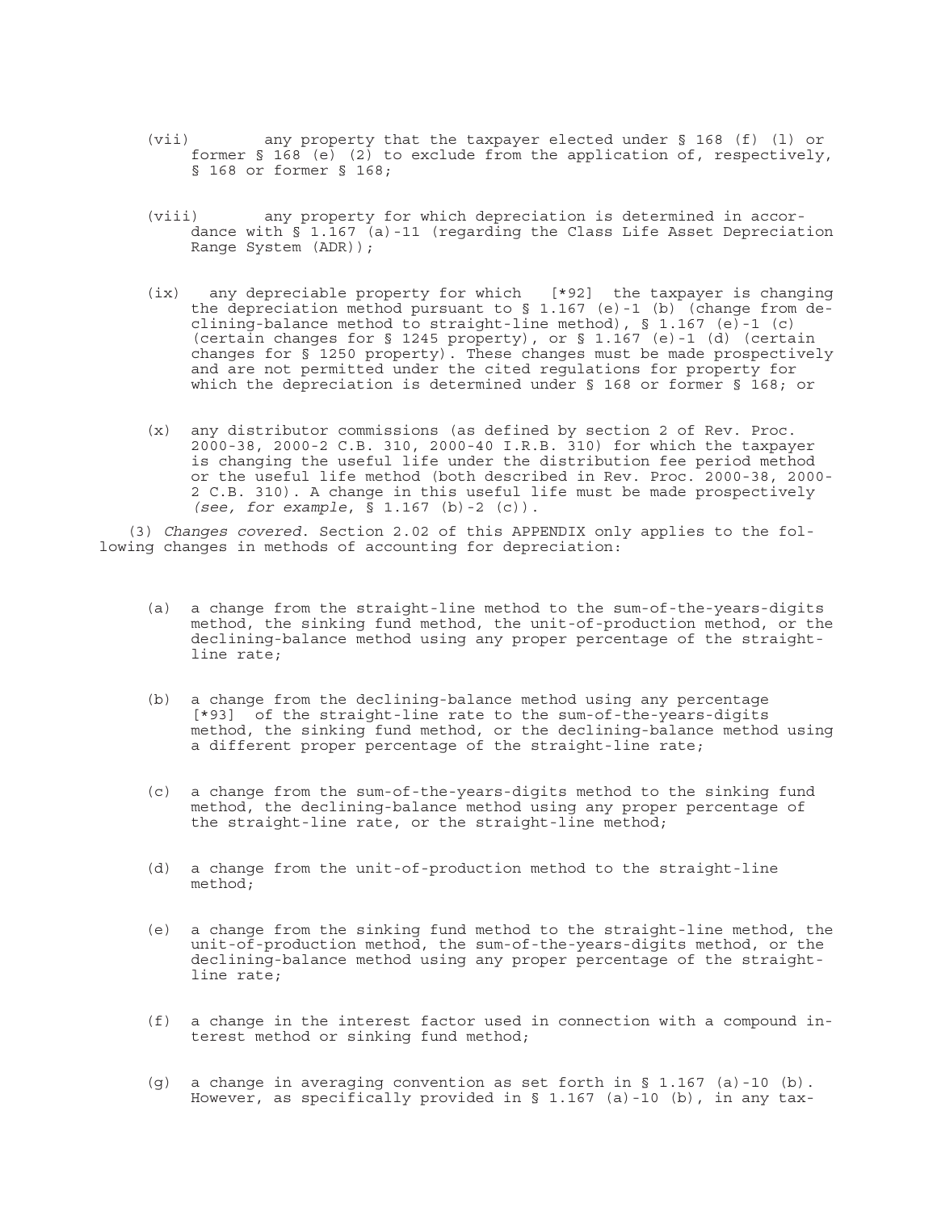(vii) any property that the taxpayer elected under § 168 (f) (1) or former § 168 (e) (2) to exclude from the application of, respectively, § 168 or former § 168;

(viii) any property for which depreciation is determined in accordance with § 1.167 (a)-11 (regarding the Class Life Asset Depreciation Range System (ADR));

(ix) any depreciable property for which [*92] the taxpayer is changing the depreciation method pursuant to § 1.167 (e)-1 (b) (change from declining-balance method to straight-line method), § 1.167 (e)-1 (c) (certain changes for § 1245 property), or § 1.167 (e)-1 (d) (certain changes for § 1250 property). These changes must be made prospectively and are not permitted under the cited regulations for property for which the depreciation is determined under § 168 or former § 168; or

(x) any distributor commissions (as defined by section 2 of Rev. Proc. 2000-38, 2000-2 C.B. 310, 2000-40 I.R.B. 310) for which the taxpayer is changing the useful life under the distribution fee period method or the useful life method (both described in Rev. Proc. 2000-38, 2000-2 C.B. 310). A change in this useful life must be made prospectively *(see, for example*, § 1.167 (b)-2 (c)).

(3) *Changes covered.* Section 2.02 of this APPENDIX only applies to the following changes in methods of accounting for depreciation:

(a) a change from the straight-line method to the sum-of-the-years-digits method, the sinking fund method, the unit-of-production method, or the declining-balance method using any proper percentage of the straight-line rate;

(b) a change from the declining-balance method using any percentage [*93] of the straight-line rate to the sum-of-the-years-digits method, the sinking fund method, or the declining-balance method using a different proper percentage of the straight-line rate;

(c) a change from the sum-of-the-years-digits method to the sinking fund method, the declining-balance method using any proper percentage of the straight-line rate, or the straight-line method;

(d) a change from the unit-of-production method to the straight-line method;

(e) a change from the sinking fund method to the straight-line method, the unit-of-production method, the sum-of-the-years-digits method, or the declining-balance method using any proper percentage of the straight-line rate;

(f) a change in the interest factor used in connection with a compound interest method or sinking fund method;

(g) a change in averaging convention as set forth in § 1.167 (a)-10 (b). However, as specifically provided in § 1.167 (a)-10 (b), in any tax-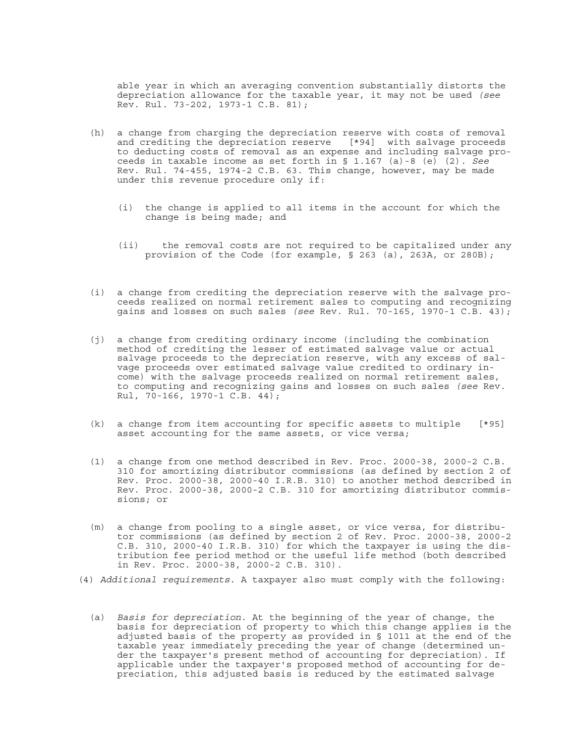able year in which an averaging convention substantially distorts the depreciation allowance for the taxable year, it may not be used *(see* Rev. Rul. 73-202, 1973-1 C.B. 81);

(h) a change from charging the depreciation reserve with costs of removal and crediting the depreciation reserve [*94] with salvage proceeds to deducting costs of removal as an expense and including salvage proceeds in taxable income as set forth in § 1.167 (a)-8 (e) (2). *See* Rev. Rul. 74-455, 1974-2 C.B. 63. This change, however, may be made under this revenue procedure only if:

  (i) the change is applied to all items in the account for which the change is being made; and

  (ii) the removal costs are not required to be capitalized under any provision of the Code (for example, § 263 (a), 263A, or 280B);

(i) a change from crediting the depreciation reserve with the salvage proceeds realized on normal retirement sales to computing and recognizing gains and losses on such sales *(see* Rev. Rul. 70-165, 1970-1 C.B. 43);

(j) a change from crediting ordinary income (including the combination method of crediting the lesser of estimated salvage value or actual salvage proceeds to the depreciation reserve, with any excess of salvage proceeds over estimated salvage value credited to ordinary income) with the salvage proceeds realized on normal retirement sales, to computing and recognizing gains and losses on such sales *(see* Rev. Rul, 70-166, 1970-1 C.B. 44);

(k) a change from item accounting for specific assets to multiple [*95] asset accounting for the same assets, or vice versa;

(l) a change from one method described in Rev. Proc. 2000-38, 2000-2 C.B. 310 for amortizing distributor commissions (as defined by section 2 of Rev. Proc. 2000-38, 2000-40 I.R.B. 310) to another method described in Rev. Proc. 2000-38, 2000-2 C.B. 310 for amortizing distributor commissions; or

(m) a change from pooling to a single asset, or vice versa, for distributor commissions (as defined by section 2 of Rev. Proc. 2000-38, 2000-2 C.B. 310, 2000-40 I.R.B. 310) for which the taxpayer is using the distribution fee period method or the useful life method (both described in Rev. Proc. 2000-38, 2000-2 C.B. 310).

(4) *Additional requirements*. A taxpayer also must comply with the following:

(a) *Basis for depreciation*. At the beginning of the year of change, the basis for depreciation of property to which this change applies is the adjusted basis of the property as provided in § 1011 at the end of the taxable year immediately preceding the year of change (determined under the taxpayer's present method of accounting for depreciation). If applicable under the taxpayer's proposed method of accounting for depreciation, this adjusted basis is reduced by the estimated salvage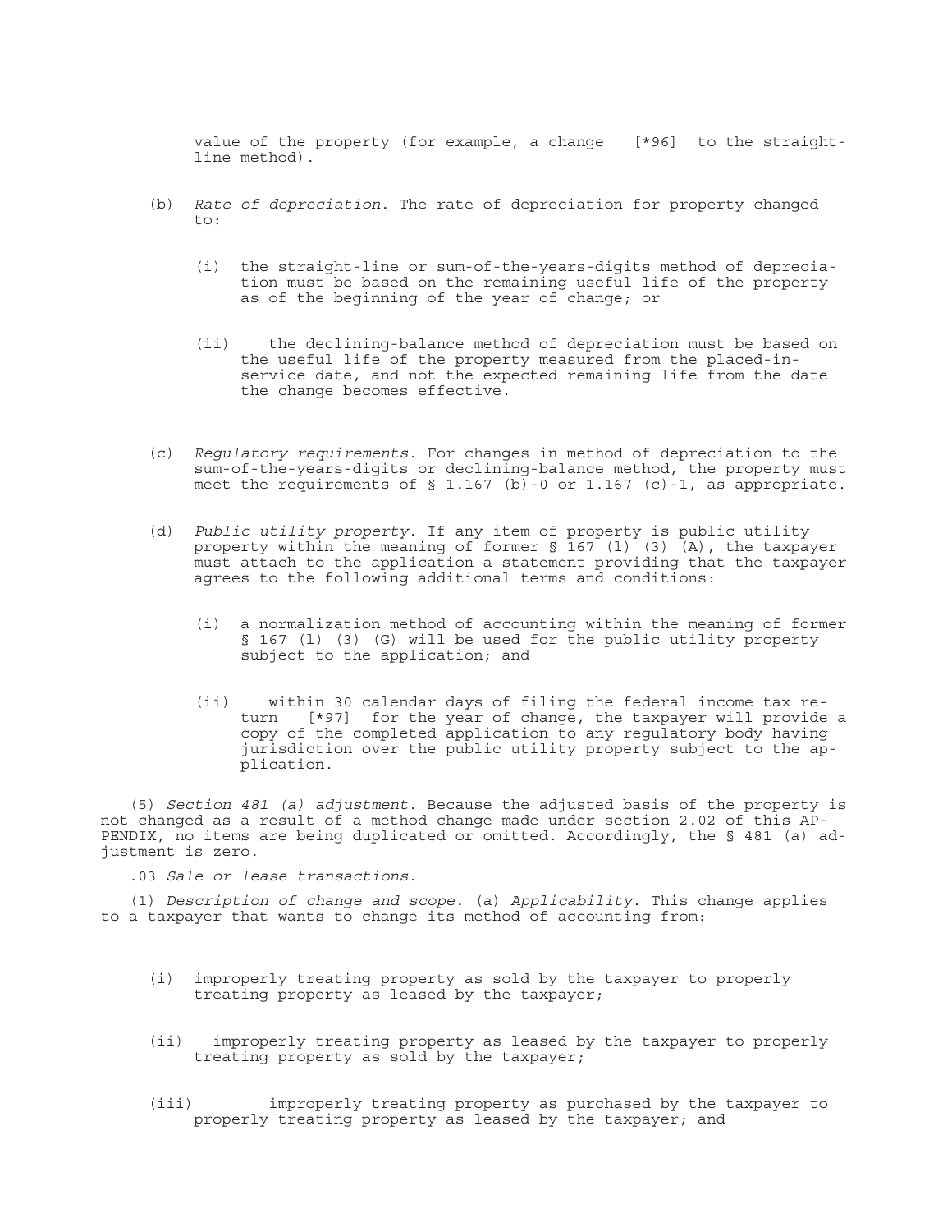value of the property (for example, a change [*96] to the straight-line method).

(b) *Rate of depreciation*. The rate of depreciation for property changed to:

(i) the straight-line or sum-of-the-years-digits method of depreciation must be based on the remaining useful life of the property as of the beginning of the year of change; or

(ii) the declining-balance method of depreciation must be based on the useful life of the property measured from the placed-in-service date, and not the expected remaining life from the date the change becomes effective.

(c) *Regulatory requirements*. For changes in method of depreciation to the sum-of-the-years-digits or declining-balance method, the property must meet the requirements of § 1.167 (b)-0 or 1.167 (c)-1, as appropriate.

(d) *Public utility property*. If any item of property is public utility property within the meaning of former § 167 (l) (3) (A), the taxpayer must attach to the application a statement providing that the taxpayer agrees to the following additional terms and conditions:

(i) a normalization method of accounting within the meaning of former § 167 (l) (3) (G) will be used for the public utility property subject to the application; and

(ii) within 30 calendar days of filing the federal income tax return [*97] for the year of change, the taxpayer will provide a copy of the completed application to any regulatory body having jurisdiction over the public utility property subject to the application.

(5) *Section 481 (a) adjustment*. Because the adjusted basis of the property is not changed as a result of a method change made under section 2.02 of this APPENDIX, no items are being duplicated or omitted. Accordingly, the § 481 (a) adjustment is zero.

.03 *Sale or lease transactions*.

(1) *Description of change and scope*. (a) *Applicability*. This change applies to a taxpayer that wants to change its method of accounting from:

(i) improperly treating property as sold by the taxpayer to properly treating property as leased by the taxpayer;

(ii) improperly treating property as leased by the taxpayer to properly treating property as sold by the taxpayer;

(iii) improperly treating property as purchased by the taxpayer to properly treating property as leased by the taxpayer; and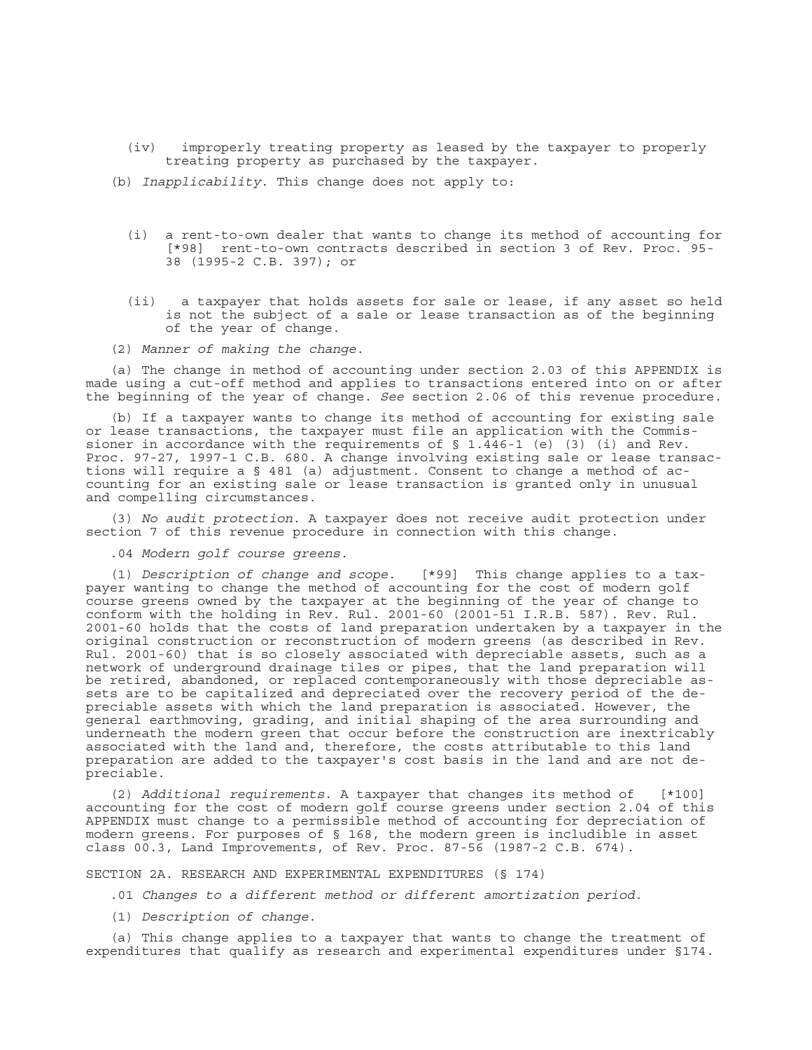(iv) improperly treating property as leased by the taxpayer to properly treating property as purchased by the taxpayer.

(b) *Inapplicability*. This change does not apply to:

(i) a rent-to-own dealer that wants to change its method of accounting for [*98] rent-to-own contracts described in section 3 of Rev. Proc. 95-38 (1995-2 C.B. 397); or

(ii) a taxpayer that holds assets for sale or lease, if any asset so held is not the subject of a sale or lease transaction as of the beginning of the year of change.

(2) *Manner of making the change*.

(a) The change in method of accounting under section 2.03 of this APPENDIX is made using a cut-off method and applies to transactions entered into on or after the beginning of the year of change. *See* section 2.06 of this revenue procedure.

(b) If a taxpayer wants to change its method of accounting for existing sale or lease transactions, the taxpayer must file an application with the Commissioner in accordance with the requirements of § 1.446-1 (e) (3) (i) and Rev. Proc. 97-27, 1997-1 C.B. 680. A change involving existing sale or lease transactions will require a § 481 (a) adjustment. Consent to change a method of accounting for an existing sale or lease transaction is granted only in unusual and compelling circumstances.

(3) *No audit protection*. A taxpayer does not receive audit protection under section 7 of this revenue procedure in connection with this change.

.04 *Modern golf course greens*.

(1) *Description of change and scope*. [*99] This change applies to a taxpayer wanting to change the method of accounting for the cost of modern golf course greens owned by the taxpayer at the beginning of the year of change to conform with the holding in Rev. Rul. 2001-60 (2001-51 I.R.B. 587). Rev. Rul. 2001-60 holds that the costs of land preparation undertaken by a taxpayer in the original construction or reconstruction of modern greens (as described in Rev. Rul. 2001-60) that is so closely associated with depreciable assets, such as a network of underground drainage tiles or pipes, that the land preparation will be retired, abandoned, or replaced contemporaneously with those depreciable assets are to be capitalized and depreciated over the recovery period of the depreciable assets with which the land preparation is associated. However, the general earthmoving, grading, and initial shaping of the area surrounding and underneath the modern green that occur before the construction are inextricably associated with the land and, therefore, the costs attributable to this land preparation are added to the taxpayer's cost basis in the land and are not depreciable.

(2) *Additional requirements*. A taxpayer that changes its method of [*100] accounting for the cost of modern golf course greens under section 2.04 of this APPENDIX must change to a permissible method of accounting for depreciation of modern greens. For purposes of § 168, the modern green is includible in asset class 00.3, Land Improvements, of Rev. Proc. 87-56 (1987-2 C.B. 674).

SECTION 2A. RESEARCH AND EXPERIMENTAL EXPENDITURES (§ 174)

.01 *Changes to a different method or different amortization period*.

(1) *Description of change*.

(a) This change applies to a taxpayer that wants to change the treatment of expenditures that qualify as research and experimental expenditures under §174.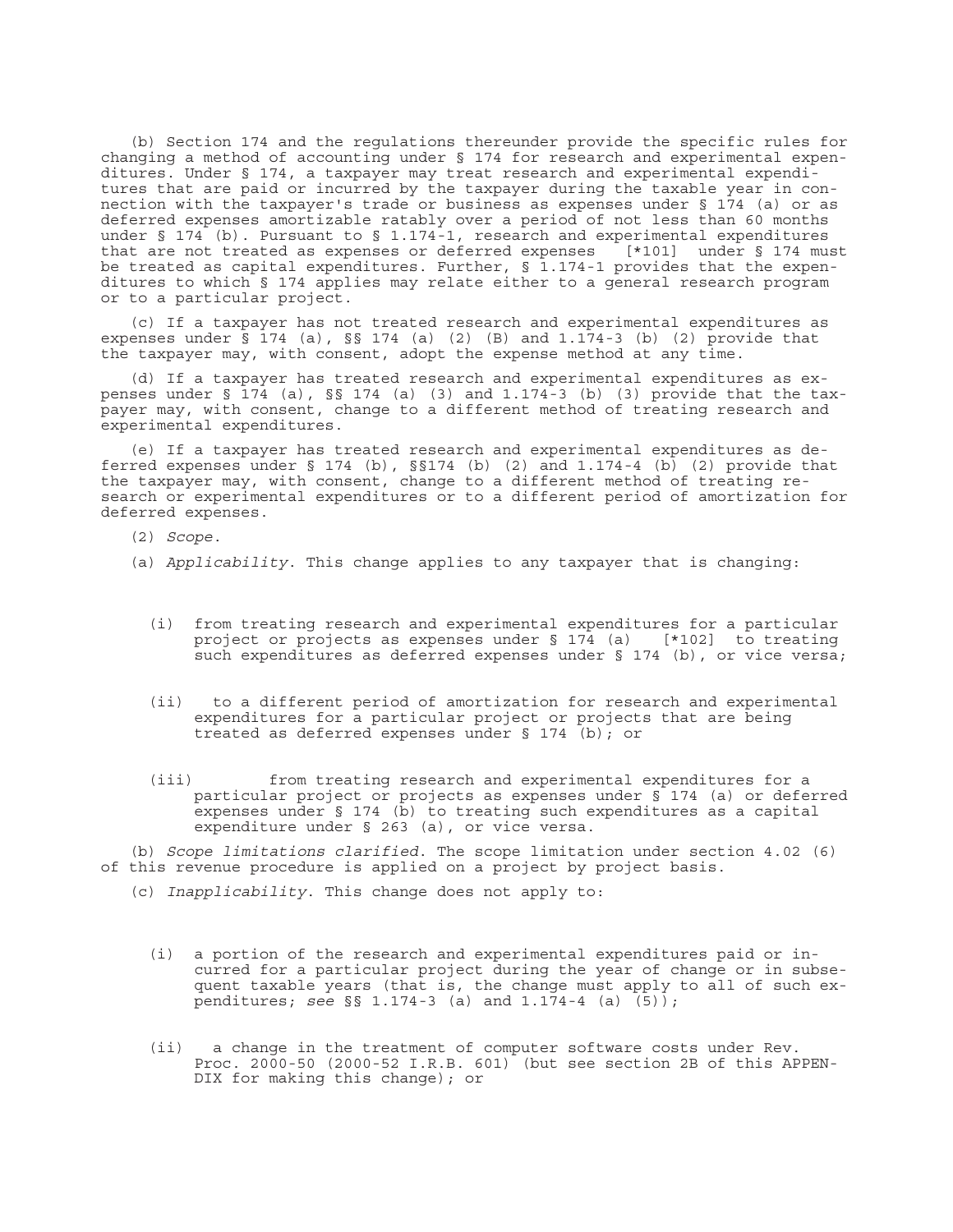(b) Section 174 and the regulations thereunder provide the specific rules for changing a method of accounting under § 174 for research and experimental expenditures. Under § 174, a taxpayer may treat research and experimental expenditures that are paid or incurred by the taxpayer during the taxable year in connection with the taxpayer's trade or business as expenses under § 174 (a) or as deferred expenses amortizable ratably over a period of not less than 60 months under § 174 (b). Pursuant to § 1.174-1, research and experimental expenditures that are not treated as expenses or deferred expenses [*101] under § 174 must be treated as capital expenditures. Further, § 1.174-1 provides that the expenditures to which § 174 applies may relate either to a general research program or to a particular project.

(c) If a taxpayer has not treated research and experimental expenditures as expenses under § 174 (a), §§ 174 (a) (2) (B) and 1.174-3 (b) (2) provide that the taxpayer may, with consent, adopt the expense method at any time.

(d) If a taxpayer has treated research and experimental expenditures as expenses under § 174 (a), §§ 174 (a) (3) and 1.174-3 (b) (3) provide that the taxpayer may, with consent, change to a different method of treating research and experimental expenditures.

(e) If a taxpayer has treated research and experimental expenditures as deferred expenses under § 174 (b), §§174 (b) (2) and 1.174-4 (b) (2) provide that the taxpayer may, with consent, change to a different method of treating research or experimental expenditures or to a different period of amortization for deferred expenses.

(2) *Scope*.

(a) *Applicability*. This change applies to any taxpayer that is changing:

(i) from treating research and experimental expenditures for a particular project or projects as expenses under § 174 (a) [*102] to treating such expenditures as deferred expenses under § 174 (b), or vice versa;

(ii) to a different period of amortization for research and experimental expenditures for a particular project or projects that are being treated as deferred expenses under § 174 (b); or

(iii) from treating research and experimental expenditures for a particular project or projects as expenses under § 174 (a) or deferred expenses under § 174 (b) to treating such expenditures as a capital expenditure under § 263 (a), or vice versa.

(b) *Scope limitations clarified*. The scope limitation under section 4.02 (6) of this revenue procedure is applied on a project by project basis.

(c) *Inapplicability*. This change does not apply to:

(i) a portion of the research and experimental expenditures paid or incurred for a particular project during the year of change or in subsequent taxable years (that is, the change must apply to all of such expenditures; *see* §§ 1.174-3 (a) and 1.174-4 (a) (5));

(ii) a change in the treatment of computer software costs under Rev. Proc. 2000-50 (2000-52 I.R.B. 601) (but see section 2B of this APPENDIX for making this change); or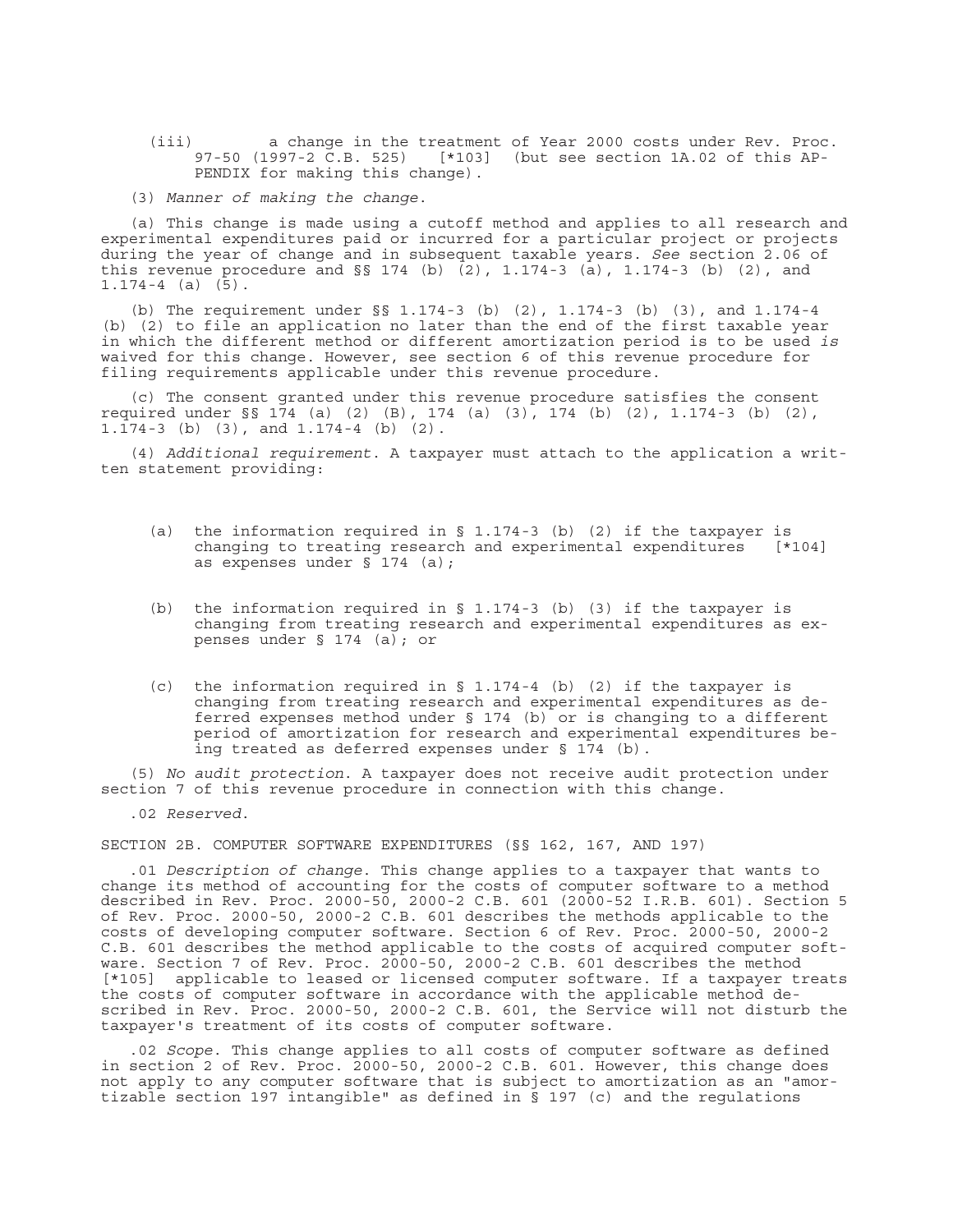(iii) a change in the treatment of Year 2000 costs under Rev. Proc. 97-50 (1997-2 C.B. 525) [*103] (but see section 1A.02 of this APPENDIX for making this change).

(3) *Manner of making the change*.

(a) This change is made using a cutoff method and applies to all research and experimental expenditures paid or incurred for a particular project or projects during the year of change and in subsequent taxable years. *See* section 2.06 of this revenue procedure and §§ 174 (b) (2), 1.174-3 (a), 1.174-3 (b) (2), and 1.174-4 (a) (5).

(b) The requirement under §§ 1.174-3 (b) (2), 1.174-3 (b) (3), and 1.174-4 (b) (2) to file an application no later than the end of the first taxable year in which the different method or different amortization period is to be used *is* waived for this change. However, see section 6 of this revenue procedure for filing requirements applicable under this revenue procedure.

(c) The consent granted under this revenue procedure satisfies the consent required under §§ 174 (a) (2) (B), 174 (a) (3), 174 (b) (2), 1.174-3 (b) (2), 1.174-3 (b) (3), and 1.174-4 (b) (2).

(4) *Additional requirement*. A taxpayer must attach to the application a written statement providing:

(a) the information required in § 1.174-3 (b) (2) if the taxpayer is changing to treating research and experimental expenditures [*104] as expenses under § 174 (a);

(b) the information required in § 1.174-3 (b) (3) if the taxpayer is changing from treating research and experimental expenditures as expenses under § 174 (a); or

(c) the information required in § 1.174-4 (b) (2) if the taxpayer is changing from treating research and experimental expenditures as deferred expenses method under § 174 (b) or is changing to a different period of amortization for research and experimental expenditures being treated as deferred expenses under § 174 (b).

(5) *No audit protection*. A taxpayer does not receive audit protection under section 7 of this revenue procedure in connection with this change.

.02 *Reserved*.

SECTION 2B. COMPUTER SOFTWARE EXPENDITURES (§§ 162, 167, AND 197)

.01 *Description of change*. This change applies to a taxpayer that wants to change its method of accounting for the costs of computer software to a method described in Rev. Proc. 2000-50, 2000-2 C.B. 601 (2000-52 I.R.B. 601). Section 5 of Rev. Proc. 2000-50, 2000-2 C.B. 601 describes the methods applicable to the costs of developing computer software. Section 6 of Rev. Proc. 2000-50, 2000-2 C.B. 601 describes the method applicable to the costs of acquired computer software. Section 7 of Rev. Proc. 2000-50, 2000-2 C.B. 601 describes the method [*105] applicable to leased or licensed computer software. If a taxpayer treats the costs of computer software in accordance with the applicable method described in Rev. Proc. 2000-50, 2000-2 C.B. 601, the Service will not disturb the taxpayer's treatment of its costs of computer software.

.02 *Scope*. This change applies to all costs of computer software as defined in section 2 of Rev. Proc. 2000-50, 2000-2 C.B. 601. However, this change does not apply to any computer software that is subject to amortization as an "amortizable section 197 intangible" as defined in § 197 (c) and the regulations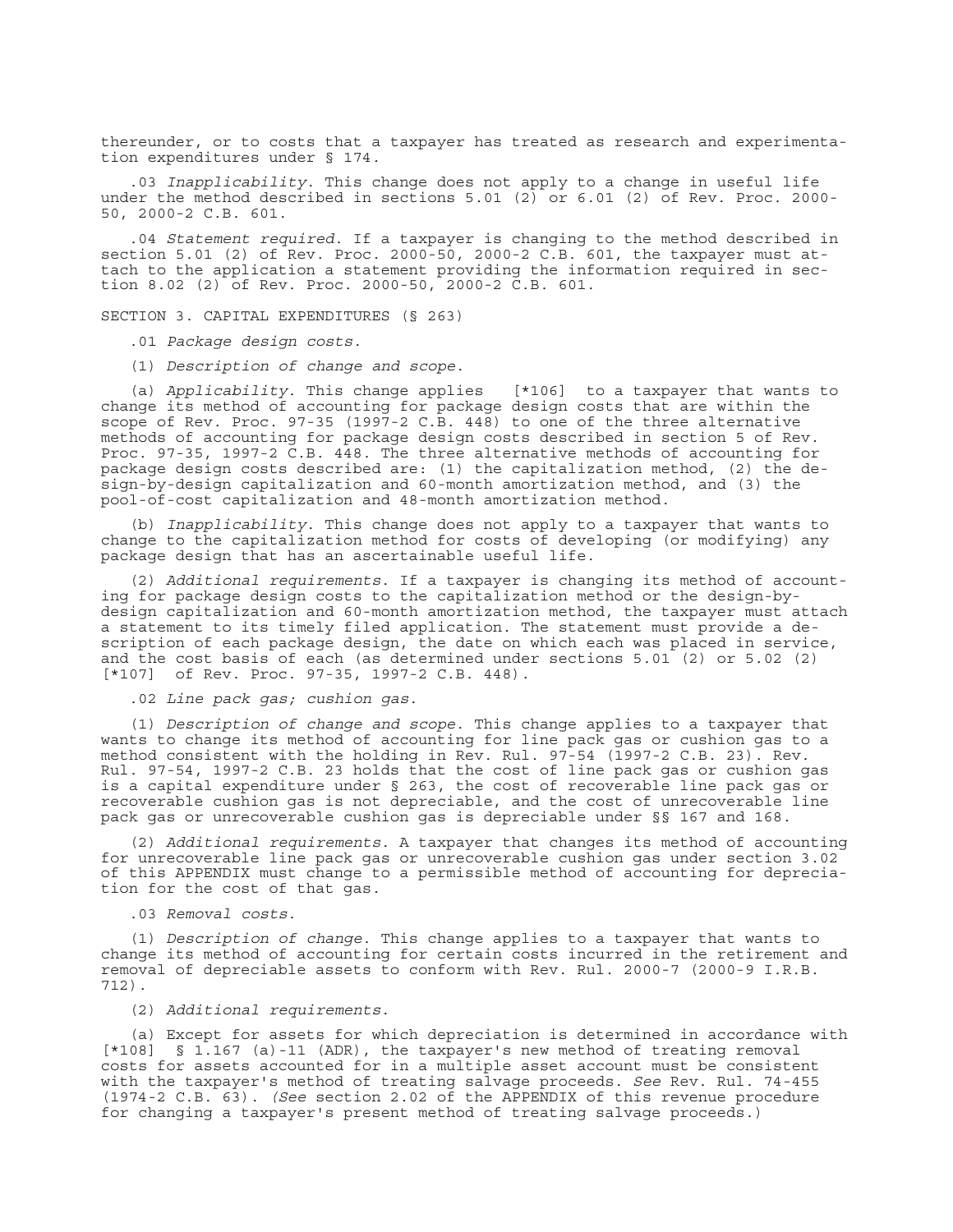thereunder, or to costs that a taxpayer has treated as research and experimentation expenditures under § 174.

.03 *Inapplicability*. This change does not apply to a change in useful life under the method described in sections 5.01 (2) or 6.01 (2) of Rev. Proc. 2000-50, 2000-2 C.B. 601.

.04 *Statement required*. If a taxpayer is changing to the method described in section 5.01 (2) of Rev. Proc. 2000-50, 2000-2 C.B. 601, the taxpayer must attach to the application a statement providing the information required in section 8.02 (2) of Rev. Proc. 2000-50, 2000-2 C.B. 601.

SECTION 3. CAPITAL EXPENDITURES (§ 263)

.01 *Package design costs*.

(1) *Description of change and scope*.

(a) *Applicability*. This change applies [*106] to a taxpayer that wants to change its method of accounting for package design costs that are within the scope of Rev. Proc. 97-35 (1997-2 C.B. 448) to one of the three alternative methods of accounting for package design costs described in section 5 of Rev. Proc. 97-35, 1997-2 C.B. 448. The three alternative methods of accounting for package design costs described are: (1) the capitalization method, (2) the design-by-design capitalization and 60-month amortization method, and (3) the pool-of-cost capitalization and 48-month amortization method.

(b) *Inapplicability*. This change does not apply to a taxpayer that wants to change to the capitalization method for costs of developing (or modifying) any package design that has an ascertainable useful life.

(2) *Additional requirements*. If a taxpayer is changing its method of accounting for package design costs to the capitalization method or the design-by-design capitalization and 60-month amortization method, the taxpayer must attach a statement to its timely filed application. The statement must provide a description of each package design, the date on which each was placed in service, and the cost basis of each (as determined under sections 5.01 (2) or 5.02 (2) [*107] of Rev. Proc. 97-35, 1997-2 C.B. 448).

.02 *Line pack gas; cushion gas*.

(1) *Description of change and scope*. This change applies to a taxpayer that wants to change its method of accounting for line pack gas or cushion gas to a method consistent with the holding in Rev. Rul. 97-54 (1997-2 C.B. 23). Rev. Rul. 97-54, 1997-2 C.B. 23 holds that the cost of line pack gas or cushion gas is a capital expenditure under § 263, the cost of recoverable line pack gas or recoverable cushion gas is not depreciable, and the cost of unrecoverable line pack gas or unrecoverable cushion gas is depreciable under §§ 167 and 168.

(2) *Additional requirements*. A taxpayer that changes its method of accounting for unrecoverable line pack gas or unrecoverable cushion gas under section 3.02 of this APPENDIX must change to a permissible method of accounting for depreciation for the cost of that gas.

.03 *Removal costs*.

(1) *Description of change*. This change applies to a taxpayer that wants to change its method of accounting for certain costs incurred in the retirement and removal of depreciable assets to conform with Rev. Rul. 2000-7 (2000-9 I.R.B. 712).

(2) *Additional requirements*.

(a) Except for assets for which depreciation is determined in accordance with [*108] § 1.167 (a)-11 (ADR), the taxpayer's new method of treating removal costs for assets accounted for in a multiple asset account must be consistent with the taxpayer's method of treating salvage proceeds. *See* Rev. Rul. 74-455 (1974-2 C.B. 63). (*See* section 2.02 of the APPENDIX of this revenue procedure for changing a taxpayer's present method of treating salvage proceeds.)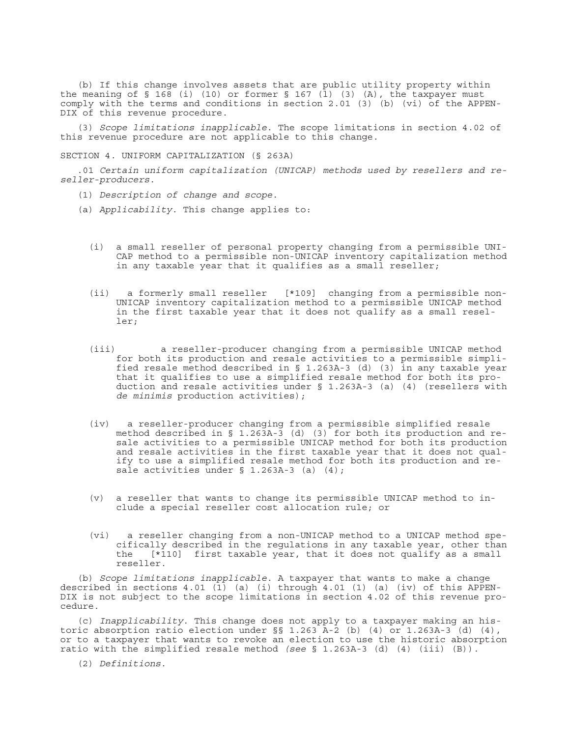(b) If this change involves assets that are public utility property within the meaning of § 168 (i) (10) or former § 167 (l) (3) (A), the taxpayer must comply with the terms and conditions in section 2.01 (3) (b) (vi) of the APPENDIX of this revenue procedure.

(3) *Scope limitations inapplicable*. The scope limitations in section 4.02 of this revenue procedure are not applicable to this change.

SECTION 4. UNIFORM CAPITALIZATION (§ 263A)

.01 *Certain uniform capitalization (UNICAP) methods used by resellers and reseller-producers*.

(1) *Description of change and scope*.

(a) *Applicability*. This change applies to:

(i) a small reseller of personal property changing from a permissible UNICAP method to a permissible non-UNICAP inventory capitalization method in any taxable year that it qualifies as a small reseller;

(ii) a formerly small reseller [*109] changing from a permissible non-UNICAP inventory capitalization method to a permissible UNICAP method in the first taxable year that it does not qualify as a small reseller;

(iii) a reseller-producer changing from a permissible UNICAP method for both its production and resale activities to a permissible simplified resale method described in § 1.263A-3 (d) (3) in any taxable year that it qualifies to use a simplified resale method for both its production and resale activities under § 1.263A-3 (a) (4) (resellers with *de minimis* production activities);

(iv) a reseller-producer changing from a permissible simplified resale method described in § 1.263A-3 (d) (3) for both its production and resale activities to a permissible UNICAP method for both its production and resale activities in the first taxable year that it does not qualify to use a simplified resale method for both its production and resale activities under § 1.263A-3 (a) (4);

(v) a reseller that wants to change its permissible UNICAP method to include a special reseller cost allocation rule; or

(vi) a reseller changing from a non-UNICAP method to a UNICAP method specifically described in the regulations in any taxable year, other than the [*110] first taxable year, that it does not qualify as a small reseller.

(b) *Scope limitations inapplicable*. A taxpayer that wants to make a change described in sections 4.01 (1) (a) (i) through 4.01 (1) (a) (iv) of this APPENDIX is not subject to the scope limitations in section 4.02 of this revenue procedure.

(c) *Inapplicability*. This change does not apply to a taxpayer making an historic absorption ratio election under §§ 1.263 A-2 (b) (4) or 1.263A-3 (d) (4), or to a taxpayer that wants to revoke an election to use the historic absorption ratio with the simplified resale method *(see* § 1.263A-3 (d) (4) (iii) (B)).

(2) *Definitions*.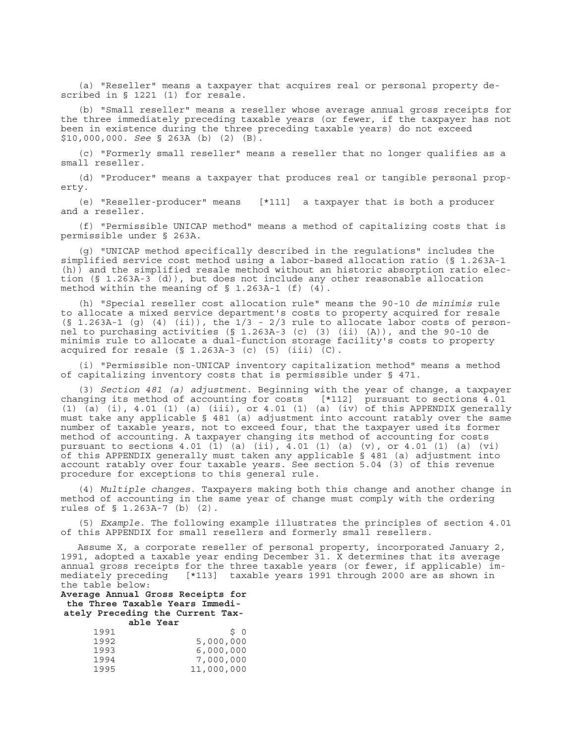(a) "Reseller" means a taxpayer that acquires real or personal property described in § 1221 (1) for resale.

(b) "Small reseller" means a reseller whose average annual gross receipts for the three immediately preceding taxable years (or fewer, if the taxpayer has not been in existence during the three preceding taxable years) do not exceed $10,000,000. *See* § 263A (b) (2) (B).

(c) "Formerly small reseller" means a reseller that no longer qualifies as a small reseller.

(d) "Producer" means a taxpayer that produces real or tangible personal property.

(e) "Reseller-producer" means [*111] a taxpayer that is both a producer and a reseller.

(f) "Permissible UNICAP method" means a method of capitalizing costs that is permissible under § 263A.

(g) "UNICAP method specifically described in the regulations" includes the simplified service cost method using a labor-based allocation ratio (§ 1.263A-1 (h)) and the simplified resale method without an historic absorption ratio election (§ 1.263A-3 (d)), but does not include any other reasonable allocation method within the meaning of § 1.263A-1 (f) (4).

(h) "Special reseller cost allocation rule" means the 90-10 *de minimis* rule to allocate a mixed service department's costs to property acquired for resale (§ 1.263A-1 (g) (4) (ii)), the 1/3 - 2/3 rule to allocate labor costs of personnel to purchasing activities (§ 1.263A-3 (c) (3) (ii) (A)), and the 90-10 de minimis rule to allocate a dual-function storage facility's costs to property acquired for resale (§ 1.263A-3 (c) (5) (iii) (C).

(i) "Permissible non-UNICAP inventory capitalization method" means a method of capitalizing inventory costs that is permissible under § 471.

(3) *Section 481 (a) adjustment*. Beginning with the year of change, a taxpayer changing its method of accounting for costs [*112] pursuant to sections 4.01 (1) (a) (i), 4.01 (1) (a) (iii), or 4.01 (1) (a) (iv) of this APPENDIX generally must take any applicable § 481 (a) adjustment into account ratably over the same number of taxable years, not to exceed four, that the taxpayer used its former method of accounting. A taxpayer changing its method of accounting for costs pursuant to sections 4.01 (1) (a) (ii), 4.01 (1) (a) (v), or 4.01 (1) (a) (vi) of this APPENDIX generally must taken any applicable § 481 (a) adjustment into account ratably over four taxable years. See section 5.04 (3) of this revenue procedure for exceptions to this general rule.

(4) *Multiple changes*. Taxpayers making both this change and another change in method of accounting in the same year of change must comply with the ordering rules of § 1.263A-7 (b) (2).

(5) *Example*. The following example illustrates the principles of section 4.01 of this APPENDIX for small resellers and formerly small resellers.

Assume X, a corporate reseller of personal property, incorporated January 2, 1991, adopted a taxable year ending December 31. X determines that its average annual gross receipts for the three taxable years (or fewer, if applicable) immediately preceding [*113] taxable years 1991 through 2000 are as shown in the table below:

**Average Annual Gross Receipts for the Three Taxable Years Immediately Preceding the Current Taxable Year**

| | |
|---|---|
| 1991 | $ 0 |
| 1992 | 5,000,000 |
| 1993 | 6,000,000 |
| 1994 | 7,000,000 |
| 1995 | 11,000,000 |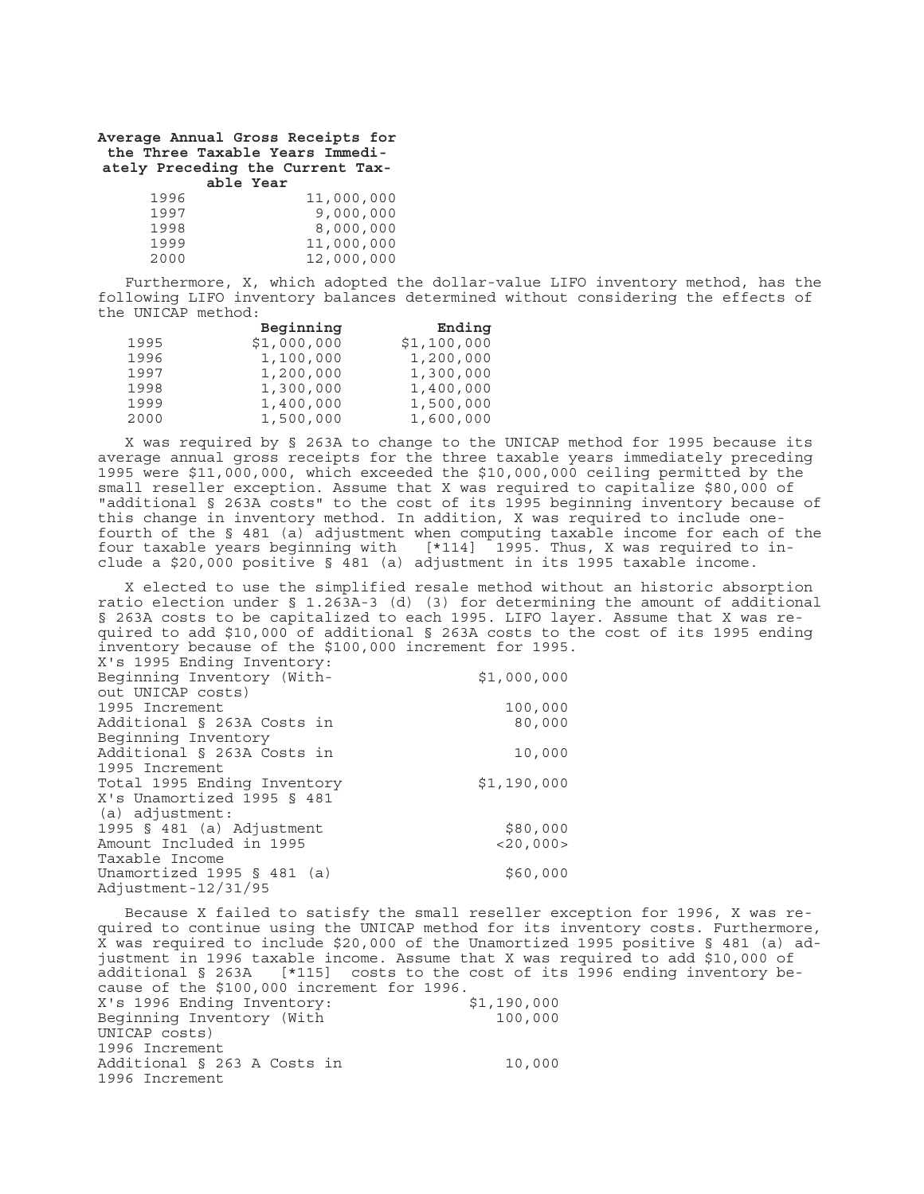**Average Annual Gross Receipts for the Three Taxable Years Immediately Preceding the Current Taxable Year**

| | |
|---|---|
| 1996 | 11,000,000 |
| 1997 | 9,000,000 |
| 1998 | 8,000,000 |
| 1999 | 11,000,000 |
| 2000 | 12,000,000 |

Furthermore, X, which adopted the dollar-value LIFO inventory method, has the following LIFO inventory balances determined without considering the effects of the UNICAP method:

| | **Beginning** | **Ending** |
|---|---|---|
| 1995 | $1,000,000 | $1,100,000 |
| 1996 | 1,100,000 | 1,200,000 |
| 1997 | 1,200,000 | 1,300,000 |
| 1998 | 1,300,000 | 1,400,000 |
| 1999 | 1,400,000 | 1,500,000 |
| 2000 | 1,500,000 | 1,600,000 |

X was required by § 263A to change to the UNICAP method for 1995 because its average annual gross receipts for the three taxable years immediately preceding 1995 were $11,000,000, which exceeded the $10,000,000 ceiling permitted by the small reseller exception. Assume that X was required to capitalize $80,000 of "additional § 263A costs" to the cost of its 1995 beginning inventory because of this change in inventory method. In addition, X was required to include one-fourth of the § 481 (a) adjustment when computing taxable income for each of the four taxable years beginning with [*114] 1995. Thus, X was required to include a $20,000 positive § 481 (a) adjustment in its 1995 taxable income.

X elected to use the simplified resale method without an historic absorption ratio election under § 1.263A-3 (d) (3) for determining the amount of additional § 263A costs to be capitalized to each 1995. LIFO layer. Assume that X was required to add $10,000 of additional § 263A costs to the cost of its 1995 ending inventory because of the $100,000 increment for 1995.

| X's 1995 Ending Inventory: | |
|---|---|
| Beginning Inventory (Without UNICAP costs) | $1,000,000 |
| 1995 Increment | 100,000 |
| Additional § 263A Costs in Beginning Inventory | 80,000 |
| Additional § 263A Costs in 1995 Increment | 10,000 |
| Total 1995 Ending Inventory | $1,190,000 |
| X's Unamortized 1995 § 481 (a) adjustment: | |
| 1995 § 481 (a) Adjustment | $80,000 |
| Amount Included in 1995 Taxable Income | <20,000> |
| Unamortized 1995 § 481 (a) Adjustment-12/31/95 | $60,000 |

Because X failed to satisfy the small reseller exception for 1996, X was required to continue using the UNICAP method for its inventory costs. Furthermore, X was required to include $20,000 of the Unamortized 1995 positive § 481 (a) adjustment in 1996 taxable income. Assume that X was required to add $10,000 of additional § 263A [*115] costs to the cost of its 1996 ending inventory because of the $100,000 increment for 1996.

| X's 1996 Ending Inventory: | $1,190,000 |
|---|---|
| Beginning Inventory (With UNICAP costs) | 100,000 |
| 1996 Increment | |
| Additional § 263 A Costs in 1996 Increment | 10,000 |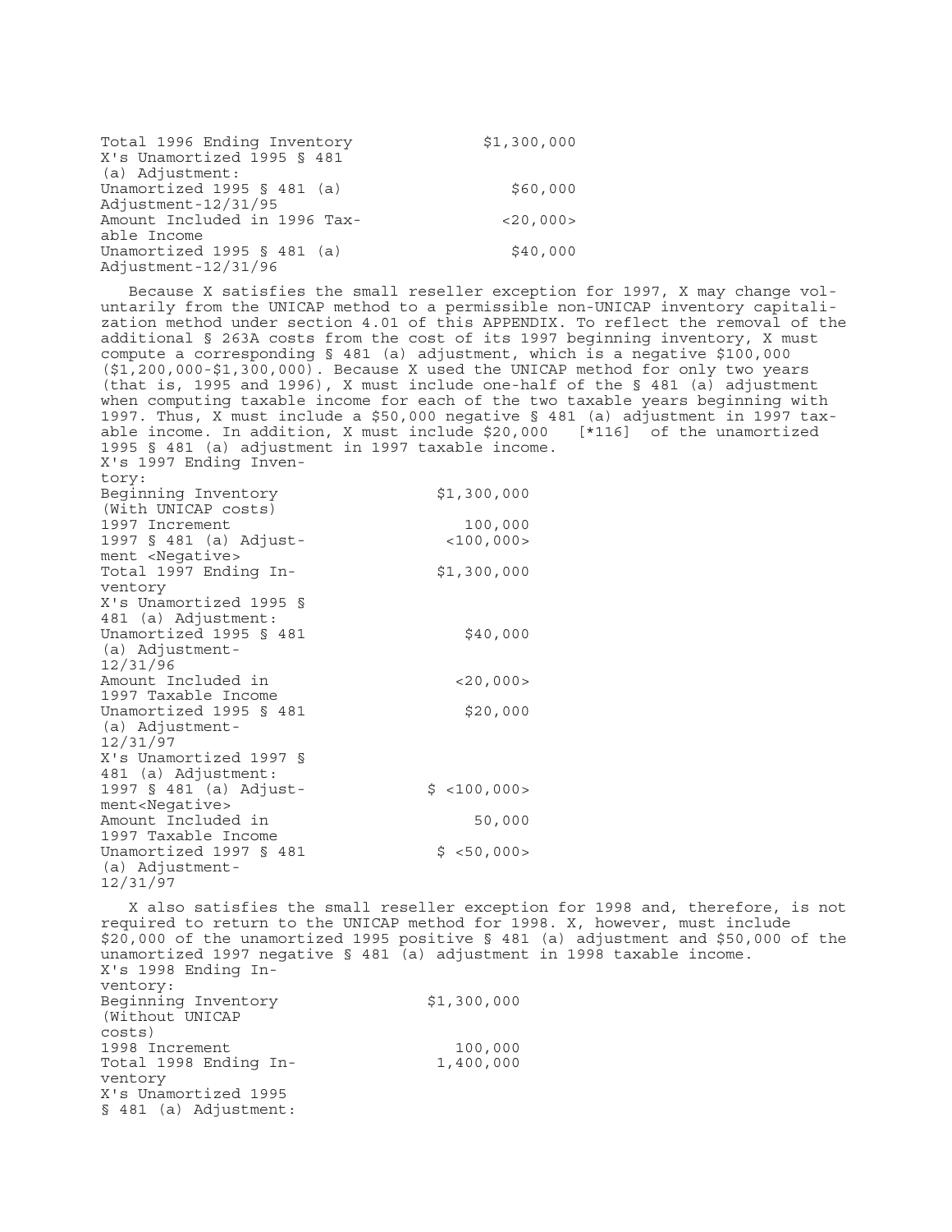| | |
|---|---|
| Total 1996 Ending Inventory | $1,300,000 |
| X's Unamortized 1995 § 481 (a) Adjustment: | |
| Unamortized 1995 § 481 (a) Adjustment-12/31/95 | $60,000 |
| Amount Included in 1996 Taxable Income | <20,000> |
| Unamortized 1995 § 481 (a) Adjustment-12/31/96 | $40,000 |

Because X satisfies the small reseller exception for 1997, X may change voluntarily from the UNICAP method to a permissible non-UNICAP inventory capitalization method under section 4.01 of this APPENDIX. To reflect the removal of the additional § 263A costs from the cost of its 1997 beginning inventory, X must compute a corresponding § 481 (a) adjustment, which is a negative $100,000 ($1,200,000-$1,300,000). Because X used the UNICAP method for only two years (that is, 1995 and 1996), X must include one-half of the § 481 (a) adjustment when computing taxable income for each of the two taxable years beginning with 1997. Thus, X must include a $50,000 negative § 481 (a) adjustment in 1997 taxable income. In addition, X must include $20,000 [*116] of the unamortized 1995 § 481 (a) adjustment in 1997 taxable income.

| | |
|---|---|
| X's 1997 Ending Inventory: | |
| Beginning Inventory (With UNICAP costs) | $1,300,000 |
| 1997 Increment | 100,000 |
| 1997 § 481 (a) Adjustment <Negative> | <100,000> |
| Total 1997 Ending Inventory | $1,300,000 |
| X's Unamortized 1995 § 481 (a) Adjustment: | |
| Unamortized 1995 § 481 (a) Adjustment-12/31/96 | $40,000 |
| Amount Included in 1997 Taxable Income | <20,000> |
| Unamortized 1995 § 481 (a) Adjustment-12/31/97 | $20,000 |
| X's Unamortized 1997 § 481 (a) Adjustment: | |
| 1997 § 481 (a) Adjustment<Negative> | $ <100,000> |
| Amount Included in 1997 Taxable Income | 50,000 |
| Unamortized 1997 § 481 (a) Adjustment-12/31/97 | $ <50,000> |

X also satisfies the small reseller exception for 1998 and, therefore, is not required to return to the UNICAP method for 1998. X, however, must include $20,000 of the unamortized 1995 positive § 481 (a) adjustment and $50,000 of the unamortized 1997 negative § 481 (a) adjustment in 1998 taxable income.

| | |
|---|---|
| X's 1998 Ending Inventory: | |
| Beginning Inventory (Without UNICAP costs) | $1,300,000 |
| 1998 Increment | 100,000 |
| Total 1998 Ending Inventory | 1,400,000 |
| X's Unamortized 1995 § 481 (a) Adjustment: | |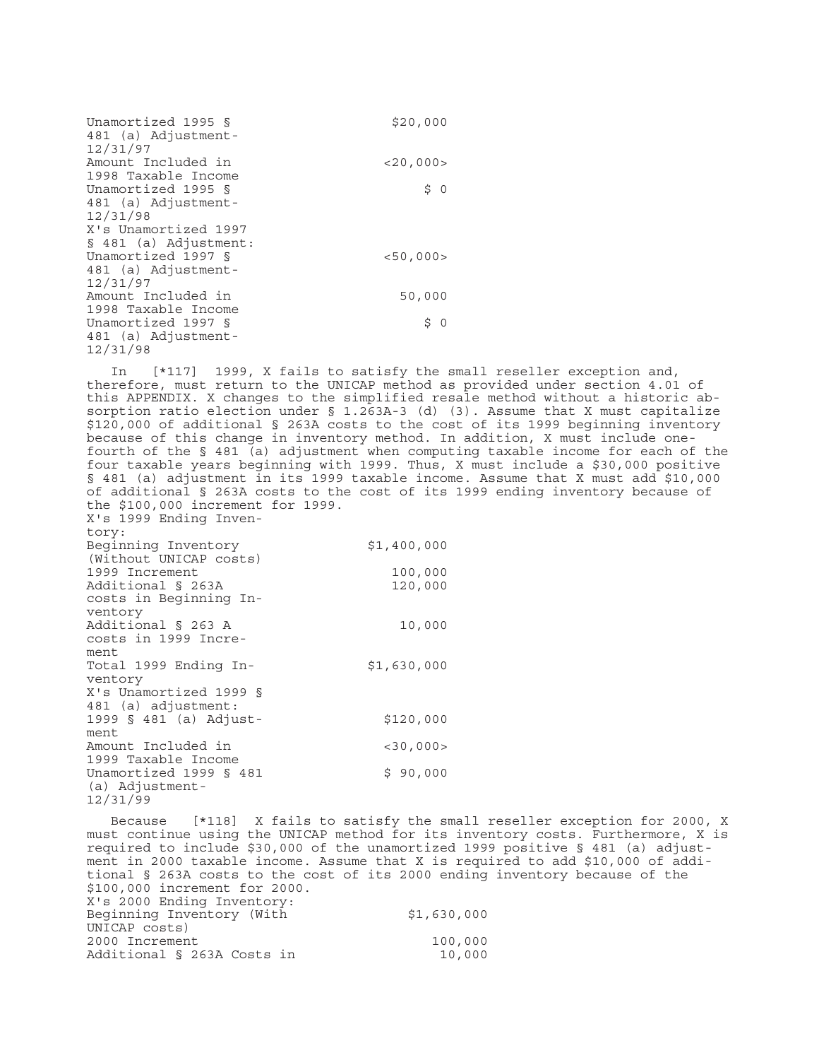| | |
|---|---|
| Unamortized 1995 § 481 (a) Adjustment-12/31/97 | $20,000 |
| Amount Included in 1998 Taxable Income | <20,000> |
| Unamortized 1995 § 481 (a) Adjustment-12/31/98 | $ 0 |
| X's Unamortized 1997 § 481 (a) Adjustment: | |
| Unamortized 1997 § 481 (a) Adjustment-12/31/97 | <50,000> |
| Amount Included in 1998 Taxable Income | 50,000 |
| Unamortized 1997 § 481 (a) Adjustment-12/31/98 | $ 0 |

In [*117] 1999, X fails to satisfy the small reseller exception and, therefore, must return to the UNICAP method as provided under section 4.01 of this APPENDIX. X changes to the simplified resale method without a historic absorption ratio election under § 1.263A-3 (d) (3). Assume that X must capitalize $120,000 of additional § 263A costs to the cost of its 1999 beginning inventory because of this change in inventory method. In addition, X must include one-fourth of the § 481 (a) adjustment when computing taxable income for each of the four taxable years beginning with 1999. Thus, X must include a $30,000 positive § 481 (a) adjustment in its 1999 taxable income. Assume that X must add $10,000 of additional § 263A costs to the cost of its 1999 ending inventory because of the $100,000 increment for 1999.

| | |
|---|---|
| X's 1999 Ending Inventory: | |
| Beginning Inventory (Without UNICAP costs) | $1,400,000 |
| 1999 Increment | 100,000 |
| Additional § 263A costs in Beginning Inventory | 120,000 |
| Additional § 263 A costs in 1999 Increment | 10,000 |
| Total 1999 Ending Inventory | $1,630,000 |
| X's Unamortized 1999 § 481 (a) adjustment: | |
| 1999 § 481 (a) Adjustment | $120,000 |
| Amount Included in 1999 Taxable Income | <30,000> |
| Unamortized 1999 § 481 (a) Adjustment-12/31/99 | $ 90,000 |

Because [*118] X fails to satisfy the small reseller exception for 2000, X must continue using the UNICAP method for its inventory costs. Furthermore, X is required to include $30,000 of the unamortized 1999 positive § 481 (a) adjustment in 2000 taxable income. Assume that X is required to add $10,000 of additional § 263A costs to the cost of its 2000 ending inventory because of the $100,000 increment for 2000.

| | |
|---|---|
| X's 2000 Ending Inventory: | |
| Beginning Inventory (With UNICAP costs) | $1,630,000 |
| 2000 Increment | 100,000 |
| Additional § 263A Costs in | 10,000 |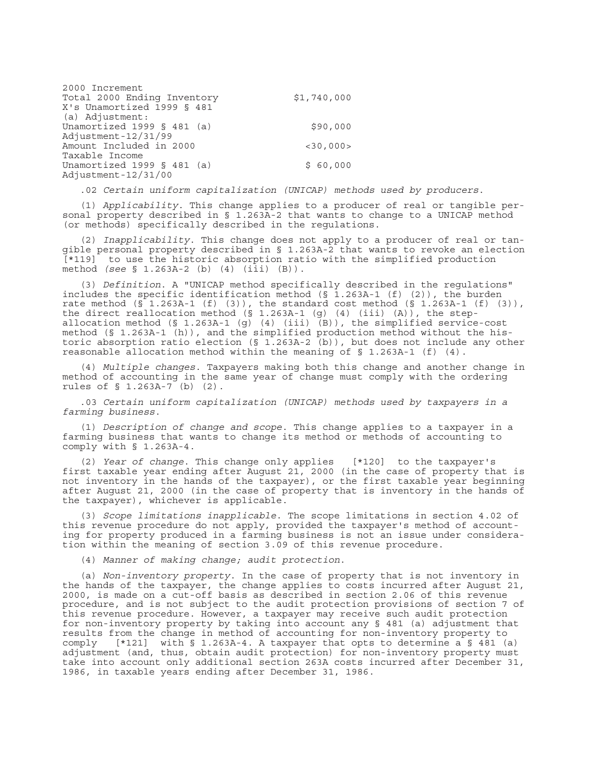| | |
|---|---|
| 2000 Increment | |
| Total 2000 Ending Inventory | $1,740,000 |
| X's Unamortized 1999 § 481 (a) Adjustment: | |
| Unamortized 1999 § 481 (a) Adjustment-12/31/99 | $90,000 |
| Amount Included in 2000 Taxable Income | <30,000> |
| Unamortized 1999 § 481 (a) Adjustment-12/31/00 | $ 60,000 |

.02 *Certain uniform capitalization (UNICAP) methods used by producers.*

(1) *Applicability.* This change applies to a producer of real or tangible personal property described in § 1.263A-2 that wants to change to a UNICAP method (or methods) specifically described in the regulations.

(2) *Inapplicability.* This change does not apply to a producer of real or tangible personal property described in § 1.263A-2 that wants to revoke an election [*119] to use the historic absorption ratio with the simplified production method *(see* § 1.263A-2 (b) (4) (iii) (B)).

(3) *Definition.* A "UNICAP method specifically described in the regulations" includes the specific identification method (§ 1.263A-1 (f) (2)), the burden rate method (§ 1.263A-1 (f) (3)), the standard cost method (§ 1.263A-1 (f) (3)), the direct reallocation method (§ 1.263A-1 (g) (4) (iii) (A)), the step-allocation method (§ 1.263A-1 (g) (4) (iii) (B)), the simplified service-cost method (§ 1.263A-1 (h)), and the simplified production method without the historic absorption ratio election (§ 1.263A-2 (b)), but does not include any other reasonable allocation method within the meaning of § 1.263A-1 (f) (4).

(4) *Multiple changes.* Taxpayers making both this change and another change in method of accounting in the same year of change must comply with the ordering rules of § 1.263A-7 (b) (2).

.03 *Certain uniform capitalization (UNICAP) methods used by taxpayers in a farming business.*

(1) *Description of change and scope.* This change applies to a taxpayer in a farming business that wants to change its method or methods of accounting to comply with § 1.263A-4.

(2) *Year of change.* This change only applies [*120] to the taxpayer's first taxable year ending after August 21, 2000 (in the case of property that is not inventory in the hands of the taxpayer), or the first taxable year beginning after August 21, 2000 (in the case of property that is inventory in the hands of the taxpayer), whichever is applicable.

(3) *Scope limitations inapplicable.* The scope limitations in section 4.02 of this revenue procedure do not apply, provided the taxpayer's method of accounting for property produced in a farming business is not an issue under consideration within the meaning of section 3.09 of this revenue procedure.

(4) *Manner of making change; audit protection.*

(a) *Non-inventory property.* In the case of property that is not inventory in the hands of the taxpayer, the change applies to costs incurred after August 21, 2000, is made on a cut-off basis as described in section 2.06 of this revenue procedure, and is not subject to the audit protection provisions of section 7 of this revenue procedure. However, a taxpayer may receive such audit protection for non-inventory property by taking into account any § 481 (a) adjustment that results from the change in method of accounting for non-inventory property to comply [*121] with § 1.263A-4. A taxpayer that opts to determine a § 481 (a) adjustment (and, thus, obtain audit protection) for non-inventory property must take into account only additional section 263A costs incurred after December 31, 1986, in taxable years ending after December 31, 1986.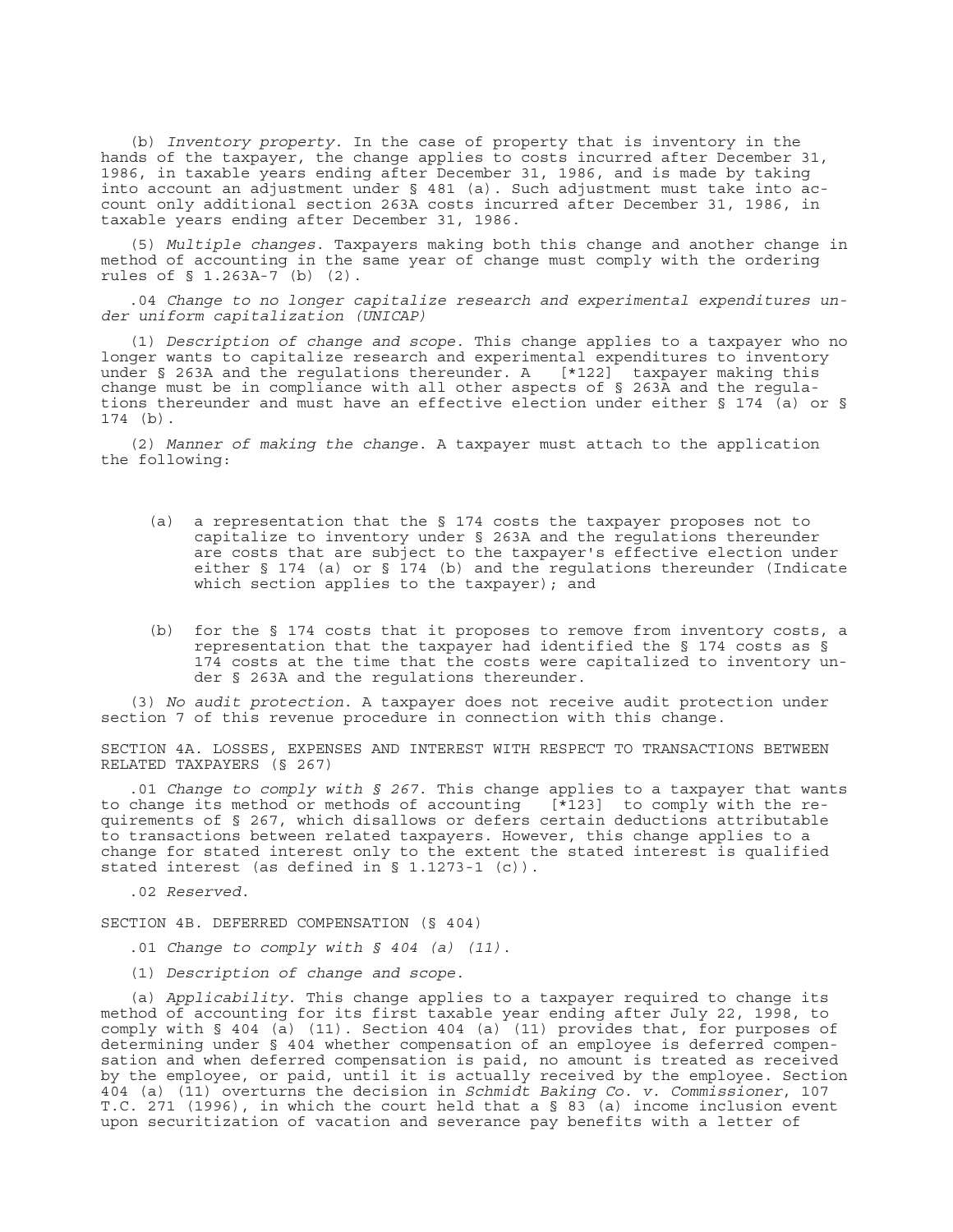(b) *Inventory property*. In the case of property that is inventory in the hands of the taxpayer, the change applies to costs incurred after December 31, 1986, in taxable years ending after December 31, 1986, and is made by taking into account an adjustment under § 481 (a). Such adjustment must take into account only additional section 263A costs incurred after December 31, 1986, in taxable years ending after December 31, 1986.

(5) *Multiple changes*. Taxpayers making both this change and another change in method of accounting in the same year of change must comply with the ordering rules of § 1.263A-7 (b) (2).

.04 *Change to no longer capitalize research and experimental expenditures under uniform capitalization (UNICAP)*

(1) *Description of change and scope*. This change applies to a taxpayer who no longer wants to capitalize research and experimental expenditures to inventory under § 263A and the regulations thereunder. A [*122] taxpayer making this change must be in compliance with all other aspects of § 263A and the regulations thereunder and must have an effective election under either § 174 (a) or § 174 (b).

(2) *Manner of making the change*. A taxpayer must attach to the application the following:

(a) a representation that the § 174 costs the taxpayer proposes not to capitalize to inventory under § 263A and the regulations thereunder are costs that are subject to the taxpayer's effective election under either § 174 (a) or § 174 (b) and the regulations thereunder (Indicate which section applies to the taxpayer); and

(b) for the § 174 costs that it proposes to remove from inventory costs, a representation that the taxpayer had identified the § 174 costs as § 174 costs at the time that the costs were capitalized to inventory under § 263A and the regulations thereunder.

(3) *No audit protection*. A taxpayer does not receive audit protection under section 7 of this revenue procedure in connection with this change.

SECTION 4A. LOSSES, EXPENSES AND INTEREST WITH RESPECT TO TRANSACTIONS BETWEEN RELATED TAXPAYERS (§ 267)

.01 *Change to comply with § 267*. This change applies to a taxpayer that wants to change its method or methods of accounting [*123] to comply with the requirements of § 267, which disallows or defers certain deductions attributable to transactions between related taxpayers. However, this change applies to a change for stated interest only to the extent the stated interest is qualified stated interest (as defined in § 1.1273-1 (c)).

.02 *Reserved*.

SECTION 4B. DEFERRED COMPENSATION (§ 404)

.01 *Change to comply with § 404 (a) (11)*.

(1) *Description of change and scope*.

(a) *Applicability*. This change applies to a taxpayer required to change its method of accounting for its first taxable year ending after July 22, 1998, to comply with § 404 (a) (11). Section 404 (a) (11) provides that, for purposes of determining under § 404 whether compensation of an employee is deferred compensation and when deferred compensation is paid, no amount is treated as received by the employee, or paid, until it is actually received by the employee. Section 404 (a) (11) overturns the decision in *Schmidt Baking Co. v. Commissioner*, 107 T.C. 271 (1996), in which the court held that a § 83 (a) income inclusion event upon securitization of vacation and severance pay benefits with a letter of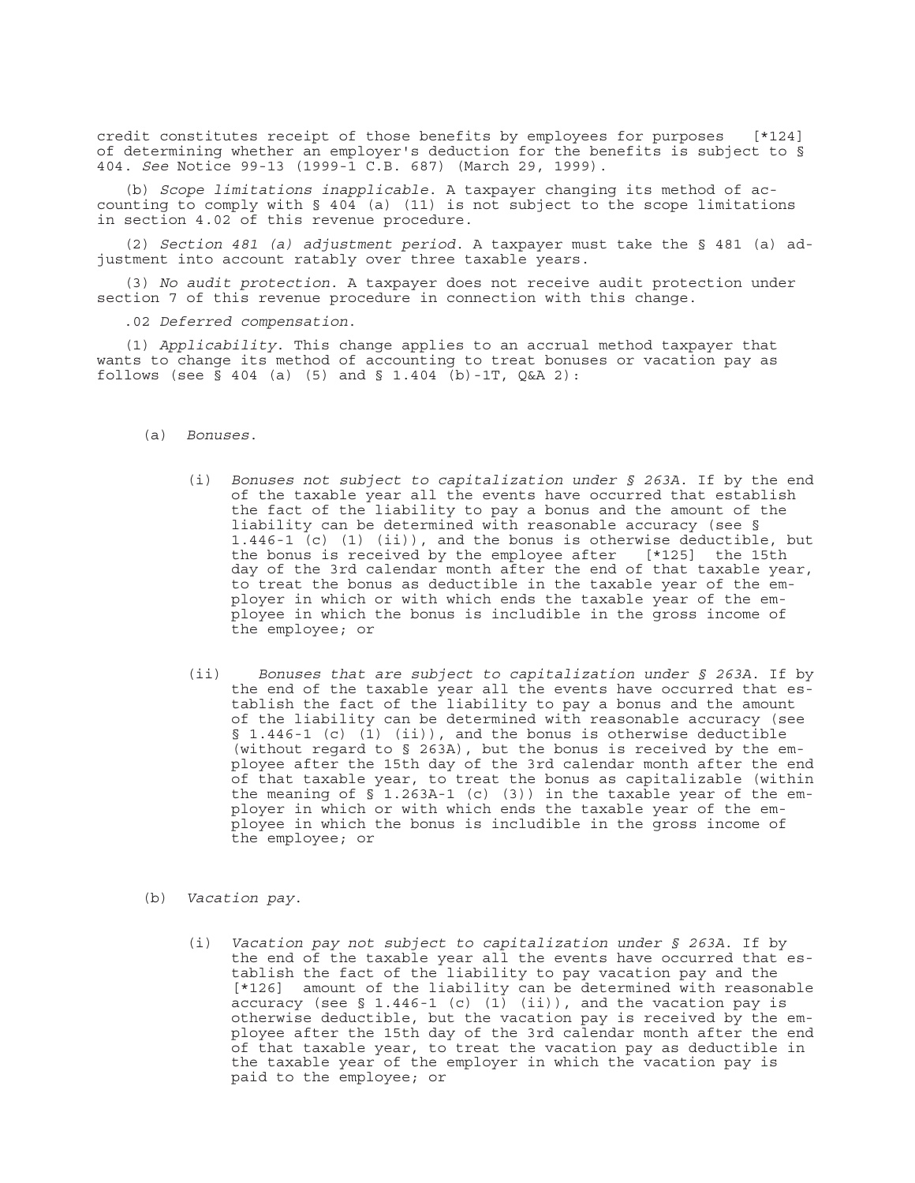credit constitutes receipt of those benefits by employees for purposes [*124] of determining whether an employer's deduction for the benefits is subject to § 404. *See* Notice 99-13 (1999-1 C.B. 687) (March 29, 1999).

(b) *Scope limitations inapplicable*. A taxpayer changing its method of accounting to comply with § 404 (a) (11) is not subject to the scope limitations in section 4.02 of this revenue procedure.

(2) *Section 481 (a) adjustment period*. A taxpayer must take the § 481 (a) adjustment into account ratably over three taxable years.

(3) *No audit protection*. A taxpayer does not receive audit protection under section 7 of this revenue procedure in connection with this change.

.02 *Deferred compensation*.

(1) *Applicability*. This change applies to an accrual method taxpayer that wants to change its method of accounting to treat bonuses or vacation pay as follows (see § 404 (a) (5) and § 1.404 (b)-1T, Q&A 2):

(a) *Bonuses*.

(i) *Bonuses not subject to capitalization under § 263A*. If by the end of the taxable year all the events have occurred that establish the fact of the liability to pay a bonus and the amount of the liability can be determined with reasonable accuracy (see § 1.446-1 (c) (1) (ii)), and the bonus is otherwise deductible, but the bonus is received by the employee after [*125] the 15th day of the 3rd calendar month after the end of that taxable year, to treat the bonus as deductible in the taxable year of the employer in which or with which ends the taxable year of the employee in which the bonus is includible in the gross income of the employee; or

(ii) *Bonuses that are subject to capitalization under § 263A*. If by the end of the taxable year all the events have occurred that establish the fact of the liability to pay a bonus and the amount of the liability can be determined with reasonable accuracy (see § 1.446-1 (c) (1) (ii)), and the bonus is otherwise deductible (without regard to § 263A), but the bonus is received by the employee after the 15th day of the 3rd calendar month after the end of that taxable year, to treat the bonus as capitalizable (within the meaning of § 1.263A-1 (c) (3)) in the taxable year of the employer in which or with which ends the taxable year of the employee in which the bonus is includible in the gross income of the employee; or

(b) *Vacation pay*.

(i) *Vacation pay not subject to capitalization under § 263A*. If by the end of the taxable year all the events have occurred that establish the fact of the liability to pay vacation pay and the [*126] amount of the liability can be determined with reasonable accuracy (see § 1.446-1 (c) (1) (ii)), and the vacation pay is otherwise deductible, but the vacation pay is received by the employee after the 15th day of the 3rd calendar month after the end of that taxable year, to treat the vacation pay as deductible in the taxable year of the employer in which the vacation pay is paid to the employee; or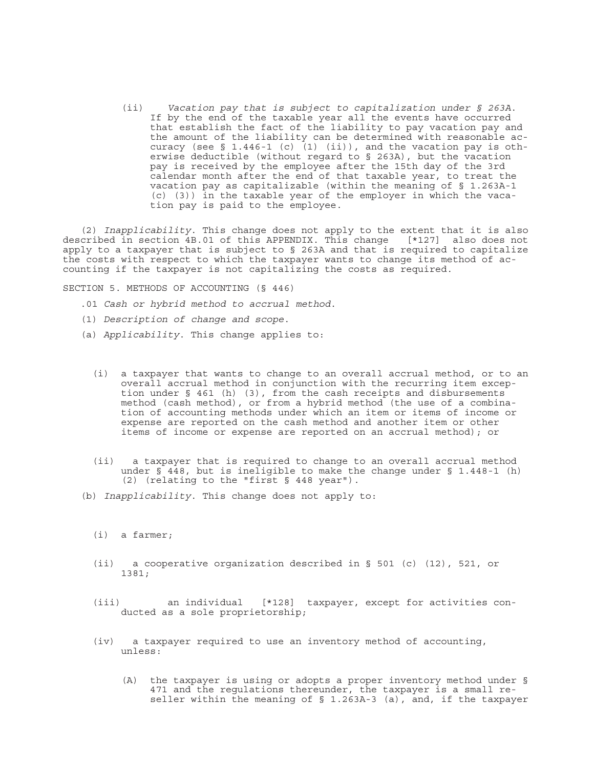(ii) *Vacation pay that is subject to capitalization under § 263A*. If by the end of the taxable year all the events have occurred that establish the fact of the liability to pay vacation pay and the amount of the liability can be determined with reasonable accuracy (see § 1.446-1 (c) (1) (ii)), and the vacation pay is otherwise deductible (without regard to § 263A), but the vacation pay is received by the employee after the 15th day of the 3rd calendar month after the end of that taxable year, to treat the vacation pay as capitalizable (within the meaning of § 1.263A-1 (c) (3)) in the taxable year of the employer in which the vacation pay is paid to the employee.

(2) *Inapplicability*. This change does not apply to the extent that it is also described in section 4B.01 of this APPENDIX. This change [*127] also does not apply to a taxpayer that is subject to § 263A and that is required to capitalize the costs with respect to which the taxpayer wants to change its method of accounting if the taxpayer is not capitalizing the costs as required.

SECTION 5. METHODS OF ACCOUNTING (§ 446)

.01 *Cash or hybrid method to accrual method*.

(1) *Description of change and scope*.

(a) *Applicability*. This change applies to:

(i) a taxpayer that wants to change to an overall accrual method, or to an overall accrual method in conjunction with the recurring item exception under § 461 (h) (3), from the cash receipts and disbursements method (cash method), or from a hybrid method (the use of a combination of accounting methods under which an item or items of income or expense are reported on the cash method and another item or other items of income or expense are reported on an accrual method); or

(ii) a taxpayer that is required to change to an overall accrual method under § 448, but is ineligible to make the change under § 1.448-1 (h) (2) (relating to the "first § 448 year").

(b) *Inapplicability*. This change does not apply to:

(i) a farmer;

(ii) a cooperative organization described in § 501 (c) (12), 521, or 1381;

(iii) an individual [*128] taxpayer, except for activities conducted as a sole proprietorship;

(iv) a taxpayer required to use an inventory method of accounting, unless:

(A) the taxpayer is using or adopts a proper inventory method under § 471 and the regulations thereunder, the taxpayer is a small reseller within the meaning of § 1.263A-3 (a), and, if the taxpayer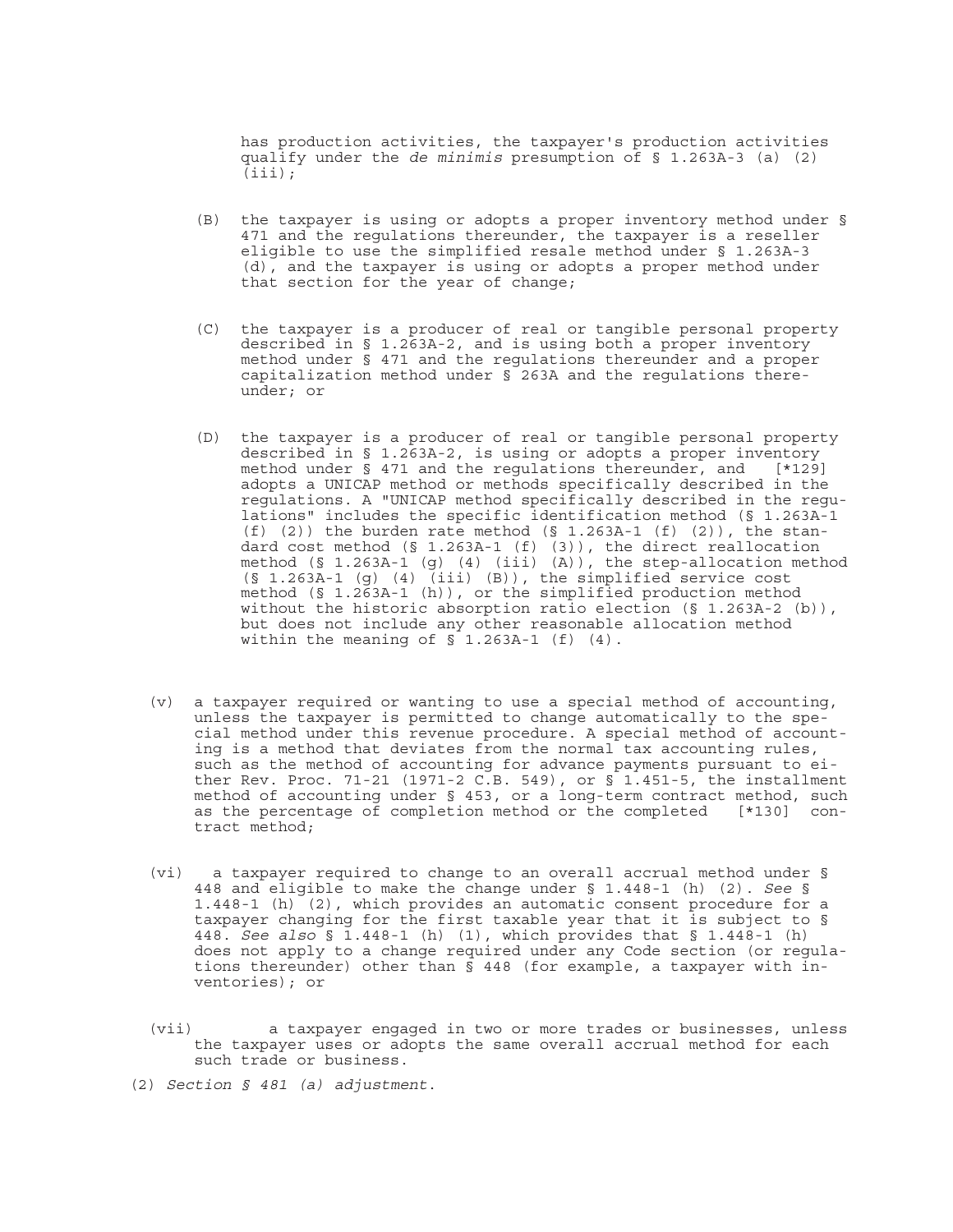has production activities, the taxpayer's production activities qualify under the *de minimis* presumption of § 1.263A-3 (a) (2) (iii);

(B) the taxpayer is using or adopts a proper inventory method under § 471 and the regulations thereunder, the taxpayer is a reseller eligible to use the simplified resale method under § 1.263A-3 (d), and the taxpayer is using or adopts a proper method under that section for the year of change;

(C) the taxpayer is a producer of real or tangible personal property described in § 1.263A-2, and is using both a proper inventory method under § 471 and the regulations thereunder and a proper capitalization method under § 263A and the regulations thereunder; or

(D) the taxpayer is a producer of real or tangible personal property described in § 1.263A-2, is using or adopts a proper inventory method under § 471 and the regulations thereunder, and [*129] adopts a UNICAP method or methods specifically described in the regulations. A "UNICAP method specifically described in the regulations" includes the specific identification method (§ 1.263A-1 (f) (2)) the burden rate method (§ 1.263A-1 (f) (2)), the standard cost method (§ 1.263A-1 (f) (3)), the direct reallocation method (§ 1.263A-1 (g) (4) (iii) (A)), the step-allocation method (§ 1.263A-1 (g) (4) (iii) (B)), the simplified service cost method (§ 1.263A-1 (h)), or the simplified production method without the historic absorption ratio election (§ 1.263A-2 (b)), but does not include any other reasonable allocation method within the meaning of § 1.263A-1 (f) (4).

(v) a taxpayer required or wanting to use a special method of accounting, unless the taxpayer is permitted to change automatically to the special method under this revenue procedure. A special method of accounting is a method that deviates from the normal tax accounting rules, such as the method of accounting for advance payments pursuant to either Rev. Proc. 71-21 (1971-2 C.B. 549), or § 1.451-5, the installment method of accounting under § 453, or a long-term contract method, such as the percentage of completion method or the completed [*130] contract method;

(vi) a taxpayer required to change to an overall accrual method under § 448 and eligible to make the change under § 1.448-1 (h) (2). *See* § 1.448-1 (h) (2), which provides an automatic consent procedure for a taxpayer changing for the first taxable year that it is subject to § 448. *See also* § 1.448-1 (h) (1), which provides that § 1.448-1 (h) does not apply to a change required under any Code section (or regulations thereunder) other than § 448 (for example, a taxpayer with inventories); or

(vii) a taxpayer engaged in two or more trades or businesses, unless the taxpayer uses or adopts the same overall accrual method for each such trade or business.

(2) *Section § 481 (a) adjustment*.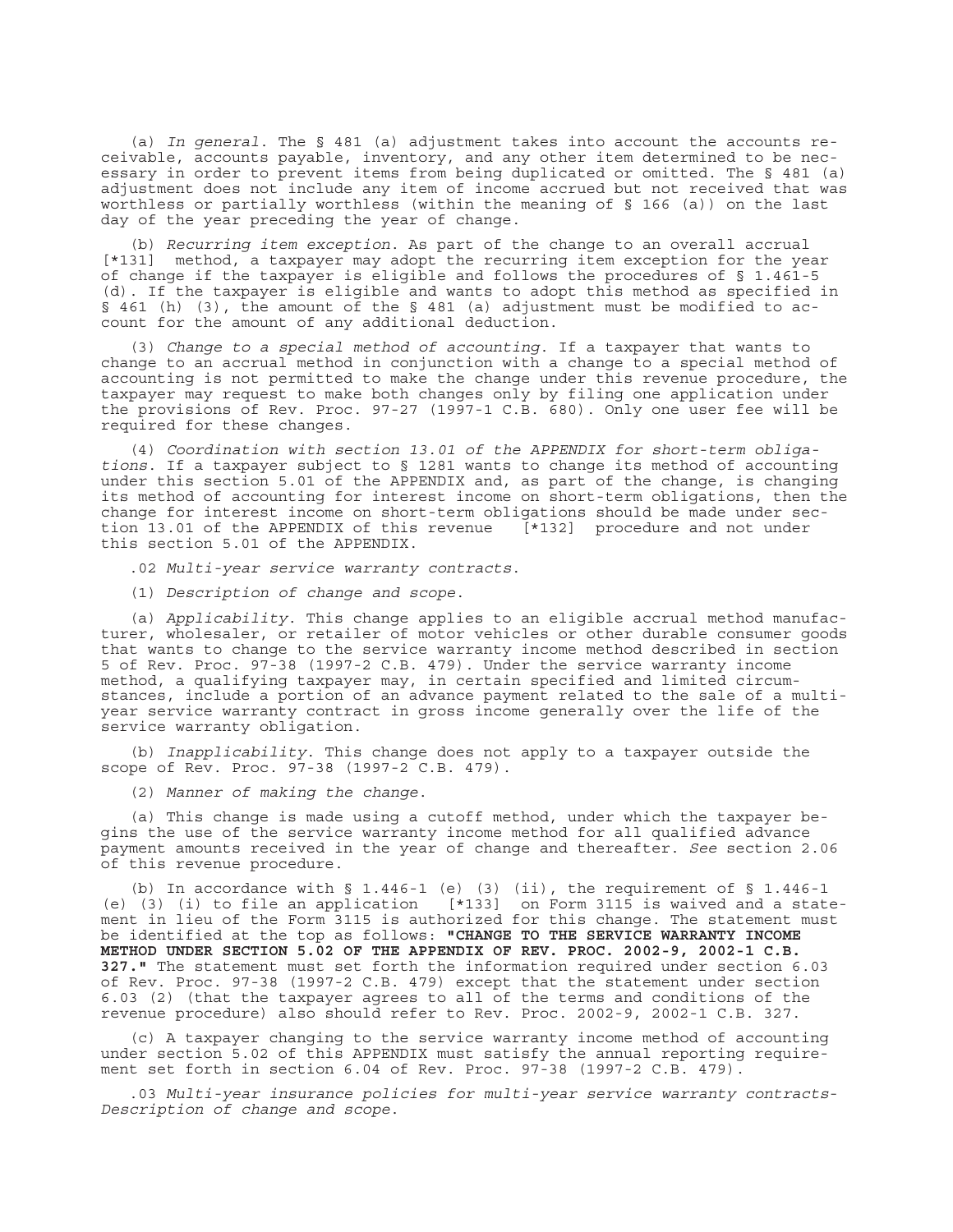(a) *In general*. The § 481 (a) adjustment takes into account the accounts receivable, accounts payable, inventory, and any other item determined to be necessary in order to prevent items from being duplicated or omitted. The § 481 (a) adjustment does not include any item of income accrued but not received that was worthless or partially worthless (within the meaning of § 166 (a)) on the last day of the year preceding the year of change.

(b) *Recurring item exception*. As part of the change to an overall accrual [*131] method, a taxpayer may adopt the recurring item exception for the year of change if the taxpayer is eligible and follows the procedures of § 1.461-5 (d). If the taxpayer is eligible and wants to adopt this method as specified in § 461 (h) (3), the amount of the § 481 (a) adjustment must be modified to account for the amount of any additional deduction.

(3) *Change to a special method of accounting*. If a taxpayer that wants to change to an accrual method in conjunction with a change to a special method of accounting is not permitted to make the change under this revenue procedure, the taxpayer may request to make both changes only by filing one application under the provisions of Rev. Proc. 97-27 (1997-1 C.B. 680). Only one user fee will be required for these changes.

(4) *Coordination with section 13.01 of the APPENDIX for short-term obligations*. If a taxpayer subject to § 1281 wants to change its method of accounting under this section 5.01 of the APPENDIX and, as part of the change, is changing its method of accounting for interest income on short-term obligations, then the change for interest income on short-term obligations should be made under section 13.01 of the APPENDIX of this revenue [*132] procedure and not under this section 5.01 of the APPENDIX.

.02 *Multi-year service warranty contracts*.

(1) *Description of change and scope*.

(a) *Applicability*. This change applies to an eligible accrual method manufacturer, wholesaler, or retailer of motor vehicles or other durable consumer goods that wants to change to the service warranty income method described in section 5 of Rev. Proc. 97-38 (1997-2 C.B. 479). Under the service warranty income method, a qualifying taxpayer may, in certain specified and limited circumstances, include a portion of an advance payment related to the sale of a multi-year service warranty contract in gross income generally over the life of the service warranty obligation.

(b) *Inapplicability*. This change does not apply to a taxpayer outside the scope of Rev. Proc. 97-38 (1997-2 C.B. 479).

(2) *Manner of making the change*.

(a) This change is made using a cutoff method, under which the taxpayer begins the use of the service warranty income method for all qualified advance payment amounts received in the year of change and thereafter. *See* section 2.06 of this revenue procedure.

(b) In accordance with § 1.446-1 (e) (3) (ii), the requirement of § 1.446-1 (e) (3) (i) to file an application [*133] on Form 3115 is waived and a statement in lieu of the Form 3115 is authorized for this change. The statement must be identified at the top as follows: **"CHANGE TO THE SERVICE WARRANTY INCOME METHOD UNDER SECTION 5.02 OF THE APPENDIX OF REV. PROC. 2002-9, 2002-1 C.B. 327."** The statement must set forth the information required under section 6.03 of Rev. Proc. 97-38 (1997-2 C.B. 479) except that the statement under section 6.03 (2) (that the taxpayer agrees to all of the terms and conditions of the revenue procedure) also should refer to Rev. Proc. 2002-9, 2002-1 C.B. 327.

(c) A taxpayer changing to the service warranty income method of accounting under section 5.02 of this APPENDIX must satisfy the annual reporting requirement set forth in section 6.04 of Rev. Proc. 97-38 (1997-2 C.B. 479).

.03 *Multi-year insurance policies for multi-year service warranty contracts-Description of change and scope*.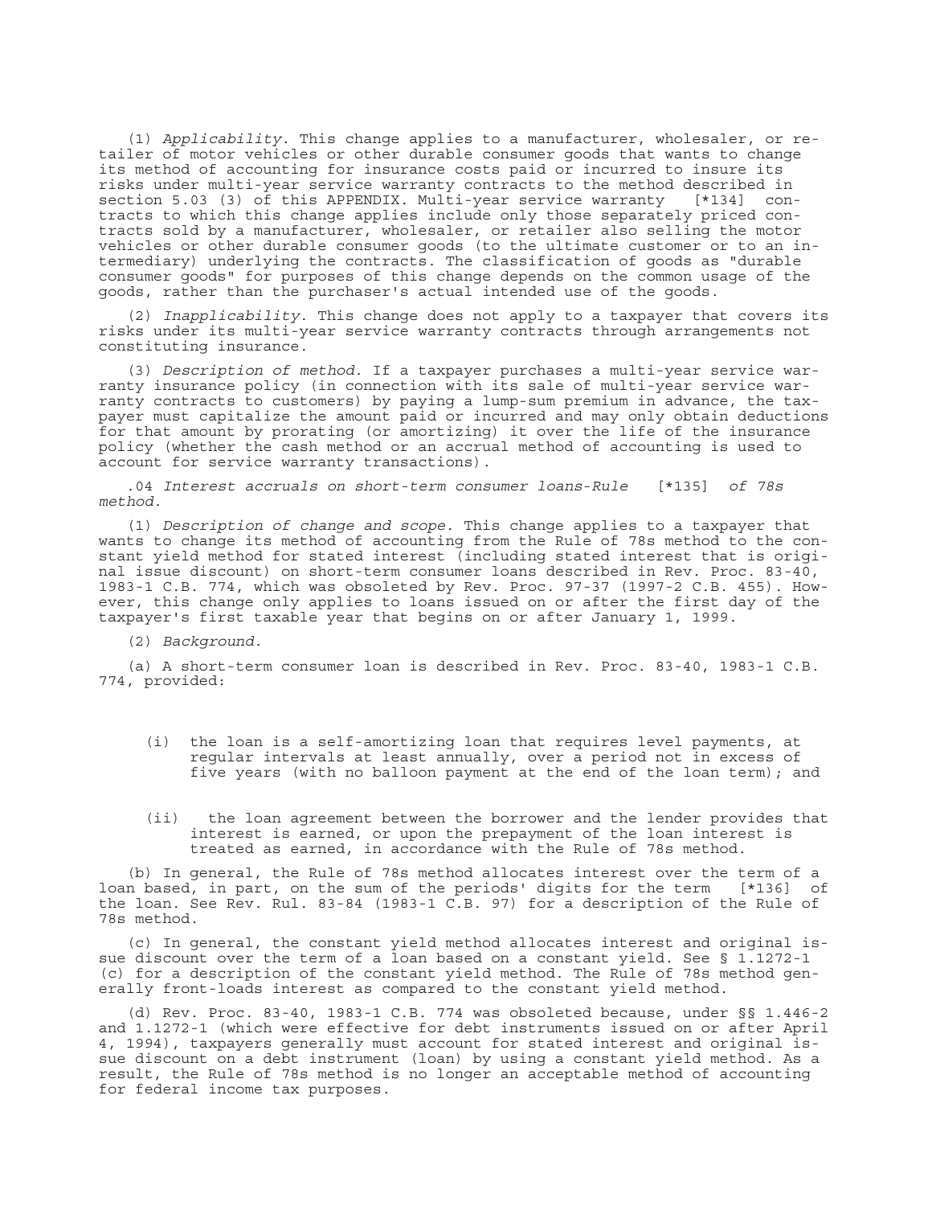(1) *Applicability*. This change applies to a manufacturer, wholesaler, or retailer of motor vehicles or other durable consumer goods that wants to change its method of accounting for insurance costs paid or incurred to insure its risks under multi-year service warranty contracts to the method described in section 5.03 (3) of this APPENDIX. Multi-year service warranty [*134] contracts to which this change applies include only those separately priced contracts sold by a manufacturer, wholesaler, or retailer also selling the motor vehicles or other durable consumer goods (to the ultimate customer or to an intermediary) underlying the contracts. The classification of goods as "durable consumer goods" for purposes of this change depends on the common usage of the goods, rather than the purchaser's actual intended use of the goods.

(2) *Inapplicability*. This change does not apply to a taxpayer that covers its risks under its multi-year service warranty contracts through arrangements not constituting insurance.

(3) *Description of method*. If a taxpayer purchases a multi-year service warranty insurance policy (in connection with its sale of multi-year service warranty contracts to customers) by paying a lump-sum premium in advance, the taxpayer must capitalize the amount paid or incurred and may only obtain deductions for that amount by prorating (or amortizing) it over the life of the insurance policy (whether the cash method or an accrual method of accounting is used to account for service warranty transactions).

.04 *Interest accruals on short-term consumer loans-Rule* [*135] *of 78s method*.

(1) *Description of change and scope*. This change applies to a taxpayer that wants to change its method of accounting from the Rule of 78s method to the constant yield method for stated interest (including stated interest that is original issue discount) on short-term consumer loans described in Rev. Proc. 83-40, 1983-1 C.B. 774, which was obsoleted by Rev. Proc. 97-37 (1997-2 C.B. 455). However, this change only applies to loans issued on or after the first day of the taxpayer's first taxable year that begins on or after January 1, 1999.

(2) *Background*.

(a) A short-term consumer loan is described in Rev. Proc. 83-40, 1983-1 C.B. 774, provided:

(i) the loan is a self-amortizing loan that requires level payments, at regular intervals at least annually, over a period not in excess of five years (with no balloon payment at the end of the loan term); and

(ii) the loan agreement between the borrower and the lender provides that interest is earned, or upon the prepayment of the loan interest is treated as earned, in accordance with the Rule of 78s method.

(b) In general, the Rule of 78s method allocates interest over the term of a loan based, in part, on the sum of the periods' digits for the term [*136] of the loan. See Rev. Rul. 83-84 (1983-1 C.B. 97) for a description of the Rule of 78s method.

(c) In general, the constant yield method allocates interest and original issue discount over the term of a loan based on a constant yield. See § 1.1272-1 (c) for a description of the constant yield method. The Rule of 78s method generally front-loads interest as compared to the constant yield method.

(d) Rev. Proc. 83-40, 1983-1 C.B. 774 was obsoleted because, under §§ 1.446-2 and 1.1272-1 (which were effective for debt instruments issued on or after April 4, 1994), taxpayers generally must account for stated interest and original issue discount on a debt instrument (loan) by using a constant yield method. As a result, the Rule of 78s method is no longer an acceptable method of accounting for federal income tax purposes.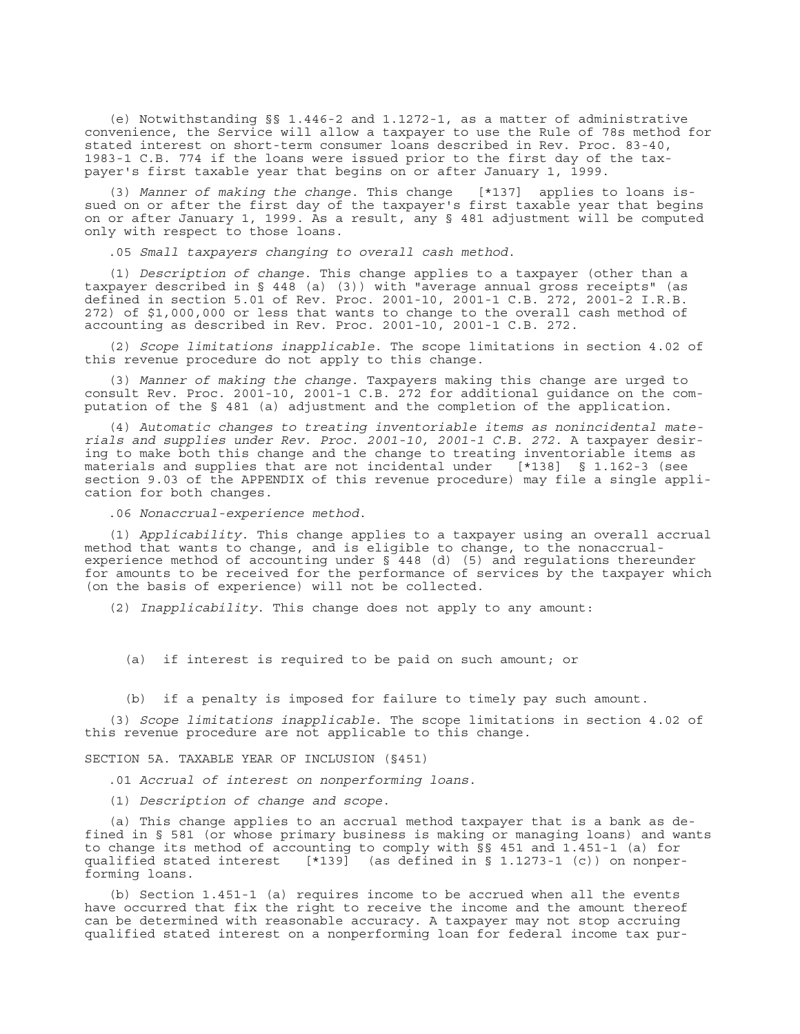(e) Notwithstanding §§ 1.446-2 and 1.1272-1, as a matter of administrative convenience, the Service will allow a taxpayer to use the Rule of 78s method for stated interest on short-term consumer loans described in Rev. Proc. 83-40, 1983-1 C.B. 774 if the loans were issued prior to the first day of the taxpayer's first taxable year that begins on or after January 1, 1999.

(3) *Manner of making the change*. This change [*137] applies to loans issued on or after the first day of the taxpayer's first taxable year that begins on or after January 1, 1999. As a result, any § 481 adjustment will be computed only with respect to those loans.

.05 *Small taxpayers changing to overall cash method*.

(1) *Description of change*. This change applies to a taxpayer (other than a taxpayer described in § 448 (a) (3)) with "average annual gross receipts" (as defined in section 5.01 of Rev. Proc. 2001-10, 2001-1 C.B. 272, 2001-2 I.R.B. 272) of $1,000,000 or less that wants to change to the overall cash method of accounting as described in Rev. Proc. 2001-10, 2001-1 C.B. 272.

(2) *Scope limitations inapplicable*. The scope limitations in section 4.02 of this revenue procedure do not apply to this change.

(3) *Manner of making the change*. Taxpayers making this change are urged to consult Rev. Proc. 2001-10, 2001-1 C.B. 272 for additional guidance on the computation of the § 481 (a) adjustment and the completion of the application.

(4) *Automatic changes to treating inventoriable items as nonincidental materials and supplies under Rev. Proc. 2001-10, 2001-1 C.B. 272*. A taxpayer desiring to make both this change and the change to treating inventoriable items as materials and supplies that are not incidental under [*138] § 1.162-3 (see section 9.03 of the APPENDIX of this revenue procedure) may file a single application for both changes.

.06 *Nonaccrual-experience method*.

(1) *Applicability*. This change applies to a taxpayer using an overall accrual method that wants to change, and is eligible to change, to the nonaccrual-experience method of accounting under § 448 (d) (5) and regulations thereunder for amounts to be received for the performance of services by the taxpayer which (on the basis of experience) will not be collected.

(2) *Inapplicability*. This change does not apply to any amount:

(a) if interest is required to be paid on such amount; or

(b) if a penalty is imposed for failure to timely pay such amount.

(3) *Scope limitations inapplicable*. The scope limitations in section 4.02 of this revenue procedure are not applicable to this change.

SECTION 5A. TAXABLE YEAR OF INCLUSION (§451)

.01 *Accrual of interest on nonperforming loans*.

(1) *Description of change and scope*.

(a) This change applies to an accrual method taxpayer that is a bank as defined in § 581 (or whose primary business is making or managing loans) and wants to change its method of accounting to comply with §§ 451 and 1.451-1 (a) for qualified stated interest [*139] (as defined in § 1.1273-1 (c)) on nonperforming loans.

(b) Section 1.451-1 (a) requires income to be accrued when all the events have occurred that fix the right to receive the income and the amount thereof can be determined with reasonable accuracy. A taxpayer may not stop accruing qualified stated interest on a nonperforming loan for federal income tax pur-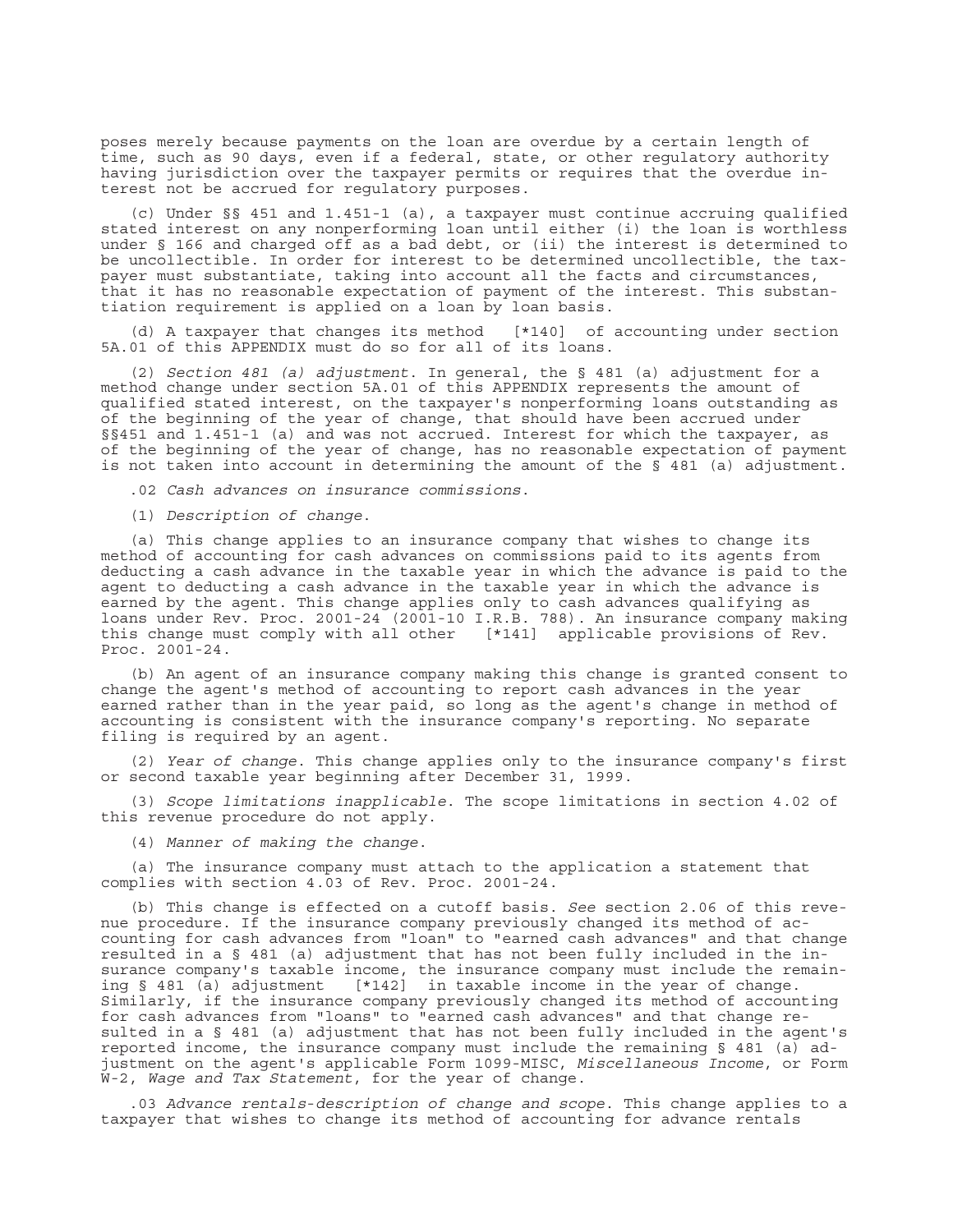poses merely because payments on the loan are overdue by a certain length of time, such as 90 days, even if a federal, state, or other regulatory authority having jurisdiction over the taxpayer permits or requires that the overdue interest not be accrued for regulatory purposes.

(c) Under §§ 451 and 1.451-1 (a), a taxpayer must continue accruing qualified stated interest on any nonperforming loan until either (i) the loan is worthless under § 166 and charged off as a bad debt, or (ii) the interest is determined to be uncollectible. In order for interest to be determined uncollectible, the taxpayer must substantiate, taking into account all the facts and circumstances, that it has no reasonable expectation of payment of the interest. This substantiation requirement is applied on a loan by loan basis.

(d) A taxpayer that changes its method [*140] of accounting under section 5A.01 of this APPENDIX must do so for all of its loans.

(2) *Section 481 (a) adjustment*. In general, the § 481 (a) adjustment for a method change under section 5A.01 of this APPENDIX represents the amount of qualified stated interest, on the taxpayer's nonperforming loans outstanding as of the beginning of the year of change, that should have been accrued under §§451 and 1.451-1 (a) and was not accrued. Interest for which the taxpayer, as of the beginning of the year of change, has no reasonable expectation of payment is not taken into account in determining the amount of the § 481 (a) adjustment.

.02 *Cash advances on insurance commissions*.

(1) *Description of change*.

(a) This change applies to an insurance company that wishes to change its method of accounting for cash advances on commissions paid to its agents from deducting a cash advance in the taxable year in which the advance is paid to the agent to deducting a cash advance in the taxable year in which the advance is earned by the agent. This change applies only to cash advances qualifying as loans under Rev. Proc. 2001-24 (2001-10 I.R.B. 788). An insurance company making this change must comply with all other [*141] applicable provisions of Rev. Proc. 2001-24.

(b) An agent of an insurance company making this change is granted consent to change the agent's method of accounting to report cash advances in the year earned rather than in the year paid, so long as the agent's change in method of accounting is consistent with the insurance company's reporting. No separate filing is required by an agent.

(2) *Year of change*. This change applies only to the insurance company's first or second taxable year beginning after December 31, 1999.

(3) *Scope limitations inapplicable*. The scope limitations in section 4.02 of this revenue procedure do not apply.

(4) *Manner of making the change*.

(a) The insurance company must attach to the application a statement that complies with section 4.03 of Rev. Proc. 2001-24.

(b) This change is effected on a cutoff basis. *See* section 2.06 of this revenue procedure. If the insurance company previously changed its method of accounting for cash advances from "loan" to "earned cash advances" and that change resulted in a § 481 (a) adjustment that has not been fully included in the insurance company's taxable income, the insurance company must include the remaining § 481 (a) adjustment [*142] in taxable income in the year of change. Similarly, if the insurance company previously changed its method of accounting for cash advances from "loans" to "earned cash advances" and that change resulted in a § 481 (a) adjustment that has not been fully included in the agent's reported income, the insurance company must include the remaining § 481 (a) adjustment on the agent's applicable Form 1099-MISC, *Miscellaneous Income*, or Form W-2, *Wage and Tax Statement*, for the year of change.

.03 *Advance rentals-description of change and scope*. This change applies to a taxpayer that wishes to change its method of accounting for advance rentals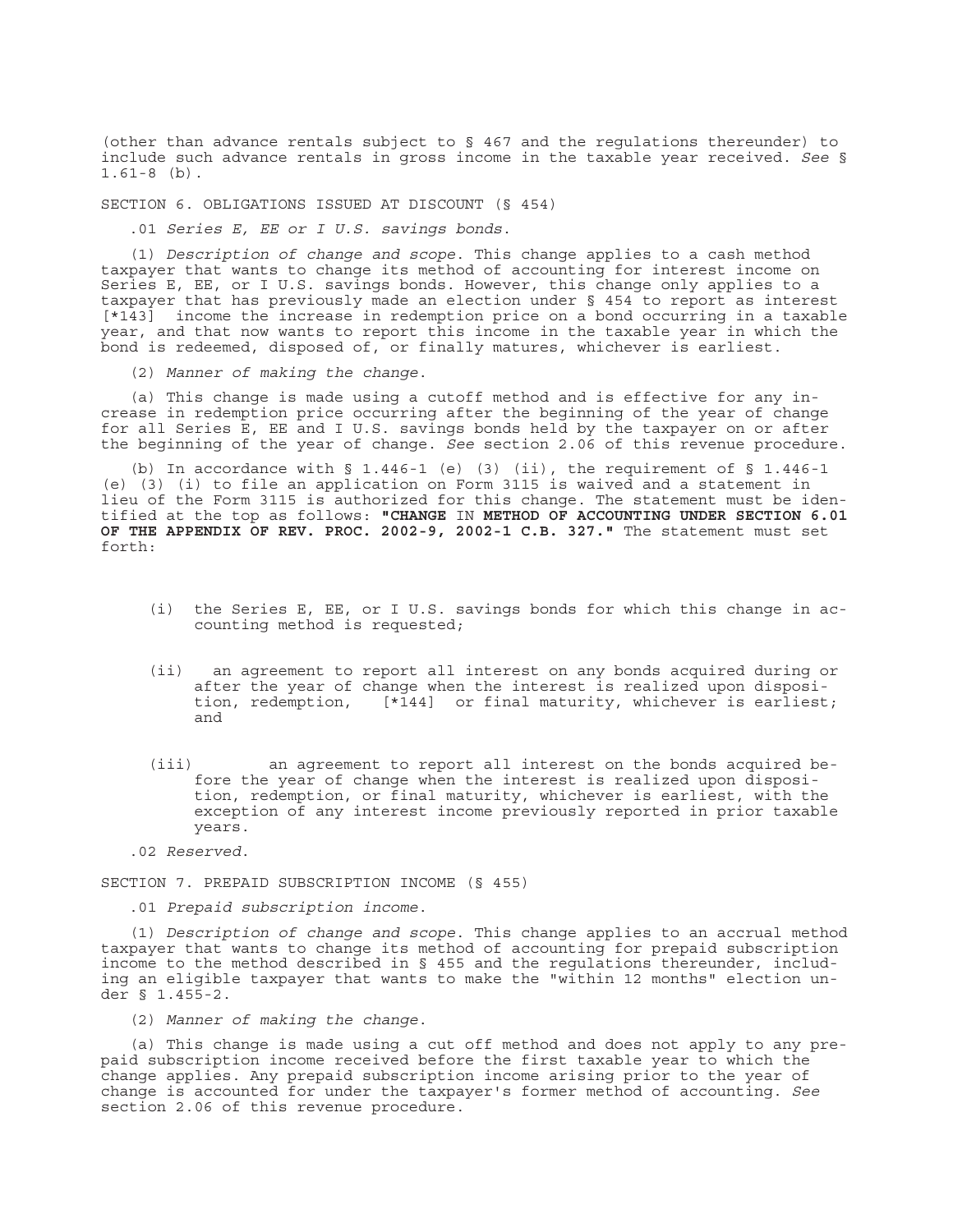(other than advance rentals subject to § 467 and the regulations thereunder) to include such advance rentals in gross income in the taxable year received. *See* § 1.61-8 (b).

SECTION 6. OBLIGATIONS ISSUED AT DISCOUNT (§ 454)

.01 *Series E, EE or I U.S. savings bonds*.

(1) *Description of change and scope*. This change applies to a cash method taxpayer that wants to change its method of accounting for interest income on Series E, EE, or I U.S. savings bonds. However, this change only applies to a taxpayer that has previously made an election under § 454 to report as interest [*143] income the increase in redemption price on a bond occurring in a taxable year, and that now wants to report this income in the taxable year in which the bond is redeemed, disposed of, or finally matures, whichever is earliest.

(2) *Manner of making the change*.

(a) This change is made using a cutoff method and is effective for any increase in redemption price occurring after the beginning of the year of change for all Series E, EE and I U.S. savings bonds held by the taxpayer on or after the beginning of the year of change. *See* section 2.06 of this revenue procedure.

(b) In accordance with § 1.446-1 (e) (3) (ii), the requirement of § 1.446-1 (e) (3) (i) to file an application on Form 3115 is waived and a statement in lieu of the Form 3115 is authorized for this change. The statement must be identified at the top as follows: **"CHANGE** IN **METHOD OF ACCOUNTING UNDER SECTION 6.01 OF THE APPENDIX OF REV. PROC. 2002-9, 2002-1 C.B. 327."** The statement must set forth:

(i) the Series E, EE, or I U.S. savings bonds for which this change in accounting method is requested;

(ii) an agreement to report all interest on any bonds acquired during or after the year of change when the interest is realized upon disposition, redemption, [*144] or final maturity, whichever is earliest; and

(iii) an agreement to report all interest on the bonds acquired before the year of change when the interest is realized upon disposition, redemption, or final maturity, whichever is earliest, with the exception of any interest income previously reported in prior taxable years.

.02 *Reserved*.

SECTION 7. PREPAID SUBSCRIPTION INCOME (§ 455)

.01 *Prepaid subscription income*.

(1) *Description of change and scope*. This change applies to an accrual method taxpayer that wants to change its method of accounting for prepaid subscription income to the method described in § 455 and the regulations thereunder, including an eligible taxpayer that wants to make the "within 12 months" election under § 1.455-2.

(2) *Manner of making the change*.

(a) This change is made using a cut off method and does not apply to any prepaid subscription income received before the first taxable year to which the change applies. Any prepaid subscription income arising prior to the year of change is accounted for under the taxpayer's former method of accounting. *See* section 2.06 of this revenue procedure.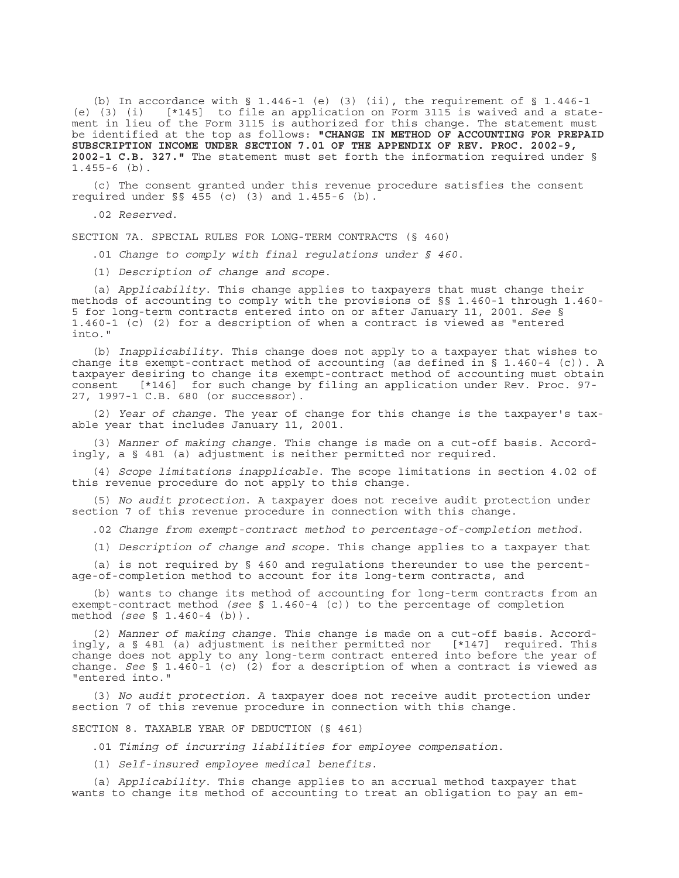(b) In accordance with § 1.446-1 (e) (3) (ii), the requirement of § 1.446-1 (e) (3) (i) [*145] to file an application on Form 3115 is waived and a statement in lieu of the Form 3115 is authorized for this change. The statement must be identified at the top as follows: **"CHANGE IN METHOD OF ACCOUNTING FOR PREPAID SUBSCRIPTION INCOME UNDER SECTION 7.01 OF THE APPENDIX OF REV. PROC. 2002-9, 2002-1 C.B. 327."** The statement must set forth the information required under § 1.455-6 (b).

(c) The consent granted under this revenue procedure satisfies the consent required under §§ 455 (c) (3) and 1.455-6 (b).

.02 *Reserved.*

SECTION 7A. SPECIAL RULES FOR LONG-TERM CONTRACTS (§ 460)

.01 *Change to comply with final regulations under § 460.*

(1) *Description of change and scope.*

(a) *Applicability.* This change applies to taxpayers that must change their methods of accounting to comply with the provisions of §§ 1.460-1 through 1.460-5 for long-term contracts entered into on or after January 11, 2001. *See* § 1.460-1 (c) (2) for a description of when a contract is viewed as "entered into."

(b) *Inapplicability.* This change does not apply to a taxpayer that wishes to change its exempt-contract method of accounting (as defined in § 1.460-4 (c)). A taxpayer desiring to change its exempt-contract method of accounting must obtain consent [*146] for such change by filing an application under Rev. Proc. 97-27, 1997-1 C.B. 680 (or successor).

(2) *Year of change.* The year of change for this change is the taxpayer's taxable year that includes January 11, 2001.

(3) *Manner of making change.* This change is made on a cut-off basis. Accordingly, a § 481 (a) adjustment is neither permitted nor required.

(4) *Scope limitations inapplicable.* The scope limitations in section 4.02 of this revenue procedure do not apply to this change.

(5) *No audit protection.* A taxpayer does not receive audit protection under section 7 of this revenue procedure in connection with this change.

.02 *Change from exempt-contract method to percentage-of-completion method.*

(1) *Description of change and scope.* This change applies to a taxpayer that

(a) is not required by § 460 and regulations thereunder to use the percentage-of-completion method to account for its long-term contracts, and

(b) wants to change its method of accounting for long-term contracts from an exempt-contract method *(see* § 1.460-4 (c)) to the percentage of completion method *(see* § 1.460-4 (b)).

(2) *Manner of making change.* This change is made on a cut-off basis. Accordingly, a § 481 (a) adjustment is neither permitted nor [*147] required. This change does not apply to any long-term contract entered into before the year of change. *See* § 1.460-1 (c) (2) for a description of when a contract is viewed as "entered into."

(3) *No audit protection. A* taxpayer does not receive audit protection under section 7 of this revenue procedure in connection with this change.

SECTION 8. TAXABLE YEAR OF DEDUCTION (§ 461)

.01 *Timing of incurring liabilities for employee compensation.*

(1) *Self-insured employee medical benefits.*

(a) *Applicability.* This change applies to an accrual method taxpayer that wants to change its method of accounting to treat an obligation to pay an em-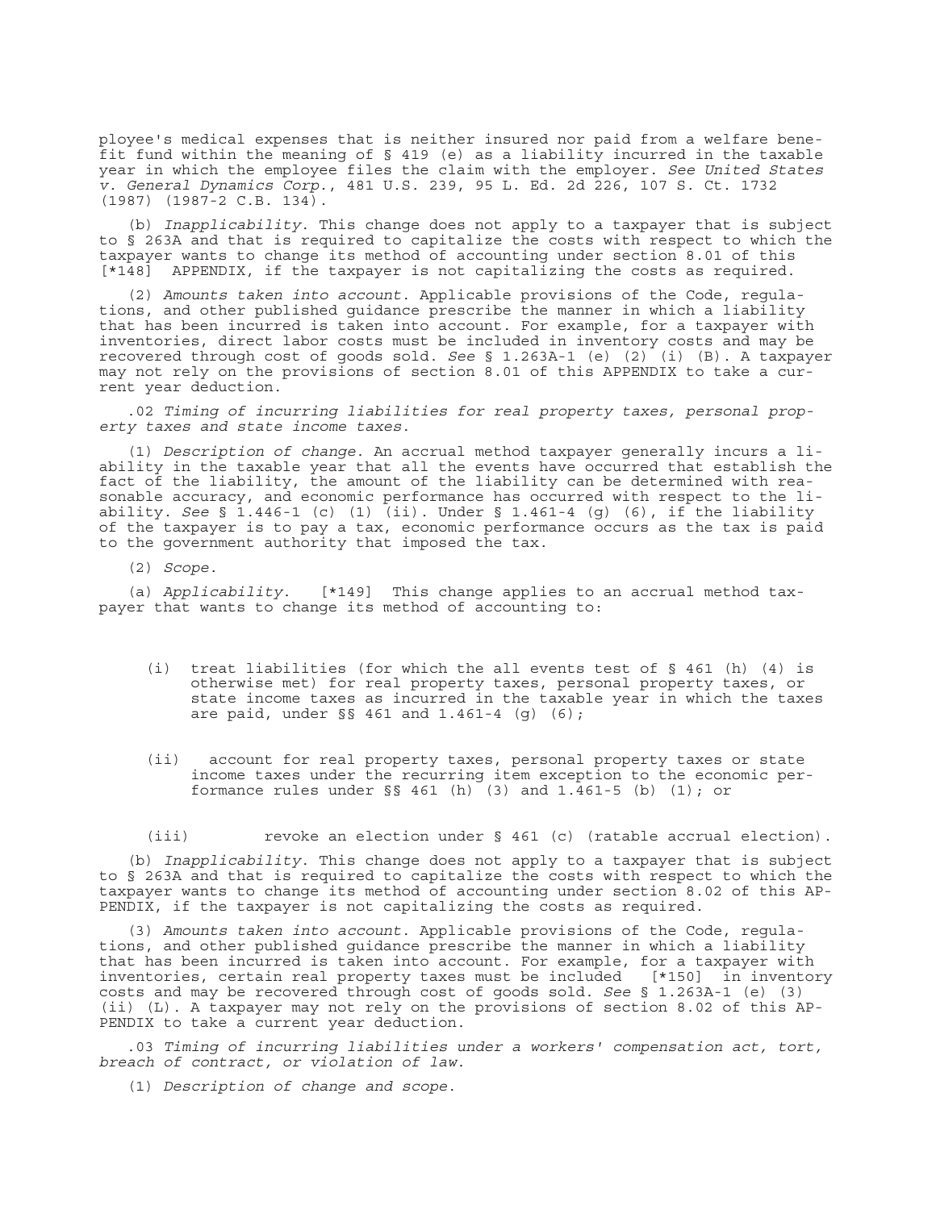ployee's medical expenses that is neither insured nor paid from a welfare benefit fund within the meaning of § 419 (e) as a liability incurred in the taxable year in which the employee files the claim with the employer. *See United States v. General Dynamics Corp.*, 481 U.S. 239, 95 L. Ed. 2d 226, 107 S. Ct. 1732 (1987) (1987-2 C.B. 134).

(b) *Inapplicability*. This change does not apply to a taxpayer that is subject to § 263A and that is required to capitalize the costs with respect to which the taxpayer wants to change its method of accounting under section 8.01 of this [*148] APPENDIX, if the taxpayer is not capitalizing the costs as required.

(2) *Amounts taken into account*. Applicable provisions of the Code, regulations, and other published guidance prescribe the manner in which a liability that has been incurred is taken into account. For example, for a taxpayer with inventories, direct labor costs must be included in inventory costs and may be recovered through cost of goods sold. *See* § 1.263A-1 (e) (2) (i) (B). A taxpayer may not rely on the provisions of section 8.01 of this APPENDIX to take a current year deduction.

.02 *Timing of incurring liabilities for real property taxes, personal property taxes and state income taxes*.

(1) *Description of change*. An accrual method taxpayer generally incurs a liability in the taxable year that all the events have occurred that establish the fact of the liability, the amount of the liability can be determined with reasonable accuracy, and economic performance has occurred with respect to the liability. *See* § 1.446-1 (c) (1) (ii). Under § 1.461-4 (g) (6), if the liability of the taxpayer is to pay a tax, economic performance occurs as the tax is paid to the government authority that imposed the tax.

(2) *Scope*.

(a) *Applicability*. [*149] This change applies to an accrual method taxpayer that wants to change its method of accounting to:

(i) treat liabilities (for which the all events test of § 461 (h) (4) is otherwise met) for real property taxes, personal property taxes, or state income taxes as incurred in the taxable year in which the taxes are paid, under §§ 461 and 1.461-4 (g) (6);

(ii) account for real property taxes, personal property taxes or state income taxes under the recurring item exception to the economic performance rules under §§ 461 (h) (3) and 1.461-5 (b) (1); or

(iii) revoke an election under § 461 (c) (ratable accrual election).

(b) *Inapplicability*. This change does not apply to a taxpayer that is subject to § 263A and that is required to capitalize the costs with respect to which the taxpayer wants to change its method of accounting under section 8.02 of this APPENDIX, if the taxpayer is not capitalizing the costs as required.

(3) *Amounts taken into account*. Applicable provisions of the Code, regulations, and other published guidance prescribe the manner in which a liability that has been incurred is taken into account. For example, for a taxpayer with inventories, certain real property taxes must be included [*150] in inventory costs and may be recovered through cost of goods sold. *See* § 1.263A-1 (e) (3) (ii) (L). A taxpayer may not rely on the provisions of section 8.02 of this APPENDIX to take a current year deduction.

.03 *Timing of incurring liabilities under a workers' compensation act, tort, breach of contract, or violation of law*.

(1) *Description of change and scope*.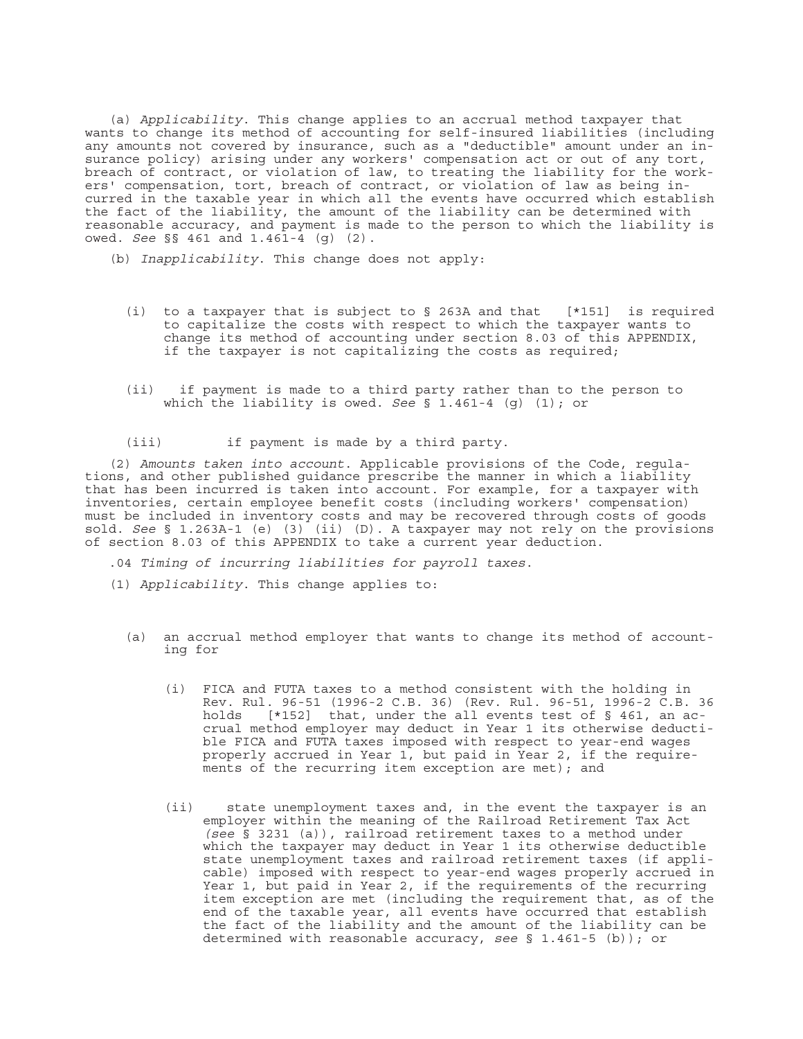(a) *Applicability*. This change applies to an accrual method taxpayer that wants to change its method of accounting for self-insured liabilities (including any amounts not covered by insurance, such as a "deductible" amount under an insurance policy) arising under any workers' compensation act or out of any tort, breach of contract, or violation of law, to treating the liability for the workers' compensation, tort, breach of contract, or violation of law as being incurred in the taxable year in which all the events have occurred which establish the fact of the liability, the amount of the liability can be determined with reasonable accuracy, and payment is made to the person to which the liability is owed. *See* §§ 461 and 1.461-4 (g) (2).

(b) *Inapplicability*. This change does not apply:

- (i) to a taxpayer that is subject to § 263A and that [*151] is required to capitalize the costs with respect to which the taxpayer wants to change its method of accounting under section 8.03 of this APPENDIX, if the taxpayer is not capitalizing the costs as required;
- (ii) if payment is made to a third party rather than to the person to which the liability is owed. *See* § 1.461-4 (g) (1); or
- (iii) if payment is made by a third party.

(2) *Amounts taken into account*. Applicable provisions of the Code, regulations, and other published guidance prescribe the manner in which a liability that has been incurred is taken into account. For example, for a taxpayer with inventories, certain employee benefit costs (including workers' compensation) must be included in inventory costs and may be recovered through costs of goods sold. *See* § 1.263A-1 (e) (3) (ii) (D). A taxpayer may not rely on the provisions of section 8.03 of this APPENDIX to take a current year deduction.

.04 *Timing of incurring liabilities for payroll taxes*.

(1) *Applicability*. This change applies to:

- (a) an accrual method employer that wants to change its method of accounting for
  - (i) FICA and FUTA taxes to a method consistent with the holding in Rev. Rul. 96-51 (1996-2 C.B. 36) (Rev. Rul. 96-51, 1996-2 C.B. 36 holds [*152] that, under the all events test of § 461, an accrual method employer may deduct in Year 1 its otherwise deductible FICA and FUTA taxes imposed with respect to year-end wages properly accrued in Year 1, but paid in Year 2, if the requirements of the recurring item exception are met); and
  - (ii) state unemployment taxes and, in the event the taxpayer is an employer within the meaning of the Railroad Retirement Tax Act (*see* § 3231 (a)), railroad retirement taxes to a method under which the taxpayer may deduct in Year 1 its otherwise deductible state unemployment taxes and railroad retirement taxes (if applicable) imposed with respect to year-end wages properly accrued in Year 1, but paid in Year 2, if the requirements of the recurring item exception are met (including the requirement that, as of the end of the taxable year, all events have occurred that establish the fact of the liability and the amount of the liability can be determined with reasonable accuracy, *see* § 1.461-5 (b)); or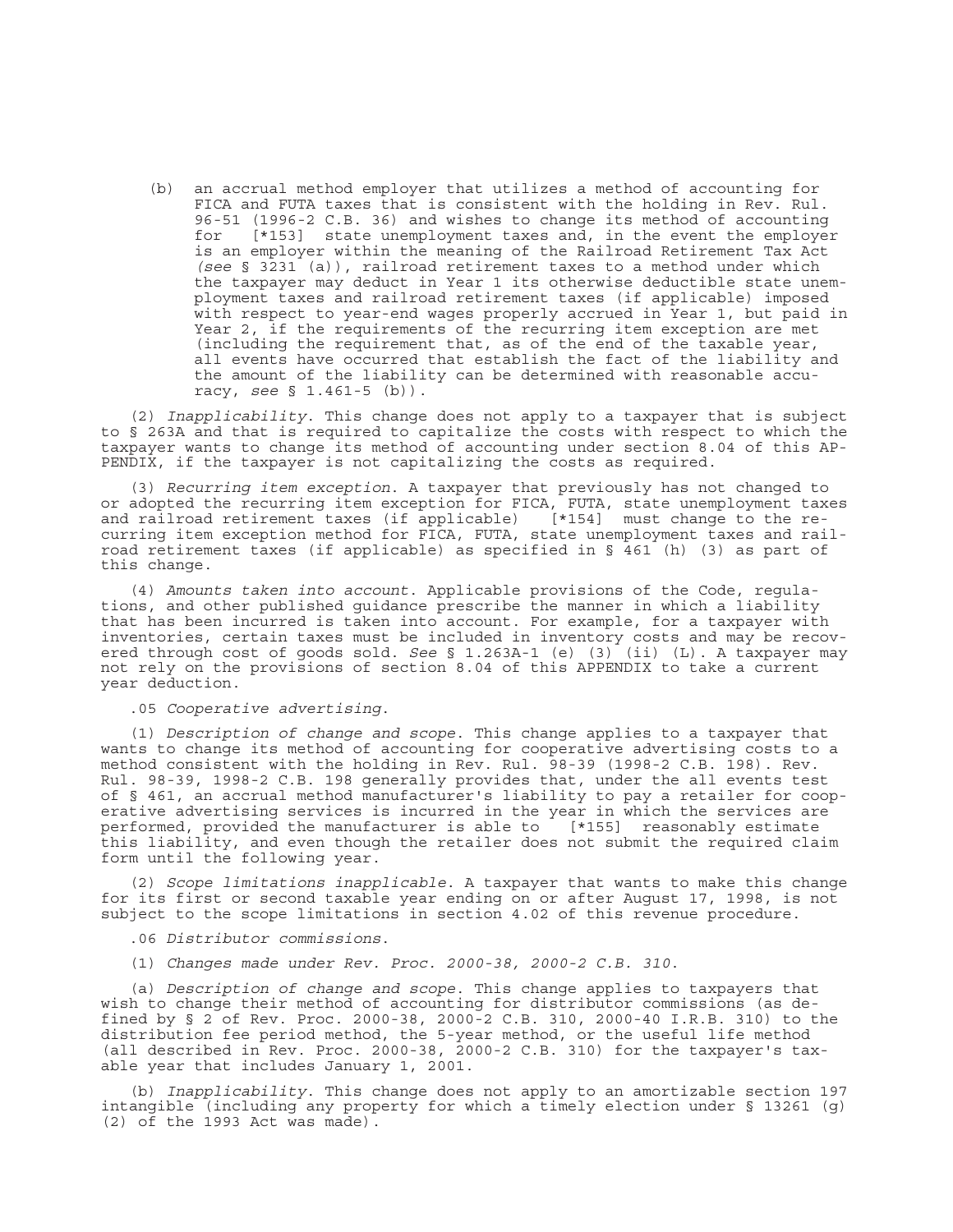(b) an accrual method employer that utilizes a method of accounting for FICA and FUTA taxes that is consistent with the holding in Rev. Rul. 96-51 (1996-2 C.B. 36) and wishes to change its method of accounting for [*153] state unemployment taxes and, in the event the employer is an employer within the meaning of the Railroad Retirement Tax Act (*see* § 3231 (a)), railroad retirement taxes to a method under which the taxpayer may deduct in Year 1 its otherwise deductible state unemployment taxes and railroad retirement taxes (if applicable) imposed with respect to year-end wages properly accrued in Year 1, but paid in Year 2, if the requirements of the recurring item exception are met (including the requirement that, as of the end of the taxable year, all events have occurred that establish the fact of the liability and the amount of the liability can be determined with reasonable accuracy, *see* § 1.461-5 (b)).

(2) *Inapplicability*. This change does not apply to a taxpayer that is subject to § 263A and that is required to capitalize the costs with respect to which the taxpayer wants to change its method of accounting under section 8.04 of this APPENDIX, if the taxpayer is not capitalizing the costs as required.

(3) *Recurring item exception*. A taxpayer that previously has not changed to or adopted the recurring item exception for FICA, FUTA, state unemployment taxes and railroad retirement taxes (if applicable) [*154] must change to the recurring item exception method for FICA, FUTA, state unemployment taxes and railroad retirement taxes (if applicable) as specified in § 461 (h) (3) as part of this change.

(4) *Amounts taken into account*. Applicable provisions of the Code, regulations, and other published guidance prescribe the manner in which a liability that has been incurred is taken into account. For example, for a taxpayer with inventories, certain taxes must be included in inventory costs and may be recovered through cost of goods sold. *See* § 1.263A-1 (e) (3) (ii) (L). A taxpayer may not rely on the provisions of section 8.04 of this APPENDIX to take a current year deduction.

.05 *Cooperative advertising*.

(1) *Description of change and scope*. This change applies to a taxpayer that wants to change its method of accounting for cooperative advertising costs to a method consistent with the holding in Rev. Rul. 98-39 (1998-2 C.B. 198). Rev. Rul. 98-39, 1998-2 C.B. 198 generally provides that, under the all events test of § 461, an accrual method manufacturer's liability to pay a retailer for cooperative advertising services is incurred in the year in which the services are performed, provided the manufacturer is able to [*155] reasonably estimate this liability, and even though the retailer does not submit the required claim form until the following year.

(2) *Scope limitations inapplicable*. A taxpayer that wants to make this change for its first or second taxable year ending on or after August 17, 1998, is not subject to the scope limitations in section 4.02 of this revenue procedure.

.06 *Distributor commissions*.

(1) *Changes made under Rev. Proc. 2000-38, 2000-2 C.B. 310*.

(a) *Description of change and scope*. This change applies to taxpayers that wish to change their method of accounting for distributor commissions (as defined by § 2 of Rev. Proc. 2000-38, 2000-2 C.B. 310, 2000-40 I.R.B. 310) to the distribution fee period method, the 5-year method, or the useful life method (all described in Rev. Proc. 2000-38, 2000-2 C.B. 310) for the taxpayer's taxable year that includes January 1, 2001.

(b) *Inapplicability*. This change does not apply to an amortizable section 197 intangible (including any property for which a timely election under § 13261 (g) (2) of the 1993 Act was made).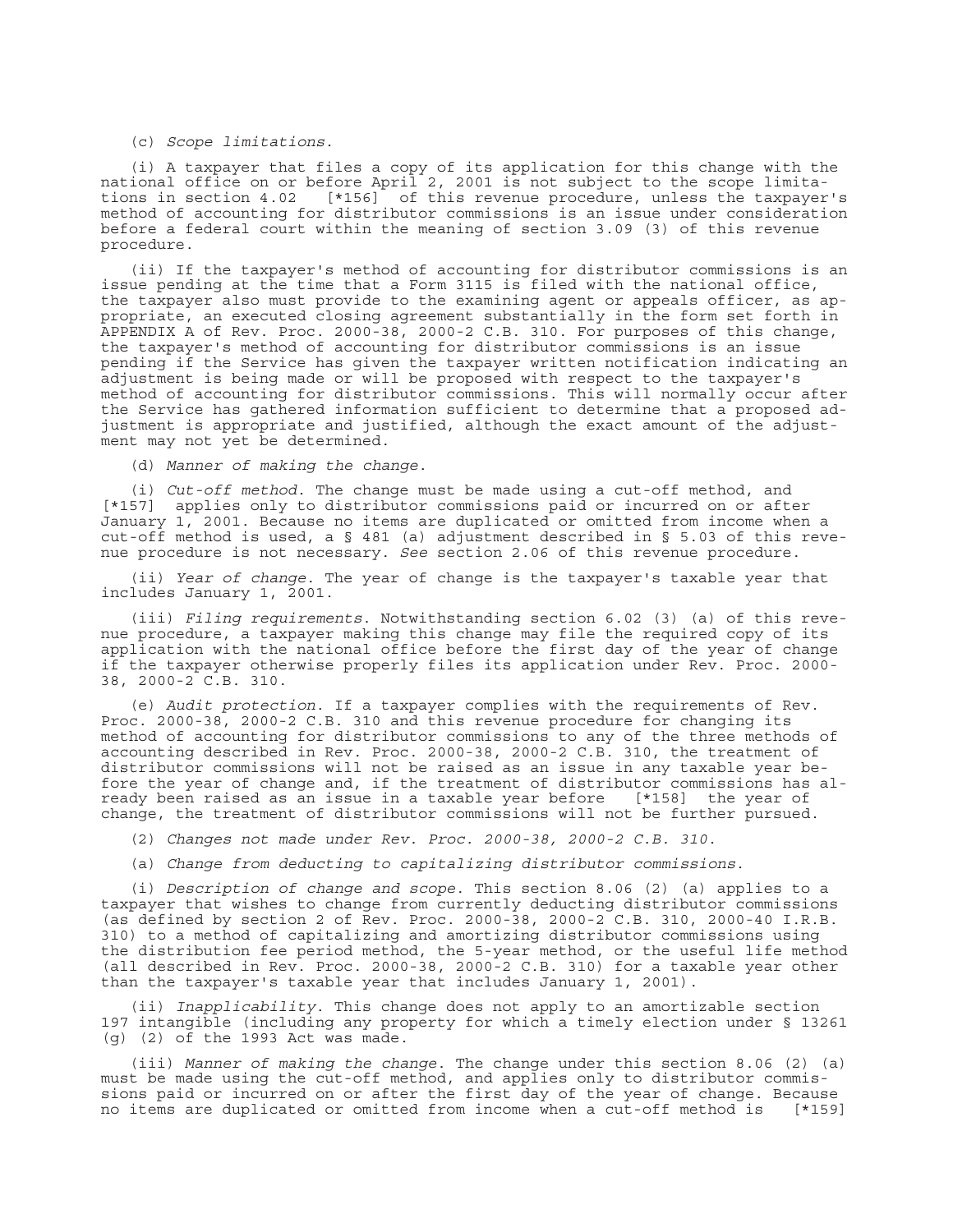(c) *Scope limitations*.

(i) A taxpayer that files a copy of its application for this change with the national office on or before April 2, 2001 is not subject to the scope limitations in section 4.02 [*156] of this revenue procedure, unless the taxpayer's method of accounting for distributor commissions is an issue under consideration before a federal court within the meaning of section 3.09 (3) of this revenue procedure.

(ii) If the taxpayer's method of accounting for distributor commissions is an issue pending at the time that a Form 3115 is filed with the national office, the taxpayer also must provide to the examining agent or appeals officer, as appropriate, an executed closing agreement substantially in the form set forth in APPENDIX A of Rev. Proc. 2000-38, 2000-2 C.B. 310. For purposes of this change, the taxpayer's method of accounting for distributor commissions is an issue pending if the Service has given the taxpayer written notification indicating an adjustment is being made or will be proposed with respect to the taxpayer's method of accounting for distributor commissions. This will normally occur after the Service has gathered information sufficient to determine that a proposed adjustment is appropriate and justified, although the exact amount of the adjustment may not yet be determined.

(d) *Manner of making the change*.

(i) *Cut-off method*. The change must be made using a cut-off method, and [*157] applies only to distributor commissions paid or incurred on or after January 1, 2001. Because no items are duplicated or omitted from income when a cut-off method is used, a § 481 (a) adjustment described in § 5.03 of this revenue procedure is not necessary. *See* section 2.06 of this revenue procedure.

(ii) *Year of change*. The year of change is the taxpayer's taxable year that includes January 1, 2001.

(iii) *Filing requirements*. Notwithstanding section 6.02 (3) (a) of this revenue procedure, a taxpayer making this change may file the required copy of its application with the national office before the first day of the year of change if the taxpayer otherwise properly files its application under Rev. Proc. 2000-38, 2000-2 C.B. 310.

(e) *Audit protection*. If a taxpayer complies with the requirements of Rev. Proc. 2000-38, 2000-2 C.B. 310 and this revenue procedure for changing its method of accounting for distributor commissions to any of the three methods of accounting described in Rev. Proc. 2000-38, 2000-2 C.B. 310, the treatment of distributor commissions will not be raised as an issue in any taxable year before the year of change and, if the treatment of distributor commissions has already been raised as an issue in a taxable year before [*158] the year of change, the treatment of distributor commissions will not be further pursued.

(2) *Changes not made under Rev. Proc. 2000-38, 2000-2 C.B. 310*.

(a) *Change from deducting to capitalizing distributor commissions*.

(i) *Description of change and scope*. This section 8.06 (2) (a) applies to a taxpayer that wishes to change from currently deducting distributor commissions (as defined by section 2 of Rev. Proc. 2000-38, 2000-2 C.B. 310, 2000-40 I.R.B. 310) to a method of capitalizing and amortizing distributor commissions using the distribution fee period method, the 5-year method, or the useful life method (all described in Rev. Proc. 2000-38, 2000-2 C.B. 310) for a taxable year other than the taxpayer's taxable year that includes January 1, 2001).

(ii) *Inapplicability*. This change does not apply to an amortizable section 197 intangible (including any property for which a timely election under § 13261 (g) (2) of the 1993 Act was made.

(iii) *Manner of making the change*. The change under this section 8.06 (2) (a) must be made using the cut-off method, and applies only to distributor commissions paid or incurred on or after the first day of the year of change. Because no items are duplicated or omitted from income when a cut-off method is [*159]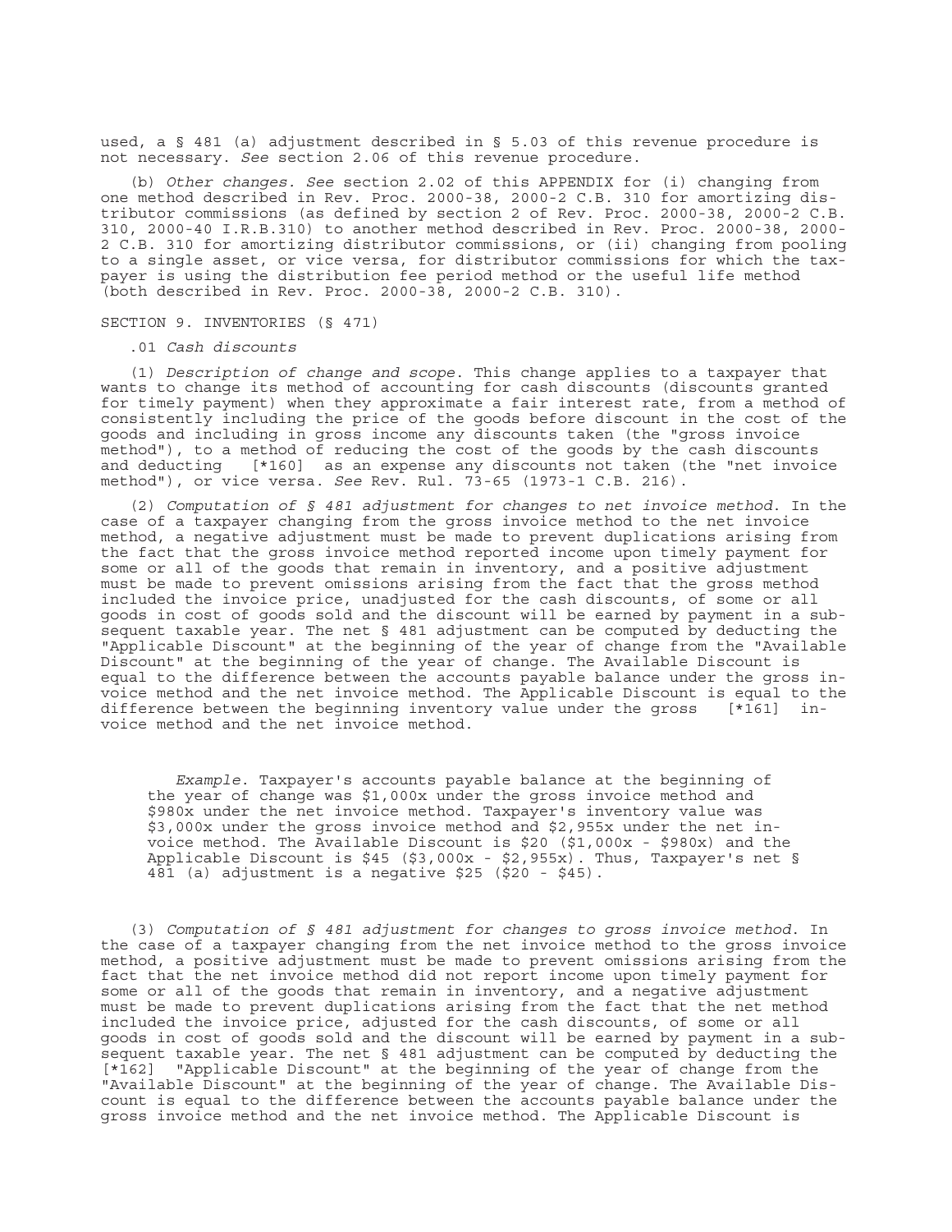used, a § 481 (a) adjustment described in § 5.03 of this revenue procedure is not necessary. *See* section 2.06 of this revenue procedure.

(b) *Other changes. See* section 2.02 of this APPENDIX for (i) changing from one method described in Rev. Proc. 2000-38, 2000-2 C.B. 310 for amortizing distributor commissions (as defined by section 2 of Rev. Proc. 2000-38, 2000-2 C.B. 310, 2000-40 I.R.B.310) to another method described in Rev. Proc. 2000-38, 2000-2 C.B. 310 for amortizing distributor commissions, or (ii) changing from pooling to a single asset, or vice versa, for distributor commissions for which the taxpayer is using the distribution fee period method or the useful life method (both described in Rev. Proc. 2000-38, 2000-2 C.B. 310).

SECTION 9. INVENTORIES (§ 471)

.01 *Cash discounts*

(1) *Description of change and scope.* This change applies to a taxpayer that wants to change its method of accounting for cash discounts (discounts granted for timely payment) when they approximate a fair interest rate, from a method of consistently including the price of the goods before discount in the cost of the goods and including in gross income any discounts taken (the "gross invoice method"), to a method of reducing the cost of the goods by the cash discounts and deducting [*160] as an expense any discounts not taken (the "net invoice method"), or vice versa. *See* Rev. Rul. 73-65 (1973-1 C.B. 216).

(2) *Computation of § 481 adjustment for changes to net invoice method.* In the case of a taxpayer changing from the gross invoice method to the net invoice method, a negative adjustment must be made to prevent duplications arising from the fact that the gross invoice method reported income upon timely payment for some or all of the goods that remain in inventory, and a positive adjustment must be made to prevent omissions arising from the fact that the gross method included the invoice price, unadjusted for the cash discounts, of some or all goods in cost of goods sold and the discount will be earned by payment in a subsequent taxable year. The net § 481 adjustment can be computed by deducting the "Applicable Discount" at the beginning of the year of change from the "Available Discount" at the beginning of the year of change. The Available Discount is equal to the difference between the accounts payable balance under the gross invoice method and the net invoice method. The Applicable Discount is equal to the difference between the beginning inventory value under the gross [*161] invoice method and the net invoice method.

> *Example.* Taxpayer's accounts payable balance at the beginning of the year of change was $1,000x under the gross invoice method and $980x under the net invoice method. Taxpayer's inventory value was $3,000x under the gross invoice method and $2,955x under the net invoice method. The Available Discount is $20 ($1,000x - $980x) and the Applicable Discount is $45 ($3,000x - $2,955x). Thus, Taxpayer's net § 481 (a) adjustment is a negative $25 ($20 - $45).

(3) *Computation of § 481 adjustment for changes to gross invoice method.* In the case of a taxpayer changing from the net invoice method to the gross invoice method, a positive adjustment must be made to prevent omissions arising from the fact that the net invoice method did not report income upon timely payment for some or all of the goods that remain in inventory, and a negative adjustment must be made to prevent duplications arising from the fact that the net method included the invoice price, adjusted for the cash discounts, of some or all goods in cost of goods sold and the discount will be earned by payment in a subsequent taxable year. The net § 481 adjustment can be computed by deducting the [*162] "Applicable Discount" at the beginning of the year of change from the "Available Discount" at the beginning of the year of change. The Available Discount is equal to the difference between the accounts payable balance under the gross invoice method and the net invoice method. The Applicable Discount is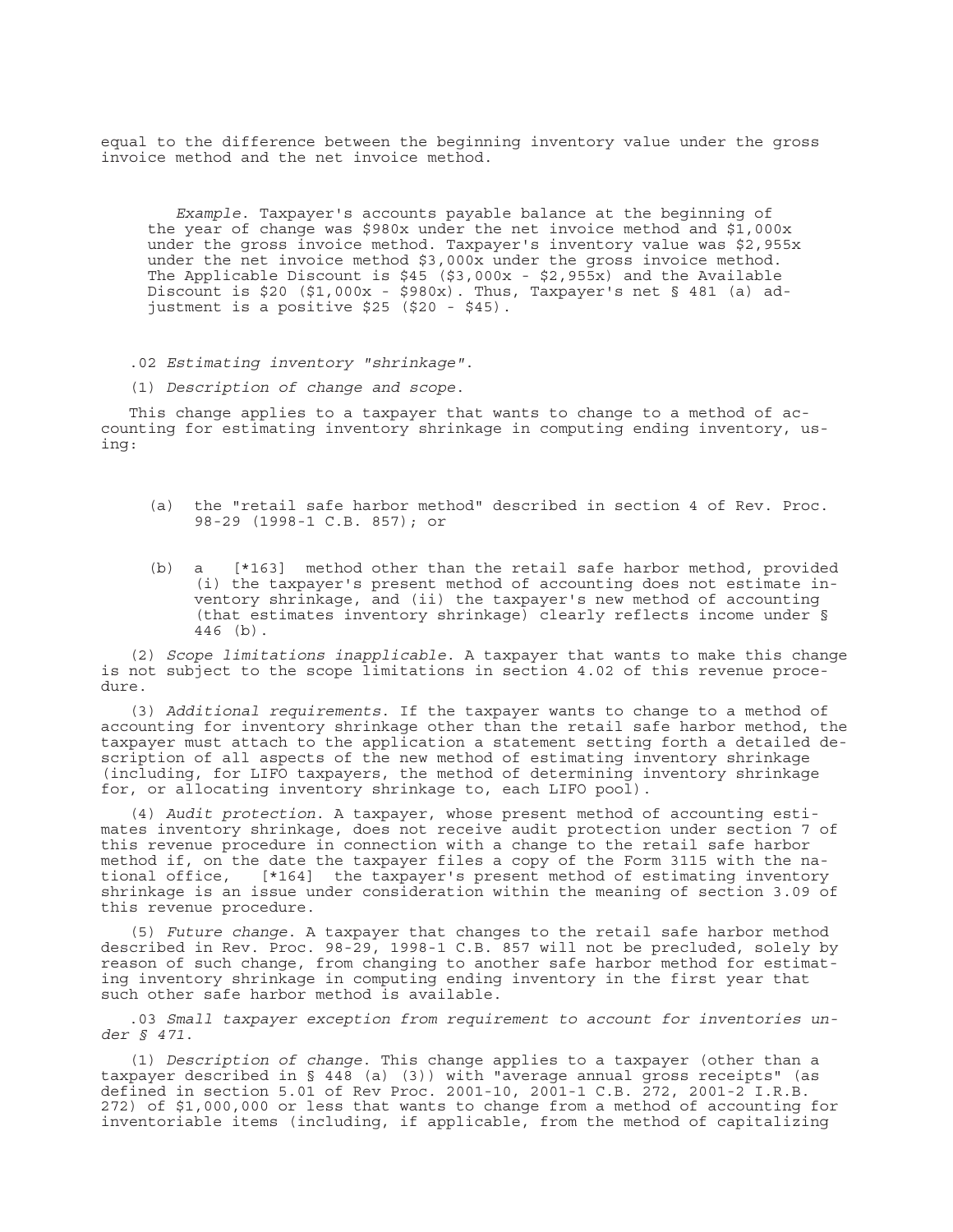equal to the difference between the beginning inventory value under the gross invoice method and the net invoice method.

> *Example.* Taxpayer's accounts payable balance at the beginning of the year of change was $980x under the net invoice method and $1,000x under the gross invoice method. Taxpayer's inventory value was $2,955x under the net invoice method $3,000x under the gross invoice method. The Applicable Discount is $45 ($3,000x - $2,955x) and the Available Discount is $20 ($1,000x - $980x). Thus, Taxpayer's net § 481 (a) adjustment is a positive $25 ($20 - $45).

.02 *Estimating inventory "shrinkage".*

(1) *Description of change and scope.*

This change applies to a taxpayer that wants to change to a method of accounting for estimating inventory shrinkage in computing ending inventory, using:

(a) the "retail safe harbor method" described in section 4 of Rev. Proc. 98-29 (1998-1 C.B. 857); or

(b) a [*163] method other than the retail safe harbor method, provided (i) the taxpayer's present method of accounting does not estimate inventory shrinkage, and (ii) the taxpayer's new method of accounting (that estimates inventory shrinkage) clearly reflects income under § 446 (b).

(2) *Scope limitations inapplicable.* A taxpayer that wants to make this change is not subject to the scope limitations in section 4.02 of this revenue procedure.

(3) *Additional requirements.* If the taxpayer wants to change to a method of accounting for inventory shrinkage other than the retail safe harbor method, the taxpayer must attach to the application a statement setting forth a detailed description of all aspects of the new method of estimating inventory shrinkage (including, for LIFO taxpayers, the method of determining inventory shrinkage for, or allocating inventory shrinkage to, each LIFO pool).

(4) *Audit protection.* A taxpayer, whose present method of accounting estimates inventory shrinkage, does not receive audit protection under section 7 of this revenue procedure in connection with a change to the retail safe harbor method if, on the date the taxpayer files a copy of the Form 3115 with the national office, [*164] the taxpayer's present method of estimating inventory shrinkage is an issue under consideration within the meaning of section 3.09 of this revenue procedure.

(5) *Future change.* A taxpayer that changes to the retail safe harbor method described in Rev. Proc. 98-29, 1998-1 C.B. 857 will not be precluded, solely by reason of such change, from changing to another safe harbor method for estimating inventory shrinkage in computing ending inventory in the first year that such other safe harbor method is available.

.03 *Small taxpayer exception from requirement to account for inventories under § 471.*

(1) *Description of change.* This change applies to a taxpayer (other than a taxpayer described in § 448 (a) (3)) with "average annual gross receipts" (as defined in section 5.01 of Rev Proc. 2001-10, 2001-1 C.B. 272, 2001-2 I.R.B. 272) of $1,000,000 or less that wants to change from a method of accounting for inventoriable items (including, if applicable, from the method of capitalizing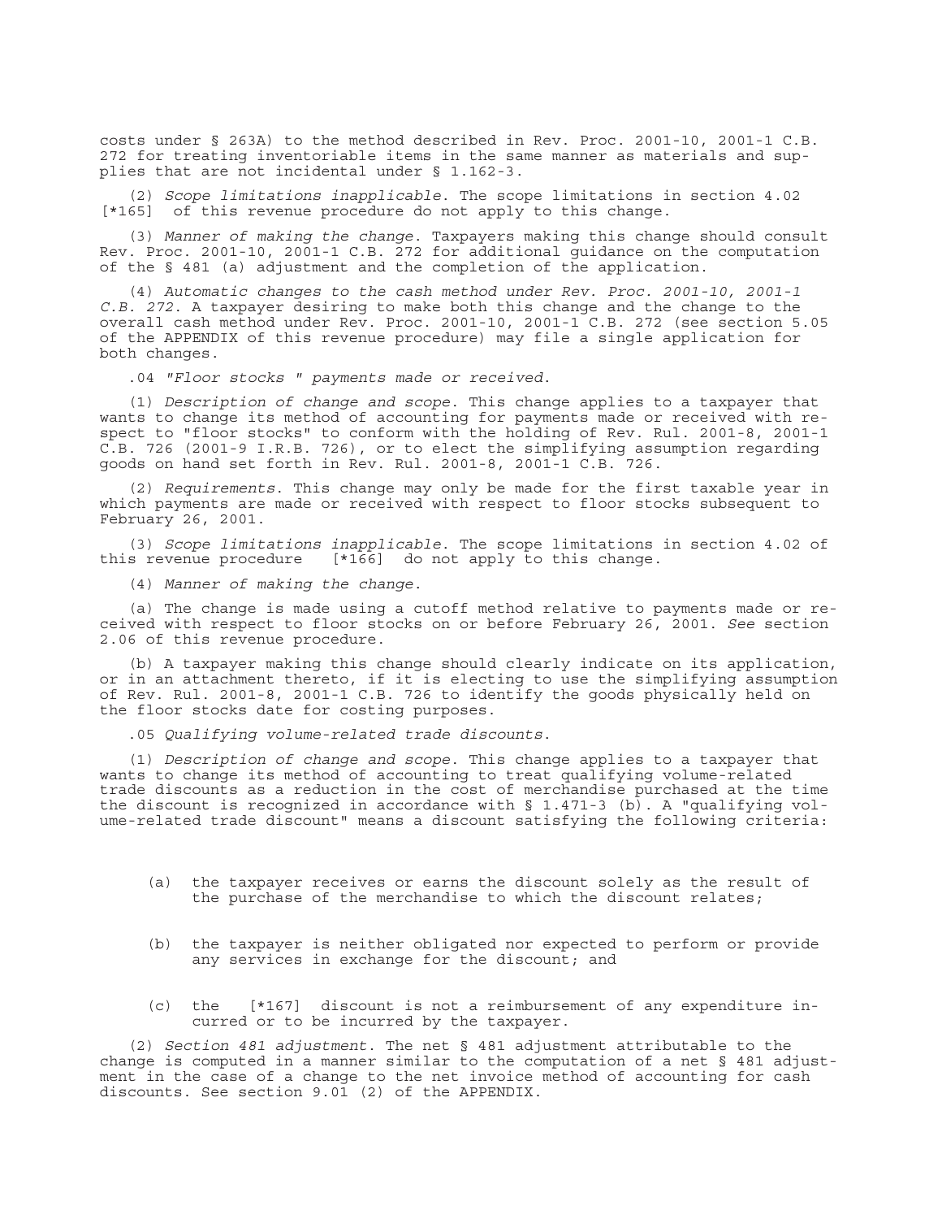costs under § 263A) to the method described in Rev. Proc. 2001-10, 2001-1 C.B. 272 for treating inventoriable items in the same manner as materials and supplies that are not incidental under § 1.162-3.

(2) *Scope limitations inapplicable*. The scope limitations in section 4.02 [*165] of this revenue procedure do not apply to this change.

(3) *Manner of making the change*. Taxpayers making this change should consult Rev. Proc. 2001-10, 2001-1 C.B. 272 for additional guidance on the computation of the § 481 (a) adjustment and the completion of the application.

(4) *Automatic changes to the cash method under Rev. Proc. 2001-10, 2001-1 C.B. 272*. A taxpayer desiring to make both this change and the change to the overall cash method under Rev. Proc. 2001-10, 2001-1 C.B. 272 (see section 5.05 of the APPENDIX of this revenue procedure) may file a single application for both changes.

.04 *"Floor stocks " payments made or received*.

(1) *Description of change and scope*. This change applies to a taxpayer that wants to change its method of accounting for payments made or received with respect to "floor stocks" to conform with the holding of Rev. Rul. 2001-8, 2001-1 C.B. 726 (2001-9 I.R.B. 726), or to elect the simplifying assumption regarding goods on hand set forth in Rev. Rul. 2001-8, 2001-1 C.B. 726.

(2) *Requirements*. This change may only be made for the first taxable year in which payments are made or received with respect to floor stocks subsequent to February 26, 2001.

(3) *Scope limitations inapplicable*. The scope limitations in section 4.02 of this revenue procedure [*166] do not apply to this change.

(4) *Manner of making the change*.

(a) The change is made using a cutoff method relative to payments made or received with respect to floor stocks on or before February 26, 2001. *See* section 2.06 of this revenue procedure.

(b) A taxpayer making this change should clearly indicate on its application, or in an attachment thereto, if it is electing to use the simplifying assumption of Rev. Rul. 2001-8, 2001-1 C.B. 726 to identify the goods physically held on the floor stocks date for costing purposes.

.05 *Qualifying volume-related trade discounts*.

(1) *Description of change and scope*. This change applies to a taxpayer that wants to change its method of accounting to treat qualifying volume-related trade discounts as a reduction in the cost of merchandise purchased at the time the discount is recognized in accordance with § 1.471-3 (b). A "qualifying volume-related trade discount" means a discount satisfying the following criteria:

(a) the taxpayer receives or earns the discount solely as the result of the purchase of the merchandise to which the discount relates;

(b) the taxpayer is neither obligated nor expected to perform or provide any services in exchange for the discount; and

(c) the [*167] discount is not a reimbursement of any expenditure incurred or to be incurred by the taxpayer.

(2) *Section 481 adjustment*. The net § 481 adjustment attributable to the change is computed in a manner similar to the computation of a net § 481 adjustment in the case of a change to the net invoice method of accounting for cash discounts. See section 9.01 (2) of the APPENDIX.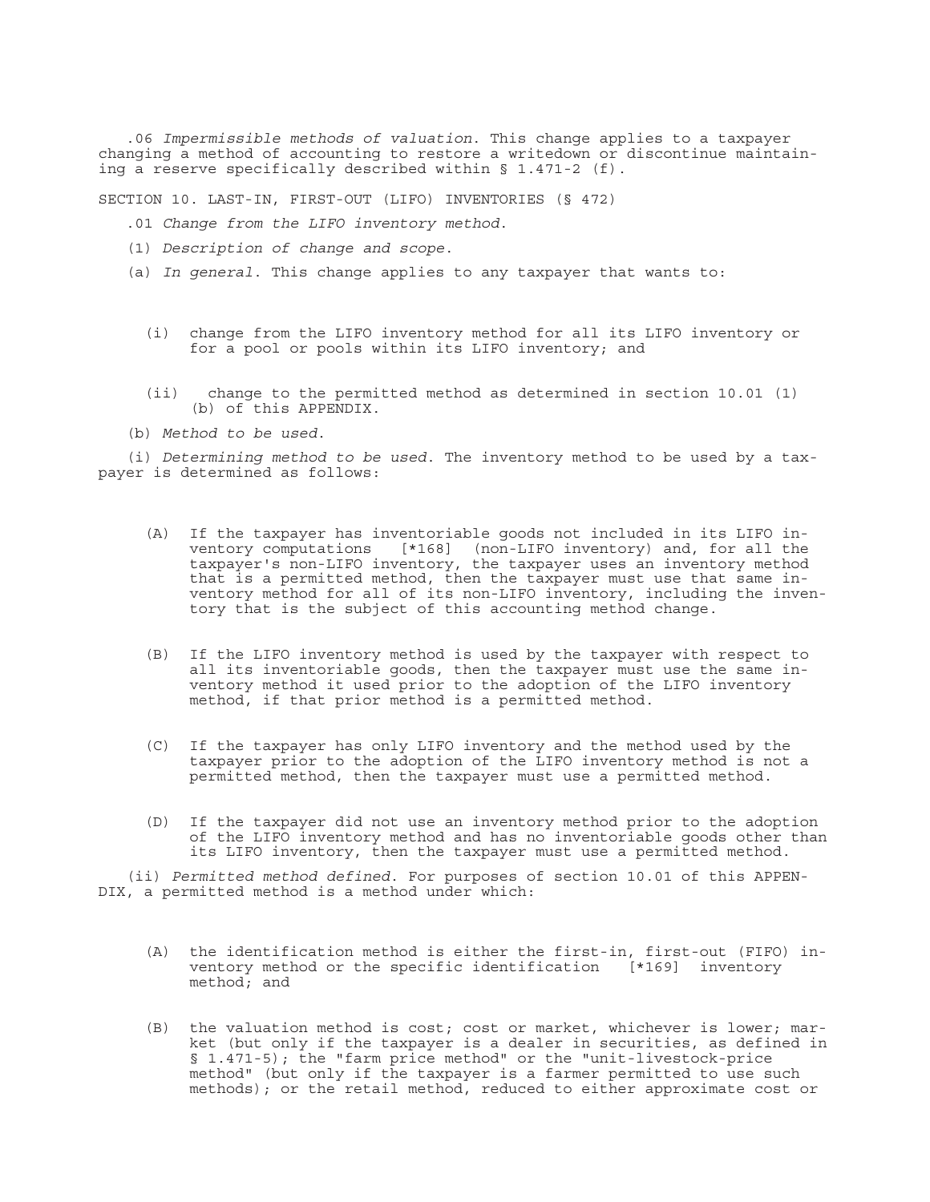.06 *Impermissible methods of valuation*. This change applies to a taxpayer changing a method of accounting to restore a writedown or discontinue maintaining a reserve specifically described within § 1.471-2 (f).

SECTION 10. LAST-IN, FIRST-OUT (LIFO) INVENTORIES (§ 472)

.01 *Change from the LIFO inventory method*.

(1) *Description of change and scope*.

(a) *In general*. This change applies to any taxpayer that wants to:

(i) change from the LIFO inventory method for all its LIFO inventory or for a pool or pools within its LIFO inventory; and

(ii) change to the permitted method as determined in section 10.01 (1) (b) of this APPENDIX.

(b) *Method to be used*.

(i) *Determining method to be used*. The inventory method to be used by a taxpayer is determined as follows:

(A) If the taxpayer has inventoriable goods not included in its LIFO inventory computations [*168] (non-LIFO inventory) and, for all the taxpayer's non-LIFO inventory, the taxpayer uses an inventory method that is a permitted method, then the taxpayer must use that same inventory method for all of its non-LIFO inventory, including the inventory that is the subject of this accounting method change.

(B) If the LIFO inventory method is used by the taxpayer with respect to all its inventoriable goods, then the taxpayer must use the same inventory method it used prior to the adoption of the LIFO inventory method, if that prior method is a permitted method.

(C) If the taxpayer has only LIFO inventory and the method used by the taxpayer prior to the adoption of the LIFO inventory method is not a permitted method, then the taxpayer must use a permitted method.

(D) If the taxpayer did not use an inventory method prior to the adoption of the LIFO inventory method and has no inventoriable goods other than its LIFO inventory, then the taxpayer must use a permitted method.

(ii) *Permitted method defined*. For purposes of section 10.01 of this APPENDIX, a permitted method is a method under which:

(A) the identification method is either the first-in, first-out (FIFO) inventory method or the specific identification [*169] inventory method; and

(B) the valuation method is cost; cost or market, whichever is lower; market (but only if the taxpayer is a dealer in securities, as defined in § 1.471-5); the "farm price method" or the "unit-livestock-price method" (but only if the taxpayer is a farmer permitted to use such methods); or the retail method, reduced to either approximate cost or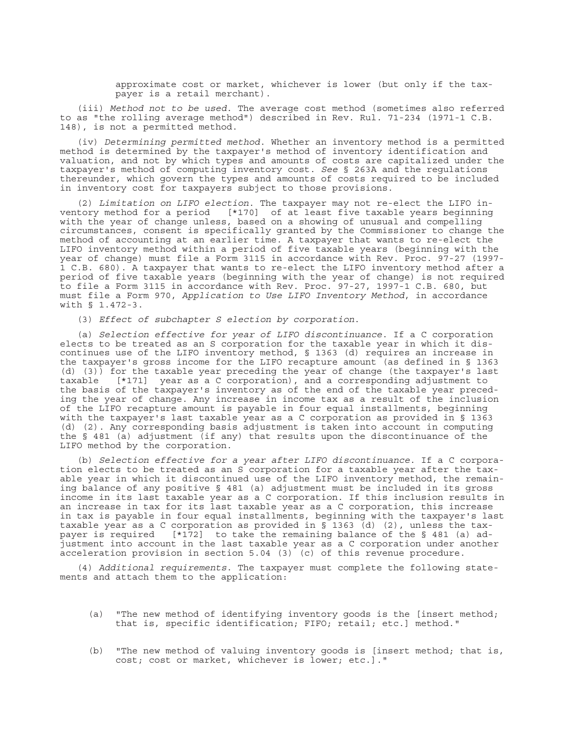approximate cost or market, whichever is lower (but only if the taxpayer is a retail merchant).

(iii) *Method not to be used.* The average cost method (sometimes also referred to as "the rolling average method") described in Rev. Rul. 71-234 (1971-1 C.B. 148), is not a permitted method.

(iv) *Determining permitted method.* Whether an inventory method is a permitted method is determined by the taxpayer's method of inventory identification and valuation, and not by which types and amounts of costs are capitalized under the taxpayer's method of computing inventory cost. *See* § 263A and the regulations thereunder, which govern the types and amounts of costs required to be included in inventory cost for taxpayers subject to those provisions.

(2) *Limitation on LIFO election.* The taxpayer may not re-elect the LIFO inventory method for a period [*170] of at least five taxable years beginning with the year of change unless, based on a showing of unusual and compelling circumstances, consent is specifically granted by the Commissioner to change the method of accounting at an earlier time. A taxpayer that wants to re-elect the LIFO inventory method within a period of five taxable years (beginning with the year of change) must file a Form 3115 in accordance with Rev. Proc. 97-27 (1997-1 C.B. 680). A taxpayer that wants to re-elect the LIFO inventory method after a period of five taxable years (beginning with the year of change) is not required to file a Form 3115 in accordance with Rev. Proc. 97-27, 1997-1 C.B. 680, but must file a Form 970, *Application to Use LIFO Inventory Method*, in accordance with § 1.472-3.

(3) *Effect of subchapter S election by corporation.*

(a) *Selection effective for year of LIFO discontinuance.* If a C corporation elects to be treated as an S corporation for the taxable year in which it discontinues use of the LIFO inventory method, § 1363 (d) requires an increase in the taxpayer's gross income for the LIFO recapture amount (as defined in § 1363 (d) (3)) for the taxable year preceding the year of change (the taxpayer's last taxable [*171] year as a C corporation), and a corresponding adjustment to the basis of the taxpayer's inventory as of the end of the taxable year preceding the year of change. Any increase in income tax as a result of the inclusion of the LIFO recapture amount is payable in four equal installments, beginning with the taxpayer's last taxable year as a C corporation as provided in § 1363 (d) (2). Any corresponding basis adjustment is taken into account in computing the § 481 (a) adjustment (if any) that results upon the discontinuance of the LIFO method by the corporation.

(b) *Selection effective for a year after LIFO discontinuance.* If a C corporation elects to be treated as an S corporation for a taxable year after the taxable year in which it discontinued use of the LIFO inventory method, the remaining balance of any positive § 481 (a) adjustment must be included in its gross income in its last taxable year as a C corporation. If this inclusion results in an increase in tax for its last taxable year as a C corporation, this increase in tax is payable in four equal installments, beginning with the taxpayer's last taxable year as a C corporation as provided in § 1363 (d) (2), unless the taxpayer is required [*172] to take the remaining balance of the § 481 (a) adjustment into account in the last taxable year as a C corporation under another acceleration provision in section 5.04 (3) (c) of this revenue procedure.

(4) *Additional requirements.* The taxpayer must complete the following statements and attach them to the application:

(a) "The new method of identifying inventory goods is the [insert method; that is, specific identification; FIFO; retail; etc.] method."

(b) "The new method of valuing inventory goods is [insert method; that is, cost; cost or market, whichever is lower; etc.]."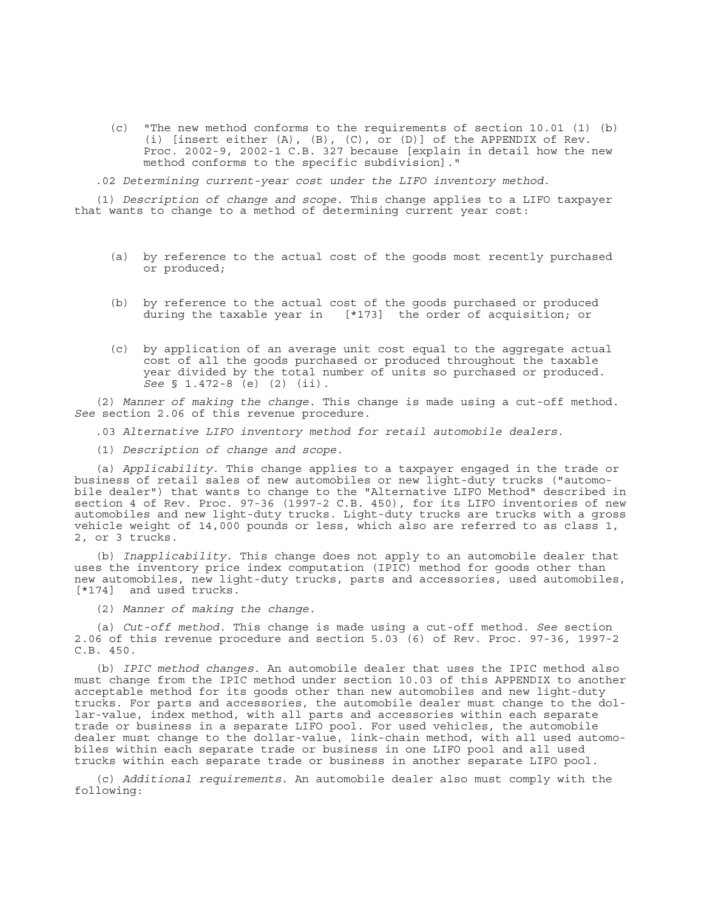(c) "The new method conforms to the requirements of section 10.01 (1) (b) (i) [insert either (A), (B), (C), or (D)] of the APPENDIX of Rev. Proc. 2002-9, 2002-1 C.B. 327 because [explain in detail how the new method conforms to the specific subdivision]."

.02 *Determining current-year cost under the LIFO inventory method*.

(1) *Description of change and scope*. This change applies to a LIFO taxpayer that wants to change to a method of determining current year cost:

(a) by reference to the actual cost of the goods most recently purchased or produced;

(b) by reference to the actual cost of the goods purchased or produced during the taxable year in [*173] the order of acquisition; or

(c) by application of an average unit cost equal to the aggregate actual cost of all the goods purchased or produced throughout the taxable year divided by the total number of units so purchased or produced. *See* § 1.472-8 (e) (2) (ii).

(2) *Manner of making the change*. This change is made using a cut-off method. *See* section 2.06 of this revenue procedure.

.03 *Alternative LIFO inventory method for retail automobile dealers*.

(1) *Description of change and scope*.

(a) *Applicability*. This change applies to a taxpayer engaged in the trade or business of retail sales of new automobiles or new light-duty trucks ("automobile dealer") that wants to change to the "Alternative LIFO Method" described in section 4 of Rev. Proc. 97-36 (1997-2 C.B. 450), for its LIFO inventories of new automobiles and new light-duty trucks. Light-duty trucks are trucks with a gross vehicle weight of 14,000 pounds or less, which also are referred to as class 1, 2, or 3 trucks.

(b) *Inapplicability*. This change does not apply to an automobile dealer that uses the inventory price index computation (IPIC) method for goods other than new automobiles, new light-duty trucks, parts and accessories, used automobiles, [*174] and used trucks.

(2) *Manner of making the change*.

(a) *Cut-off method*. This change is made using a cut-off method. *See* section 2.06 of this revenue procedure and section 5.03 (6) of Rev. Proc. 97-36, 1997-2 C.B. 450.

(b) *IPIC method changes*. An automobile dealer that uses the IPIC method also must change from the IPIC method under section 10.03 of this APPENDIX to another acceptable method for its goods other than new automobiles and new light-duty trucks. For parts and accessories, the automobile dealer must change to the dollar-value, index method, with all parts and accessories within each separate trade or business in a separate LIFO pool. For used vehicles, the automobile dealer must change to the dollar-value, link-chain method, with all used automobiles within each separate trade or business in one LIFO pool and all used trucks within each separate trade or business in another separate LIFO pool.

(c) *Additional requirements*. An automobile dealer also must comply with the following: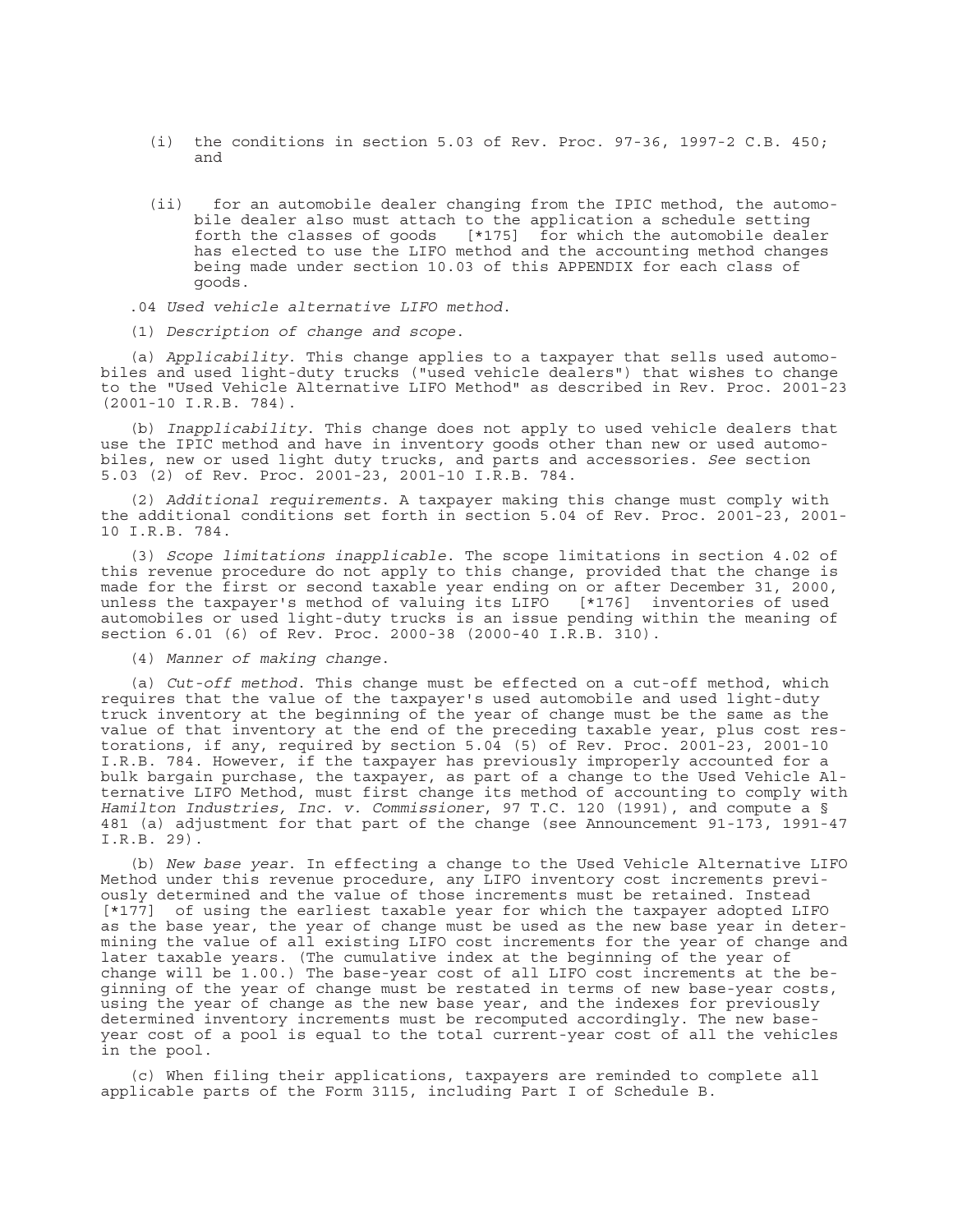(i) the conditions in section 5.03 of Rev. Proc. 97-36, 1997-2 C.B. 450; and

(ii) for an automobile dealer changing from the IPIC method, the automobile dealer also must attach to the application a schedule setting forth the classes of goods [*175] for which the automobile dealer has elected to use the LIFO method and the accounting method changes being made under section 10.03 of this APPENDIX for each class of goods.

.04 *Used vehicle alternative LIFO method*.

(1) *Description of change and scope*.

(a) *Applicability*. This change applies to a taxpayer that sells used automobiles and used light-duty trucks ("used vehicle dealers") that wishes to change to the "Used Vehicle Alternative LIFO Method" as described in Rev. Proc. 2001-23 (2001-10 I.R.B. 784).

(b) *Inapplicability*. This change does not apply to used vehicle dealers that use the IPIC method and have in inventory goods other than new or used automobiles, new or used light duty trucks, and parts and accessories. *See* section 5.03 (2) of Rev. Proc. 2001-23, 2001-10 I.R.B. 784.

(2) *Additional requirements*. A taxpayer making this change must comply with the additional conditions set forth in section 5.04 of Rev. Proc. 2001-23, 2001-10 I.R.B. 784.

(3) *Scope limitations inapplicable*. The scope limitations in section 4.02 of this revenue procedure do not apply to this change, provided that the change is made for the first or second taxable year ending on or after December 31, 2000, unless the taxpayer's method of valuing its LIFO [*176] inventories of used automobiles or used light-duty trucks is an issue pending within the meaning of section 6.01 (6) of Rev. Proc. 2000-38 (2000-40 I.R.B. 310).

(4) *Manner of making change*.

(a) *Cut-off method*. This change must be effected on a cut-off method, which requires that the value of the taxpayer's used automobile and used light-duty truck inventory at the beginning of the year of change must be the same as the value of that inventory at the end of the preceding taxable year, plus cost restorations, if any, required by section 5.04 (5) of Rev. Proc. 2001-23, 2001-10 I.R.B. 784. However, if the taxpayer has previously improperly accounted for a bulk bargain purchase, the taxpayer, as part of a change to the Used Vehicle Alternative LIFO Method, must first change its method of accounting to comply with *Hamilton Industries, Inc. v. Commissioner*, 97 T.C. 120 (1991), and compute a § 481 (a) adjustment for that part of the change (see Announcement 91-173, 1991-47 I.R.B. 29).

(b) *New base year*. In effecting a change to the Used Vehicle Alternative LIFO Method under this revenue procedure, any LIFO inventory cost increments previously determined and the value of those increments must be retained. Instead [*177] of using the earliest taxable year for which the taxpayer adopted LIFO as the base year, the year of change must be used as the new base year in determining the value of all existing LIFO cost increments for the year of change and later taxable years. (The cumulative index at the beginning of the year of change will be 1.00.) The base-year cost of all LIFO cost increments at the beginning of the year of change must be restated in terms of new base-year costs, using the year of change as the new base year, and the indexes for previously determined inventory increments must be recomputed accordingly. The new base-year cost of a pool is equal to the total current-year cost of all the vehicles in the pool.

(c) When filing their applications, taxpayers are reminded to complete all applicable parts of the Form 3115, including Part I of Schedule B.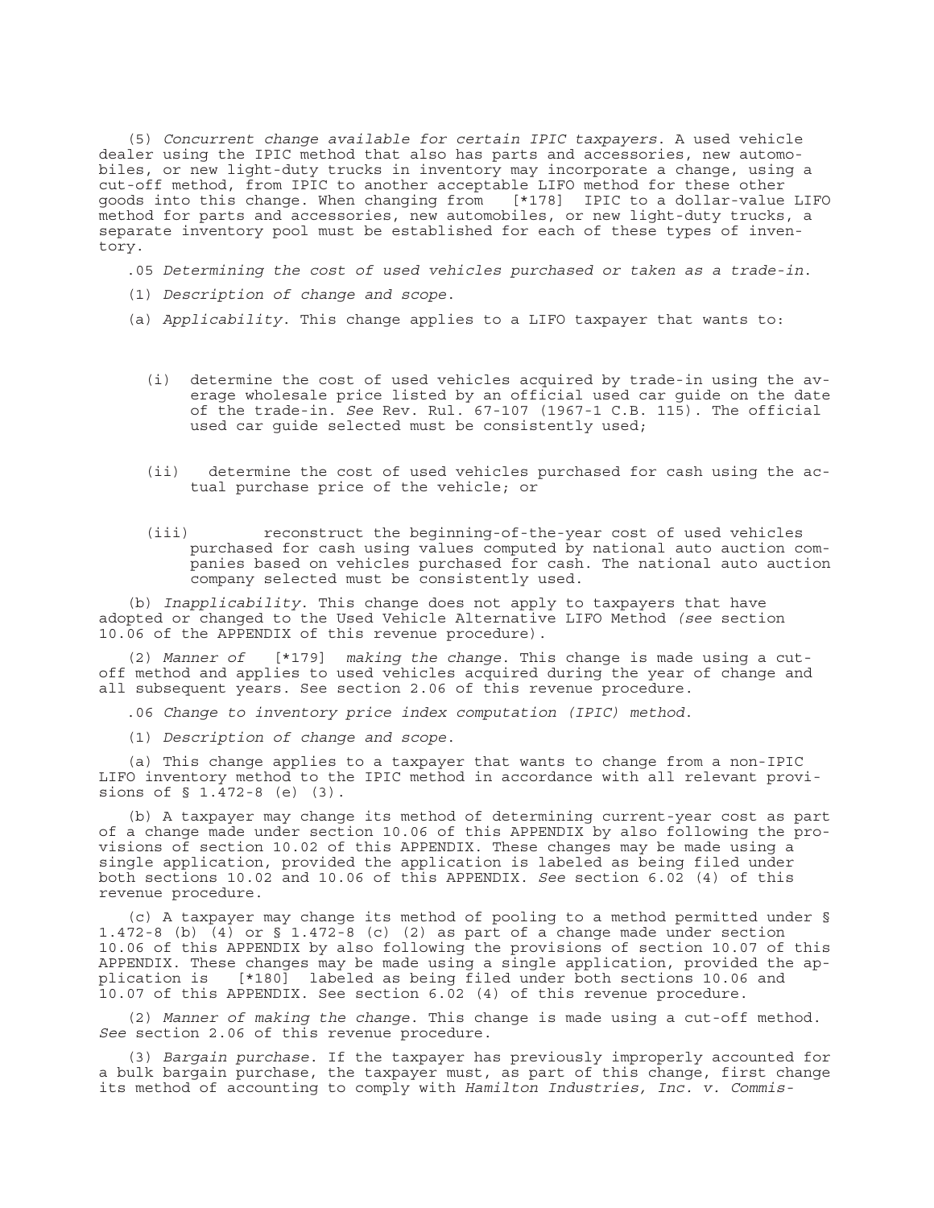(5) *Concurrent change available for certain IPIC taxpayers*. A used vehicle dealer using the IPIC method that also has parts and accessories, new automobiles, or new light-duty trucks in inventory may incorporate a change, using a cut-off method, from IPIC to another acceptable LIFO method for these other goods into this change. When changing from [*178] IPIC to a dollar-value LIFO method for parts and accessories, new automobiles, or new light-duty trucks, a separate inventory pool must be established for each of these types of inventory.

.05 *Determining the cost of used vehicles purchased or taken as a trade-in*.

(1) *Description of change and scope*.

(a) *Applicability*. This change applies to a LIFO taxpayer that wants to:

(i) determine the cost of used vehicles acquired by trade-in using the average wholesale price listed by an official used car guide on the date of the trade-in. *See* Rev. Rul. 67-107 (1967-1 C.B. 115). The official used car guide selected must be consistently used;

(ii) determine the cost of used vehicles purchased for cash using the actual purchase price of the vehicle; or

(iii) reconstruct the beginning-of-the-year cost of used vehicles purchased for cash using values computed by national auto auction companies based on vehicles purchased for cash. The national auto auction company selected must be consistently used.

(b) *Inapplicability*. This change does not apply to taxpayers that have adopted or changed to the Used Vehicle Alternative LIFO Method *(see* section 10.06 of the APPENDIX of this revenue procedure).

(2) *Manner of* [*179] *making the change*. This change is made using a cut-off method and applies to used vehicles acquired during the year of change and all subsequent years. See section 2.06 of this revenue procedure.

.06 *Change to inventory price index computation (IPIC) method*.

(1) *Description of change and scope*.

(a) This change applies to a taxpayer that wants to change from a non-IPIC LIFO inventory method to the IPIC method in accordance with all relevant provisions of § 1.472-8 (e) (3).

(b) A taxpayer may change its method of determining current-year cost as part of a change made under section 10.06 of this APPENDIX by also following the provisions of section 10.02 of this APPENDIX. These changes may be made using a single application, provided the application is labeled as being filed under both sections 10.02 and 10.06 of this APPENDIX. *See* section 6.02 (4) of this revenue procedure.

(c) A taxpayer may change its method of pooling to a method permitted under § 1.472-8 (b) (4) or § 1.472-8 (c) (2) as part of a change made under section 10.06 of this APPENDIX by also following the provisions of section 10.07 of this APPENDIX. These changes may be made using a single application, provided the application is [*180] labeled as being filed under both sections 10.06 and 10.07 of this APPENDIX. See section 6.02 (4) of this revenue procedure.

(2) *Manner of making the change*. This change is made using a cut-off method. *See* section 2.06 of this revenue procedure.

(3) *Bargain purchase*. If the taxpayer has previously improperly accounted for a bulk bargain purchase, the taxpayer must, as part of this change, first change its method of accounting to comply with *Hamilton Industries, Inc. v. Commis-*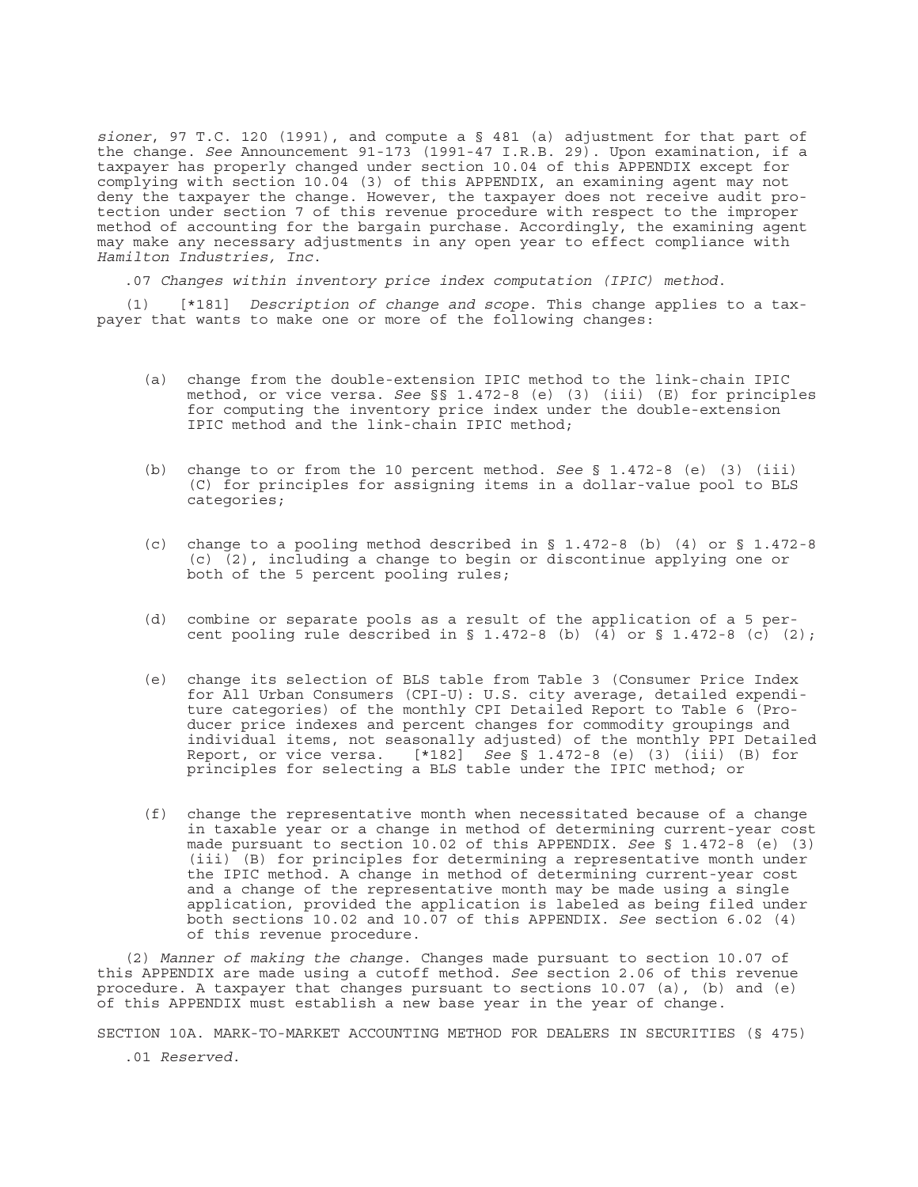*sioner*, 97 T.C. 120 (1991), and compute a § 481 (a) adjustment for that part of the change. *See* Announcement 91-173 (1991-47 I.R.B. 29). Upon examination, if a taxpayer has properly changed under section 10.04 of this APPENDIX except for complying with section 10.04 (3) of this APPENDIX, an examining agent may not deny the taxpayer the change. However, the taxpayer does not receive audit protection under section 7 of this revenue procedure with respect to the improper method of accounting for the bargain purchase. Accordingly, the examining agent may make any necessary adjustments in any open year to effect compliance with *Hamilton Industries, Inc*.

.07 *Changes within inventory price index computation (IPIC) method*.

(1) [*181] *Description of change and scope*. This change applies to a taxpayer that wants to make one or more of the following changes:

(a) change from the double-extension IPIC method to the link-chain IPIC method, or vice versa. *See* §§ 1.472-8 (e) (3) (iii) (E) for principles for computing the inventory price index under the double-extension IPIC method and the link-chain IPIC method;

(b) change to or from the 10 percent method. *See* § 1.472-8 (e) (3) (iii) (C) for principles for assigning items in a dollar-value pool to BLS categories;

(c) change to a pooling method described in § 1.472-8 (b) (4) or § 1.472-8 (c) (2), including a change to begin or discontinue applying one or both of the 5 percent pooling rules;

(d) combine or separate pools as a result of the application of a 5 percent pooling rule described in § 1.472-8 (b) (4) or § 1.472-8 (c) (2);

(e) change its selection of BLS table from Table 3 (Consumer Price Index for All Urban Consumers (CPI-U): U.S. city average, detailed expenditure categories) of the monthly CPI Detailed Report to Table 6 (Producer price indexes and percent changes for commodity groupings and individual items, not seasonally adjusted) of the monthly PPI Detailed Report, or vice versa. [*182] *See* § 1.472-8 (e) (3) (iii) (B) for principles for selecting a BLS table under the IPIC method; or

(f) change the representative month when necessitated because of a change in taxable year or a change in method of determining current-year cost made pursuant to section 10.02 of this APPENDIX. *See* § 1.472-8 (e) (3) (iii) (B) for principles for determining a representative month under the IPIC method. A change in method of determining current-year cost and a change of the representative month may be made using a single application, provided the application is labeled as being filed under both sections 10.02 and 10.07 of this APPENDIX. *See* section 6.02 (4) of this revenue procedure.

(2) *Manner of making the change*. Changes made pursuant to section 10.07 of this APPENDIX are made using a cutoff method. *See* section 2.06 of this revenue procedure. A taxpayer that changes pursuant to sections 10.07 (a), (b) and (e) of this APPENDIX must establish a new base year in the year of change.

SECTION 10A. MARK-TO-MARKET ACCOUNTING METHOD FOR DEALERS IN SECURITIES (§ 475)

.01 *Reserved*.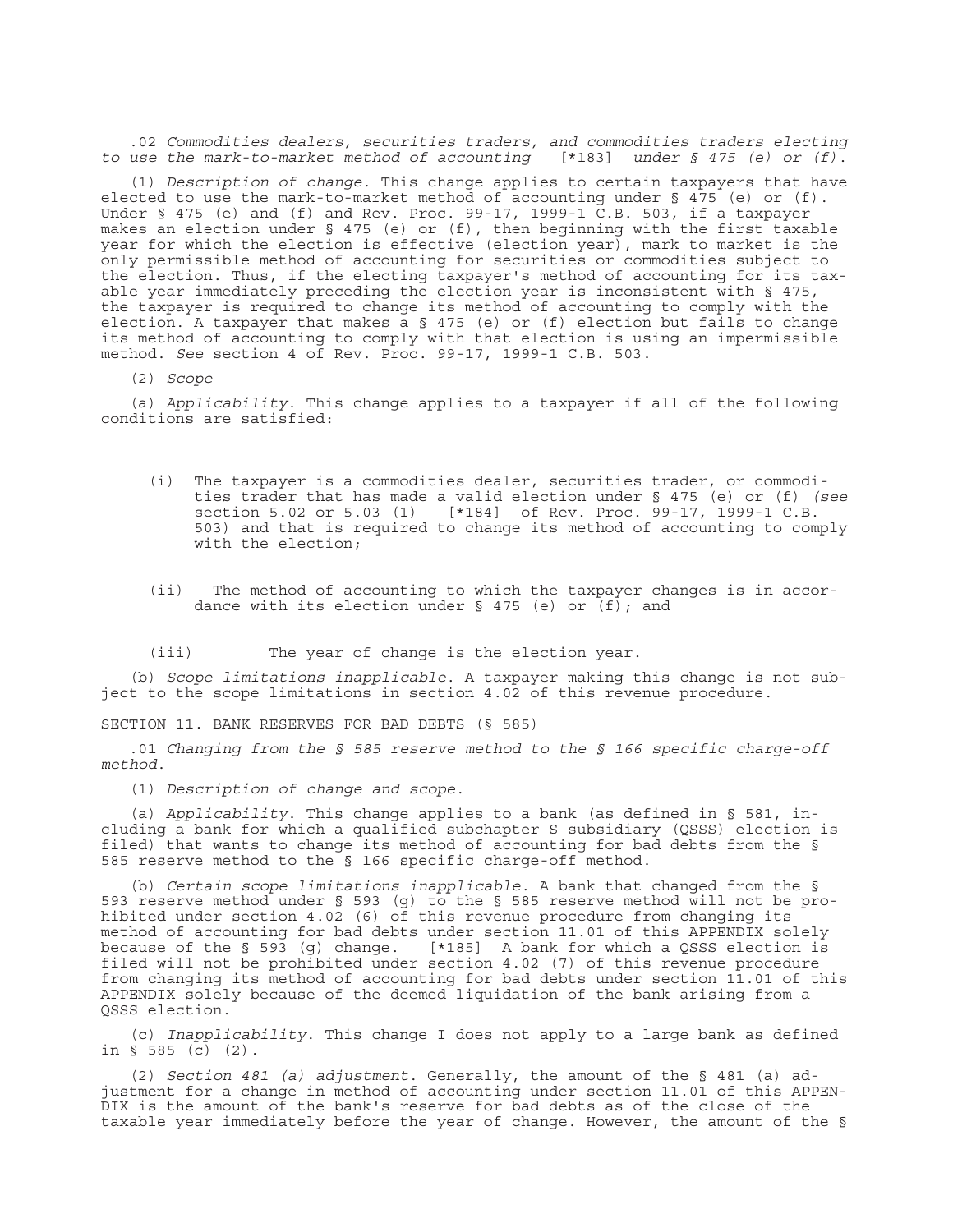.02 *Commodities dealers, securities traders, and commodities traders electing to use the mark-to-market method of accounting* [*183] *under § 475 (e) or (f).*

(1) *Description of change.* This change applies to certain taxpayers that have elected to use the mark-to-market method of accounting under § 475 (e) or (f). Under § 475 (e) and (f) and Rev. Proc. 99-17, 1999-1 C.B. 503, if a taxpayer makes an election under § 475 (e) or (f), then beginning with the first taxable year for which the election is effective (election year), mark to market is the only permissible method of accounting for securities or commodities subject to the election. Thus, if the electing taxpayer's method of accounting for its taxable year immediately preceding the election year is inconsistent with § 475, the taxpayer is required to change its method of accounting to comply with the election. A taxpayer that makes a § 475 (e) or (f) election but fails to change its method of accounting to comply with that election is using an impermissible method. *See* section 4 of Rev. Proc. 99-17, 1999-1 C.B. 503.

(2) *Scope*

(a) *Applicability.* This change applies to a taxpayer if all of the following conditions are satisfied:

(i) The taxpayer is a commodities dealer, securities trader, or commodities trader that has made a valid election under § 475 (e) or (f) *(see* section 5.02 or 5.03 (1) [*184] of Rev. Proc. 99-17, 1999-1 C.B. 503) and that is required to change its method of accounting to comply with the election;

(ii) The method of accounting to which the taxpayer changes is in accordance with its election under § 475 (e) or (f); and

(iii) The year of change is the election year.

(b) *Scope limitations inapplicable.* A taxpayer making this change is not subject to the scope limitations in section 4.02 of this revenue procedure.

SECTION 11. BANK RESERVES FOR BAD DEBTS (§ 585)

.01 *Changing from the § 585 reserve method to the § 166 specific charge-off method.*

(1) *Description of change and scope.*

(a) *Applicability.* This change applies to a bank (as defined in § 581, including a bank for which a qualified subchapter S subsidiary (QSSS) election is filed) that wants to change its method of accounting for bad debts from the § 585 reserve method to the § 166 specific charge-off method.

(b) *Certain scope limitations inapplicable.* A bank that changed from the § 593 reserve method under § 593 (g) to the § 585 reserve method will not be prohibited under section 4.02 (6) of this revenue procedure from changing its method of accounting for bad debts under section 11.01 of this APPENDIX solely because of the § 593 (g) change. [*185] A bank for which a QSSS election is filed will not be prohibited under section 4.02 (7) of this revenue procedure from changing its method of accounting for bad debts under section 11.01 of this APPENDIX solely because of the deemed liquidation of the bank arising from a QSSS election.

(c) *Inapplicability.* This change I does not apply to a large bank as defined in § 585 (c) (2).

(2) *Section 481 (a) adjustment.* Generally, the amount of the § 481 (a) adjustment for a change in method of accounting under section 11.01 of this APPENDIX is the amount of the bank's reserve for bad debts as of the close of the taxable year immediately before the year of change. However, the amount of the §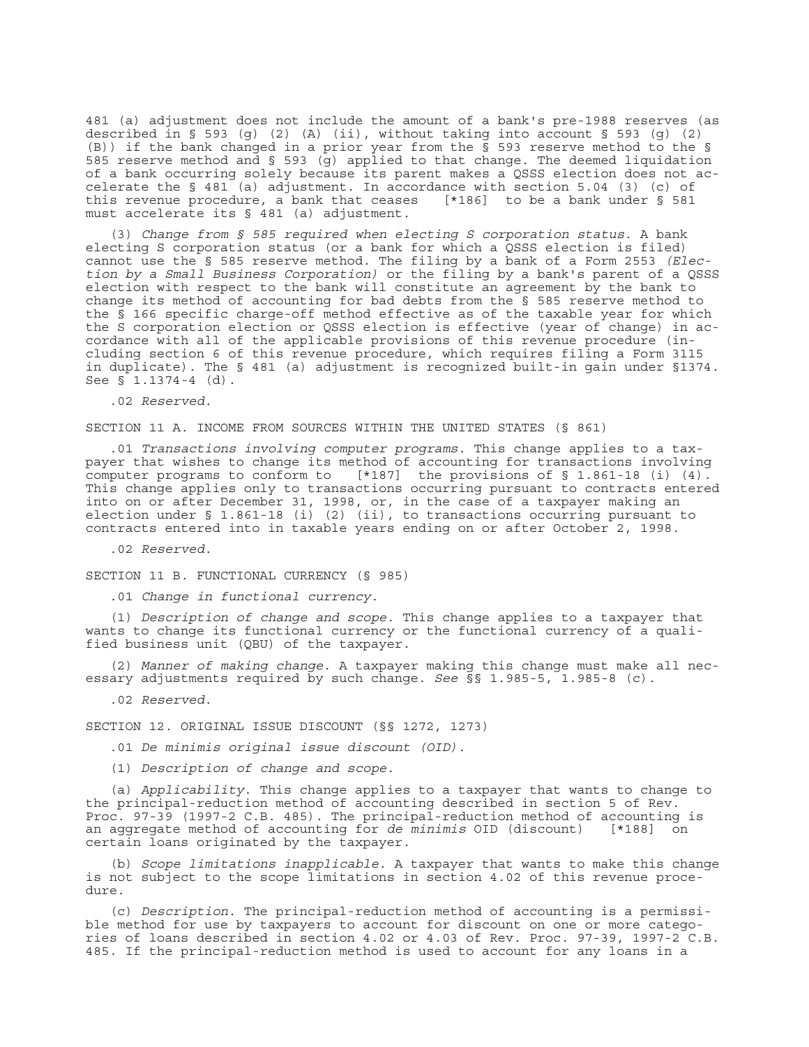481 (a) adjustment does not include the amount of a bank's pre-1988 reserves (as described in § 593 (g) (2) (A) (ii), without taking into account § 593 (g) (2) (B)) if the bank changed in a prior year from the § 593 reserve method to the § 585 reserve method and § 593 (g) applied to that change. The deemed liquidation of a bank occurring solely because its parent makes a QSSS election does not accelerate the § 481 (a) adjustment. In accordance with section 5.04 (3) (c) of this revenue procedure, a bank that ceases [*186] to be a bank under § 581 must accelerate its § 481 (a) adjustment.

(3) *Change from § 585 required when electing S corporation status.* A bank electing S corporation status (or a bank for which a QSSS election is filed) cannot use the § 585 reserve method. The filing by a bank of a Form 2553 *(Election by a Small Business Corporation)* or the filing by a bank's parent of a QSSS election with respect to the bank will constitute an agreement by the bank to change its method of accounting for bad debts from the § 585 reserve method to the § 166 specific charge-off method effective as of the taxable year for which the S corporation election or QSSS election is effective (year of change) in accordance with all of the applicable provisions of this revenue procedure (including section 6 of this revenue procedure, which requires filing a Form 3115 in duplicate). The § 481 (a) adjustment is recognized built-in gain under §1374. See § 1.1374-4 (d).

.02 *Reserved.*

SECTION 11 A. INCOME FROM SOURCES WITHIN THE UNITED STATES (§ 861)

.01 *Transactions involving computer programs.* This change applies to a taxpayer that wishes to change its method of accounting for transactions involving computer programs to conform to [*187] the provisions of § 1.861-18 (i) (4). This change applies only to transactions occurring pursuant to contracts entered into on or after December 31, 1998, or, in the case of a taxpayer making an election under § 1.861-18 (i) (2) (ii), to transactions occurring pursuant to contracts entered into in taxable years ending on or after October 2, 1998.

.02 *Reserved.*

SECTION 11 B. FUNCTIONAL CURRENCY (§ 985)

.01 *Change in functional currency.*

(1) *Description of change and scope.* This change applies to a taxpayer that wants to change its functional currency or the functional currency of a qualified business unit (QBU) of the taxpayer.

(2) *Manner of making change.* A taxpayer making this change must make all necessary adjustments required by such change. *See* §§ 1.985-5, 1.985-8 (c).

.02 *Reserved.*

SECTION 12. ORIGINAL ISSUE DISCOUNT (§§ 1272, 1273)

.01 *De minimis original issue discount (OID).*

(1) *Description of change and scope.*

(a) *Applicability.* This change applies to a taxpayer that wants to change to the principal-reduction method of accounting described in section 5 of Rev. Proc. 97-39 (1997-2 C.B. 485). The principal-reduction method of accounting is an aggregate method of accounting for *de minimis* OID (discount) [*188] on certain loans originated by the taxpayer.

(b) *Scope limitations inapplicable.* A taxpayer that wants to make this change is not subject to the scope limitations in section 4.02 of this revenue procedure.

(c) *Description.* The principal-reduction method of accounting is a permissible method for use by taxpayers to account for discount on one or more categories of loans described in section 4.02 or 4.03 of Rev. Proc. 97-39, 1997-2 C.B. 485. If the principal-reduction method is used to account for any loans in a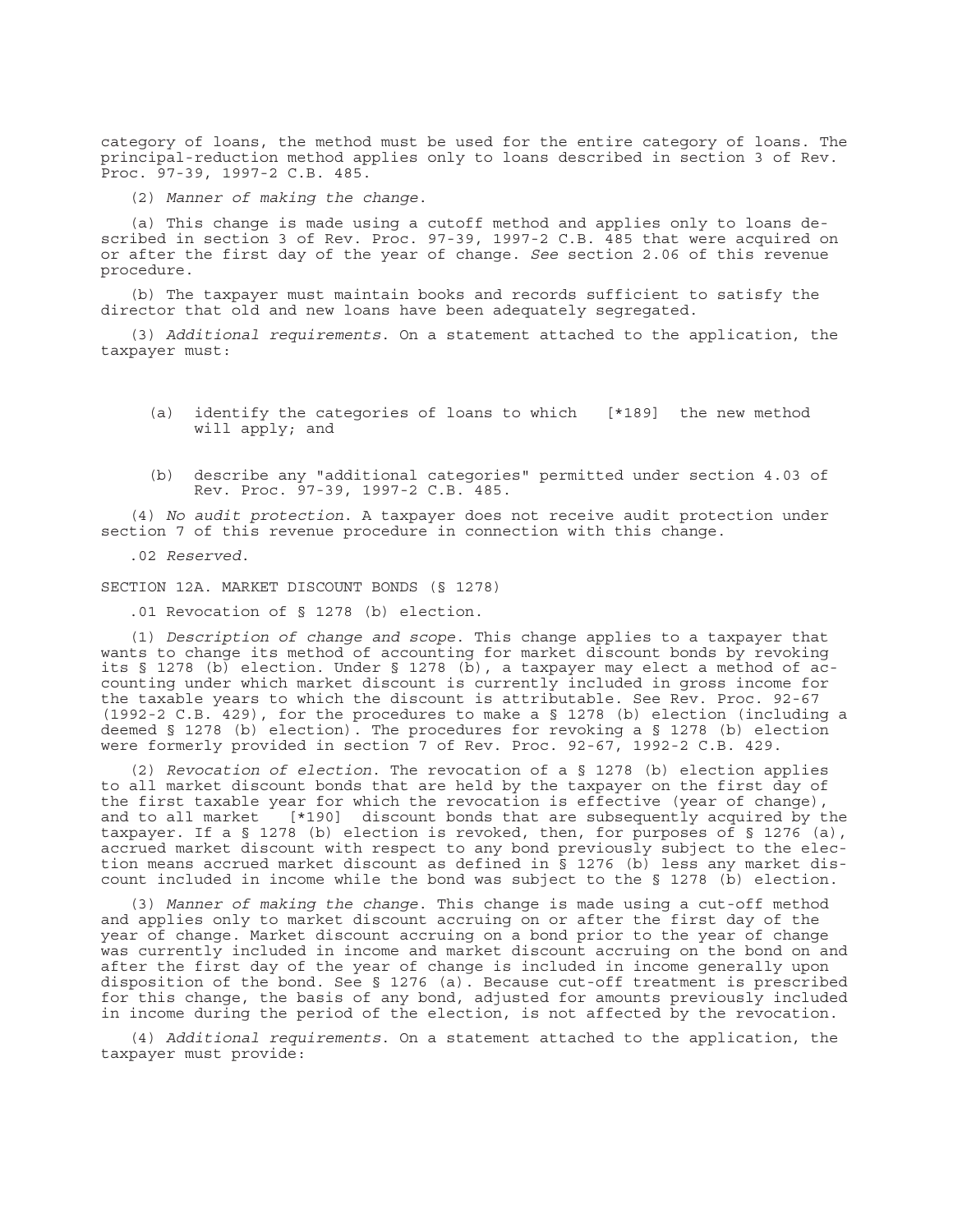category of loans, the method must be used for the entire category of loans. The principal-reduction method applies only to loans described in section 3 of Rev. Proc. 97-39, 1997-2 C.B. 485.

(2) *Manner of making the change.*

(a) This change is made using a cutoff method and applies only to loans described in section 3 of Rev. Proc. 97-39, 1997-2 C.B. 485 that were acquired on or after the first day of the year of change. *See* section 2.06 of this revenue procedure.

(b) The taxpayer must maintain books and records sufficient to satisfy the director that old and new loans have been adequately segregated.

(3) *Additional requirements.* On a statement attached to the application, the taxpayer must:

(a) identify the categories of loans to which [*189] the new method will apply; and

(b) describe any "additional categories" permitted under section 4.03 of Rev. Proc. 97-39, 1997-2 C.B. 485.

(4) *No audit protection.* A taxpayer does not receive audit protection under section 7 of this revenue procedure in connection with this change.

.02 *Reserved.*

SECTION 12A. MARKET DISCOUNT BONDS (§ 1278)

.01 Revocation of § 1278 (b) election.

(1) *Description of change and scope.* This change applies to a taxpayer that wants to change its method of accounting for market discount bonds by revoking its § 1278 (b) election. Under § 1278 (b), a taxpayer may elect a method of accounting under which market discount is currently included in gross income for the taxable years to which the discount is attributable. See Rev. Proc. 92-67 (1992-2 C.B. 429), for the procedures to make a § 1278 (b) election (including a deemed § 1278 (b) election). The procedures for revoking a § 1278 (b) election were formerly provided in section 7 of Rev. Proc. 92-67, 1992-2 C.B. 429.

(2) *Revocation of election.* The revocation of a § 1278 (b) election applies to all market discount bonds that are held by the taxpayer on the first day of the first taxable year for which the revocation is effective (year of change), and to all market [*190] discount bonds that are subsequently acquired by the taxpayer. If a § 1278 (b) election is revoked, then, for purposes of § 1276 (a), accrued market discount with respect to any bond previously subject to the election means accrued market discount as defined in § 1276 (b) less any market discount included in income while the bond was subject to the § 1278 (b) election.

(3) *Manner of making the change.* This change is made using a cut-off method and applies only to market discount accruing on or after the first day of the year of change. Market discount accruing on a bond prior to the year of change was currently included in income and market discount accruing on the bond on and after the first day of the year of change is included in income generally upon disposition of the bond. See § 1276 (a). Because cut-off treatment is prescribed for this change, the basis of any bond, adjusted for amounts previously included in income during the period of the election, is not affected by the revocation.

(4) *Additional requirements.* On a statement attached to the application, the taxpayer must provide: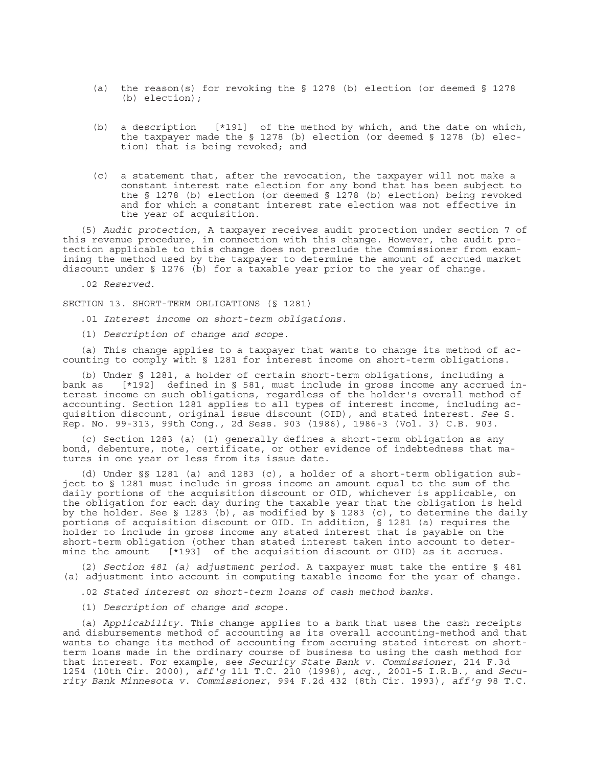(a) the reason(s) for revoking the § 1278 (b) election (or deemed § 1278 (b) election);

(b) a description [*191] of the method by which, and the date on which, the taxpayer made the § 1278 (b) election (or deemed § 1278 (b) election) that is being revoked; and

(c) a statement that, after the revocation, the taxpayer will not make a constant interest rate election for any bond that has been subject to the § 1278 (b) election (or deemed § 1278 (b) election) being revoked and for which a constant interest rate election was not effective in the year of acquisition.

(5) *Audit protection*, A taxpayer receives audit protection under section 7 of this revenue procedure, in connection with this change. However, the audit protection applicable to this change does not preclude the Commissioner from examining the method used by the taxpayer to determine the amount of accrued market discount under § 1276 (b) for a taxable year prior to the year of change.

.02 *Reserved.*

SECTION 13. SHORT-TERM OBLIGATIONS (§ 1281)

.01 *Interest income on short-term obligations.*

(1) *Description of change and scope.*

(a) This change applies to a taxpayer that wants to change its method of accounting to comply with § 1281 for interest income on short-term obligations.

(b) Under § 1281, a holder of certain short-term obligations, including a bank as [*192] defined in § 581, must include in gross income any accrued interest income on such obligations, regardless of the holder's overall method of accounting. Section 1281 applies to all types of interest income, including acquisition discount, original issue discount (OID), and stated interest. *See* S. Rep. No. 99-313, 99th Cong., 2d Sess. 903 (1986), 1986-3 (Vol. 3) C.B. 903.

(c) Section 1283 (a) (1) generally defines a short-term obligation as any bond, debenture, note, certificate, or other evidence of indebtedness that matures in one year or less from its issue date.

(d) Under §§ 1281 (a) and 1283 (c), a holder of a short-term obligation subject to § 1281 must include in gross income an amount equal to the sum of the daily portions of the acquisition discount or OID, whichever is applicable, on the obligation for each day during the taxable year that the obligation is held by the holder. See § 1283 (b), as modified by § 1283 (c), to determine the daily portions of acquisition discount or OID. In addition, § 1281 (a) requires the holder to include in gross income any stated interest that is payable on the short-term obligation (other than stated interest taken into account to determine the amount [*193] of the acquisition discount or OID) as it accrues.

(2) *Section 481 (a) adjustment period.* A taxpayer must take the entire § 481 (a) adjustment into account in computing taxable income for the year of change.

.02 *Stated interest on short-term loans of cash method banks.*

(1) *Description of change and scope.*

(a) *Applicability.* This change applies to a bank that uses the cash receipts and disbursements method of accounting as its overall accounting-method and that wants to change its method of accounting from accruing stated interest on short-term loans made in the ordinary course of business to using the cash method for that interest. For example, see *Security State Bank v. Commissioner*, 214 F.3d 1254 (10th Cir. 2000), *aff'g* 111 T.C. 210 (1998), *acq.*, 2001-5 I.R.B., and *Security Bank Minnesota v. Commissioner*, 994 F.2d 432 (8th Cir. 1993), *aff'g* 98 T.C.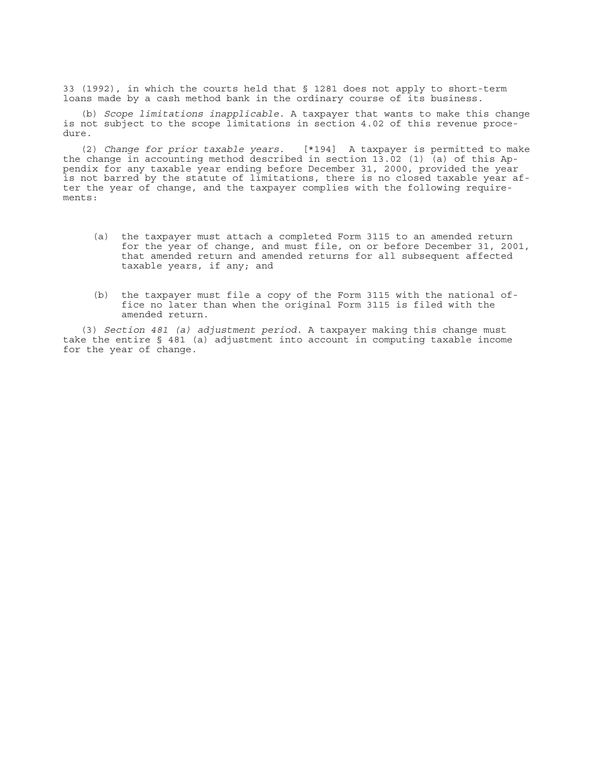33 (1992), in which the courts held that § 1281 does not apply to short-term loans made by a cash method bank in the ordinary course of its business.

(b) *Scope limitations inapplicable.* A taxpayer that wants to make this change is not subject to the scope limitations in section 4.02 of this revenue procedure.

(2) *Change for prior taxable years.* [*194] A taxpayer is permitted to make the change in accounting method described in section 13.02 (1) (a) of this Appendix for any taxable year ending before December 31, 2000, provided the year is not barred by the statute of limitations, there is no closed taxable year after the year of change, and the taxpayer complies with the following requirements:

(a) the taxpayer must attach a completed Form 3115 to an amended return for the year of change, and must file, on or before December 31, 2001, that amended return and amended returns for all subsequent affected taxable years, if any; and

(b) the taxpayer must file a copy of the Form 3115 with the national office no later than when the original Form 3115 is filed with the amended return.

(3) *Section 481 (a) adjustment period.* A taxpayer making this change must take the entire § 481 (a) adjustment into account in computing taxable income for the year of change.